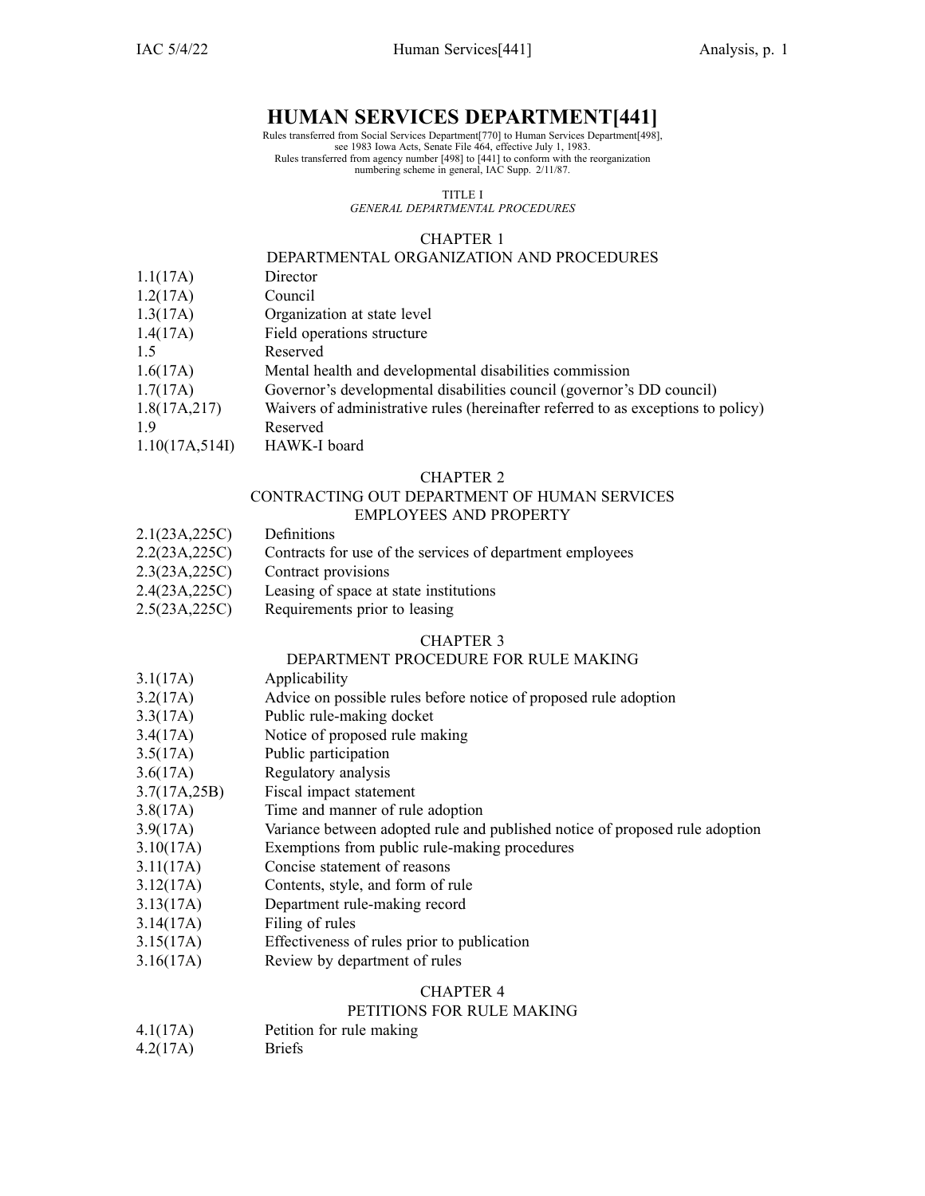# HUMAN SERVICES DEPARTMENT[441]

Rules transferred from Social Services Department[770] to Human Services Department[498], see 1983 Iowa Acts, Senate File 464, effective July 1, 1983.
Rules transferred from agency number [498] to [441] to conform with the reorganization numbering scheme in general, IAC Supp. 2/11/87.

TITLE I
*GENERAL DEPARTMENTAL PROCEDURES*

## CHAPTER 1
## DEPARTMENTAL ORGANIZATION AND PROCEDURES

| | |
|---|---|
| 1.1(17A) | Director |
| 1.2(17A) | Council |
| 1.3(17A) | Organization at state level |
| 1.4(17A) | Field operations structure |
| 1.5 | Reserved |
| 1.6(17A) | Mental health and developmental disabilities commission |
| 1.7(17A) | Governor's developmental disabilities council (governor's DD council) |
| 1.8(17A,217) | Waivers of administrative rules (hereinafter referred to as exceptions to policy) |
| 1.9 | Reserved |
| 1.10(17A,514I) | HAWK-I board |

## CHAPTER 2
## CONTRACTING OUT DEPARTMENT OF HUMAN SERVICES EMPLOYEES AND PROPERTY

| | |
|---|---|
| 2.1(23A,225C) | Definitions |
| 2.2(23A,225C) | Contracts for use of the services of department employees |
| 2.3(23A,225C) | Contract provisions |
| 2.4(23A,225C) | Leasing of space at state institutions |
| 2.5(23A,225C) | Requirements prior to leasing |

## CHAPTER 3
## DEPARTMENT PROCEDURE FOR RULE MAKING

| | |
|---|---|
| 3.1(17A) | Applicability |
| 3.2(17A) | Advice on possible rules before notice of proposed rule adoption |
| 3.3(17A) | Public rule-making docket |
| 3.4(17A) | Notice of proposed rule making |
| 3.5(17A) | Public participation |
| 3.6(17A) | Regulatory analysis |
| 3.7(17A,25B) | Fiscal impact statement |
| 3.8(17A) | Time and manner of rule adoption |
| 3.9(17A) | Variance between adopted rule and published notice of proposed rule adoption |
| 3.10(17A) | Exemptions from public rule-making procedures |
| 3.11(17A) | Concise statement of reasons |
| 3.12(17A) | Contents, style, and form of rule |
| 3.13(17A) | Department rule-making record |
| 3.14(17A) | Filing of rules |
| 3.15(17A) | Effectiveness of rules prior to publication |
| 3.16(17A) | Review by department of rules |

## CHAPTER 4
## PETITIONS FOR RULE MAKING

| | |
|---|---|
| 4.1(17A) | Petition for rule making |
| 4.2(17A) | Briefs |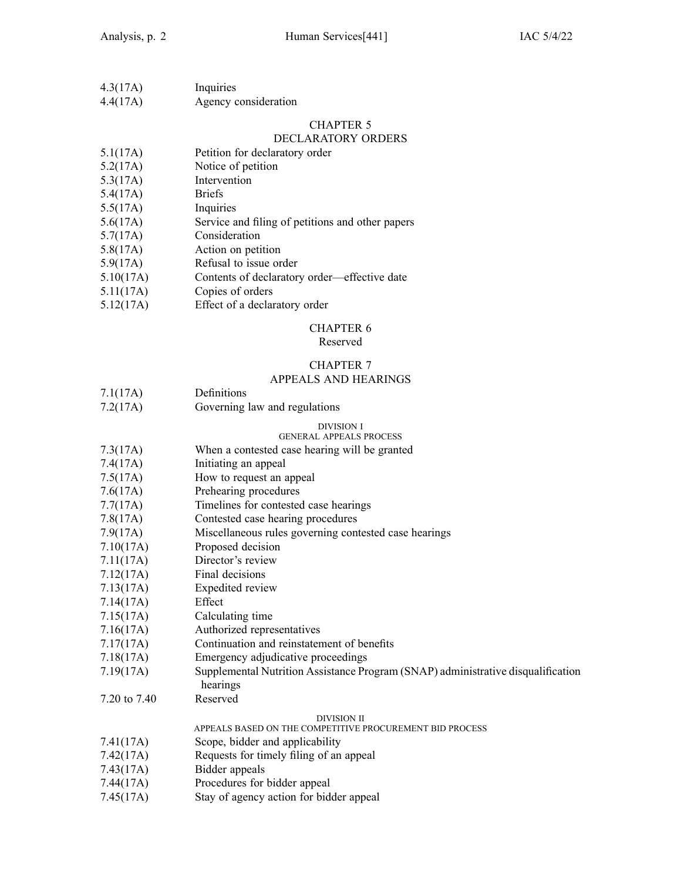4.3(17A) Inquiries
4.4(17A) Agency consideration

## CHAPTER 5
## DECLARATORY ORDERS

5.1(17A) Petition for declaratory order
5.2(17A) Notice of petition
5.3(17A) Intervention
5.4(17A) Briefs
5.5(17A) Inquiries
5.6(17A) Service and filing of petitions and other papers
5.7(17A) Consideration
5.8(17A) Action on petition
5.9(17A) Refusal to issue order
5.10(17A) Contents of declaratory order—effective date
5.11(17A) Copies of orders
5.12(17A) Effect of a declaratory order

## CHAPTER 6
Reserved

## CHAPTER 7
## APPEALS AND HEARINGS

7.1(17A) Definitions
7.2(17A) Governing law and regulations

### DIVISION I
### GENERAL APPEALS PROCESS

7.3(17A) When a contested case hearing will be granted
7.4(17A) Initiating an appeal
7.5(17A) How to request an appeal
7.6(17A) Prehearing procedures
7.7(17A) Timelines for contested case hearings
7.8(17A) Contested case hearing procedures
7.9(17A) Miscellaneous rules governing contested case hearings
7.10(17A) Proposed decision
7.11(17A) Director's review
7.12(17A) Final decisions
7.13(17A) Expedited review
7.14(17A) Effect
7.15(17A) Calculating time
7.16(17A) Authorized representatives
7.17(17A) Continuation and reinstatement of benefits
7.18(17A) Emergency adjudicative proceedings
7.19(17A) Supplemental Nutrition Assistance Program (SNAP) administrative disqualification hearings
7.20 to 7.40 Reserved

### DIVISION II
### APPEALS BASED ON THE COMPETITIVE PROCUREMENT BID PROCESS

7.41(17A) Scope, bidder and applicability
7.42(17A) Requests for timely filing of an appeal
7.43(17A) Bidder appeals
7.44(17A) Procedures for bidder appeal
7.45(17A) Stay of agency action for bidder appeal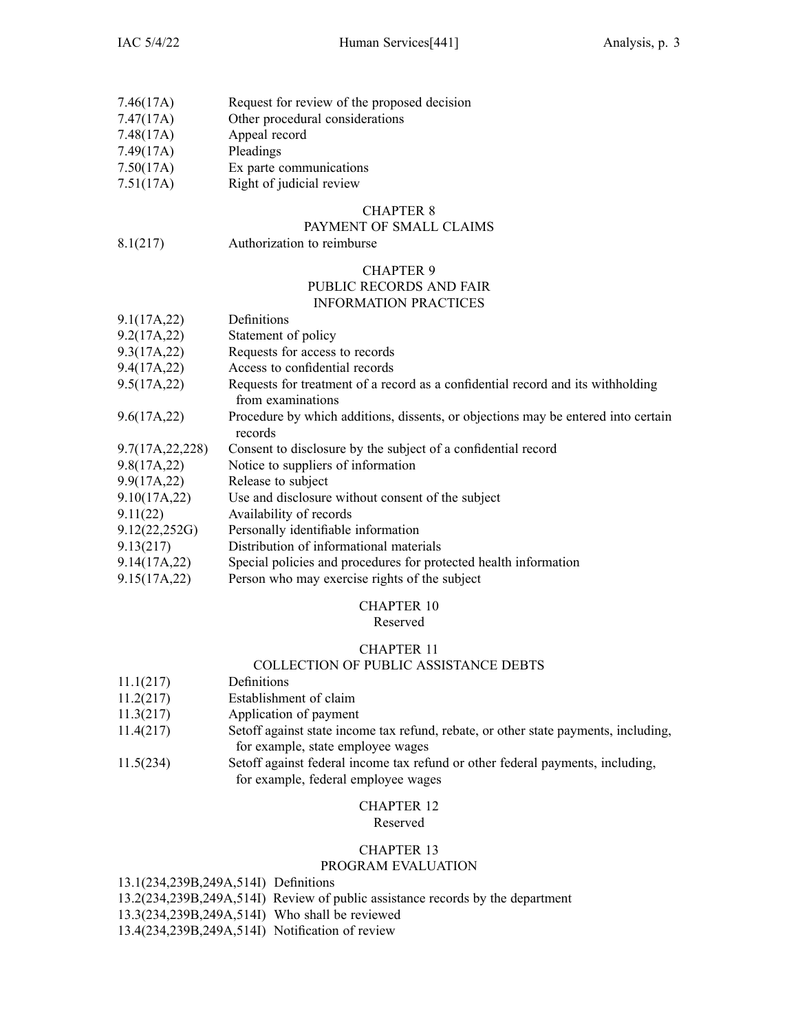| | |
|---|---|
| 7.46(17A) | Request for review of the proposed decision |
| 7.47(17A) | Other procedural considerations |
| 7.48(17A) | Appeal record |
| 7.49(17A) | Pleadings |
| 7.50(17A) | Ex parte communications |
| 7.51(17A) | Right of judicial review |

## CHAPTER 8
## PAYMENT OF SMALL CLAIMS

| | |
|---|---|
| 8.1(217) | Authorization to reimburse |

## CHAPTER 9
## PUBLIC RECORDS AND FAIR INFORMATION PRACTICES

| | |
|---|---|
| 9.1(17A,22) | Definitions |
| 9.2(17A,22) | Statement of policy |
| 9.3(17A,22) | Requests for access to records |
| 9.4(17A,22) | Access to confidential records |
| 9.5(17A,22) | Requests for treatment of a record as a confidential record and its withholding from examinations |
| 9.6(17A,22) | Procedure by which additions, dissents, or objections may be entered into certain records |
| 9.7(17A,22,228) | Consent to disclosure by the subject of a confidential record |
| 9.8(17A,22) | Notice to suppliers of information |
| 9.9(17A,22) | Release to subject |
| 9.10(17A,22) | Use and disclosure without consent of the subject |
| 9.11(22) | Availability of records |
| 9.12(22,252G) | Personally identifiable information |
| 9.13(217) | Distribution of informational materials |
| 9.14(17A,22) | Special policies and procedures for protected health information |
| 9.15(17A,22) | Person who may exercise rights of the subject |

## CHAPTER 10
Reserved

## CHAPTER 11
## COLLECTION OF PUBLIC ASSISTANCE DEBTS

| | |
|---|---|
| 11.1(217) | Definitions |
| 11.2(217) | Establishment of claim |
| 11.3(217) | Application of payment |
| 11.4(217) | Setoff against state income tax refund, rebate, or other state payments, including, for example, state employee wages |
| 11.5(234) | Setoff against federal income tax refund or other federal payments, including, for example, federal employee wages |

## CHAPTER 12
Reserved

## CHAPTER 13
## PROGRAM EVALUATION

| | |
|---|---|
| 13.1(234,239B,249A,514I) | Definitions |
| 13.2(234,239B,249A,514I) | Review of public assistance records by the department |
| 13.3(234,239B,249A,514I) | Who shall be reviewed |
| 13.4(234,239B,249A,514I) | Notification of review |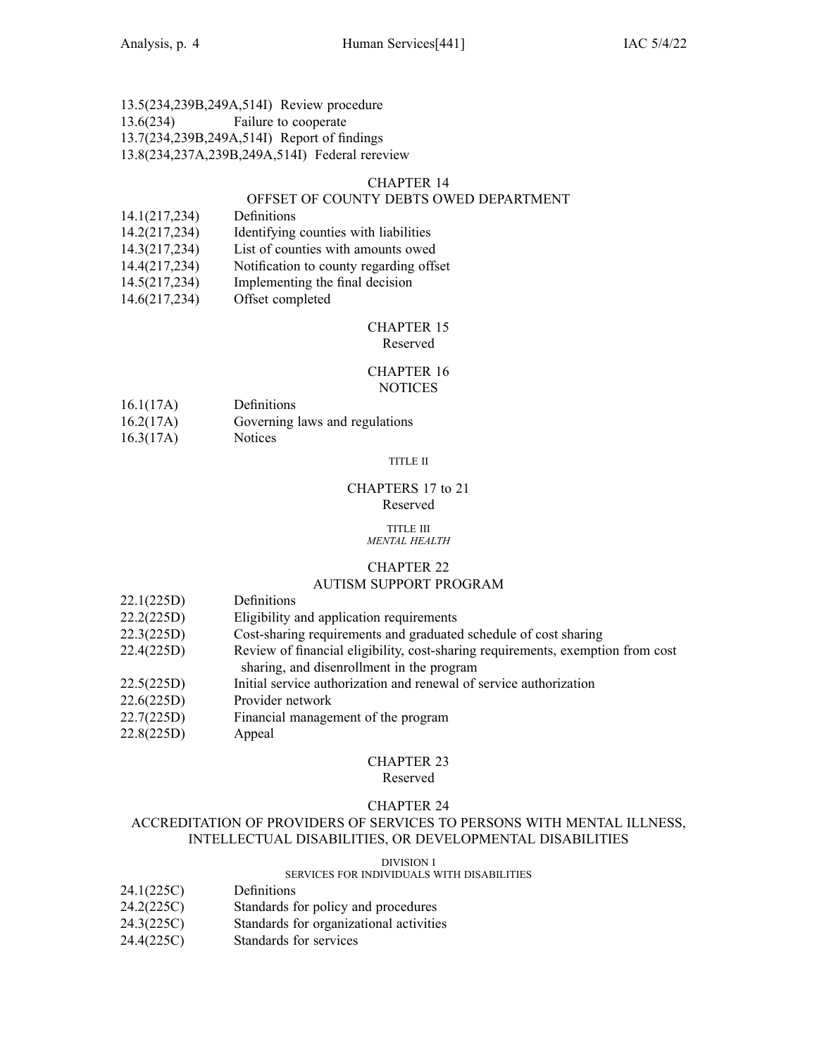13.5(234,239B,249A,514I) Review procedure
13.6(234) Failure to cooperate
13.7(234,239B,249A,514I) Report of findings
13.8(234,237A,239B,249A,514I) Federal rereview

## CHAPTER 14
## OFFSET OF COUNTY DEBTS OWED DEPARTMENT

14.1(217,234) Definitions
14.2(217,234) Identifying counties with liabilities
14.3(217,234) List of counties with amounts owed
14.4(217,234) Notification to county regarding offset
14.5(217,234) Implementing the final decision
14.6(217,234) Offset completed

## CHAPTER 15
Reserved

## CHAPTER 16
## NOTICES

16.1(17A) Definitions
16.2(17A) Governing laws and regulations
16.3(17A) Notices

# TITLE II

## CHAPTERS 17 to 21
Reserved

# TITLE III
*MENTAL HEALTH*

## CHAPTER 22
## AUTISM SUPPORT PROGRAM

22.1(225D) Definitions
22.2(225D) Eligibility and application requirements
22.3(225D) Cost-sharing requirements and graduated schedule of cost sharing
22.4(225D) Review of financial eligibility, cost-sharing requirements, exemption from cost sharing, and disenrollment in the program
22.5(225D) Initial service authorization and renewal of service authorization
22.6(225D) Provider network
22.7(225D) Financial management of the program
22.8(225D) Appeal

## CHAPTER 23
Reserved

## CHAPTER 24
## ACCREDITATION OF PROVIDERS OF SERVICES TO PERSONS WITH MENTAL ILLNESS, INTELLECTUAL DISABILITIES, OR DEVELOPMENTAL DISABILITIES

### DIVISION I
### SERVICES FOR INDIVIDUALS WITH DISABILITIES

24.1(225C) Definitions
24.2(225C) Standards for policy and procedures
24.3(225C) Standards for organizational activities
24.4(225C) Standards for services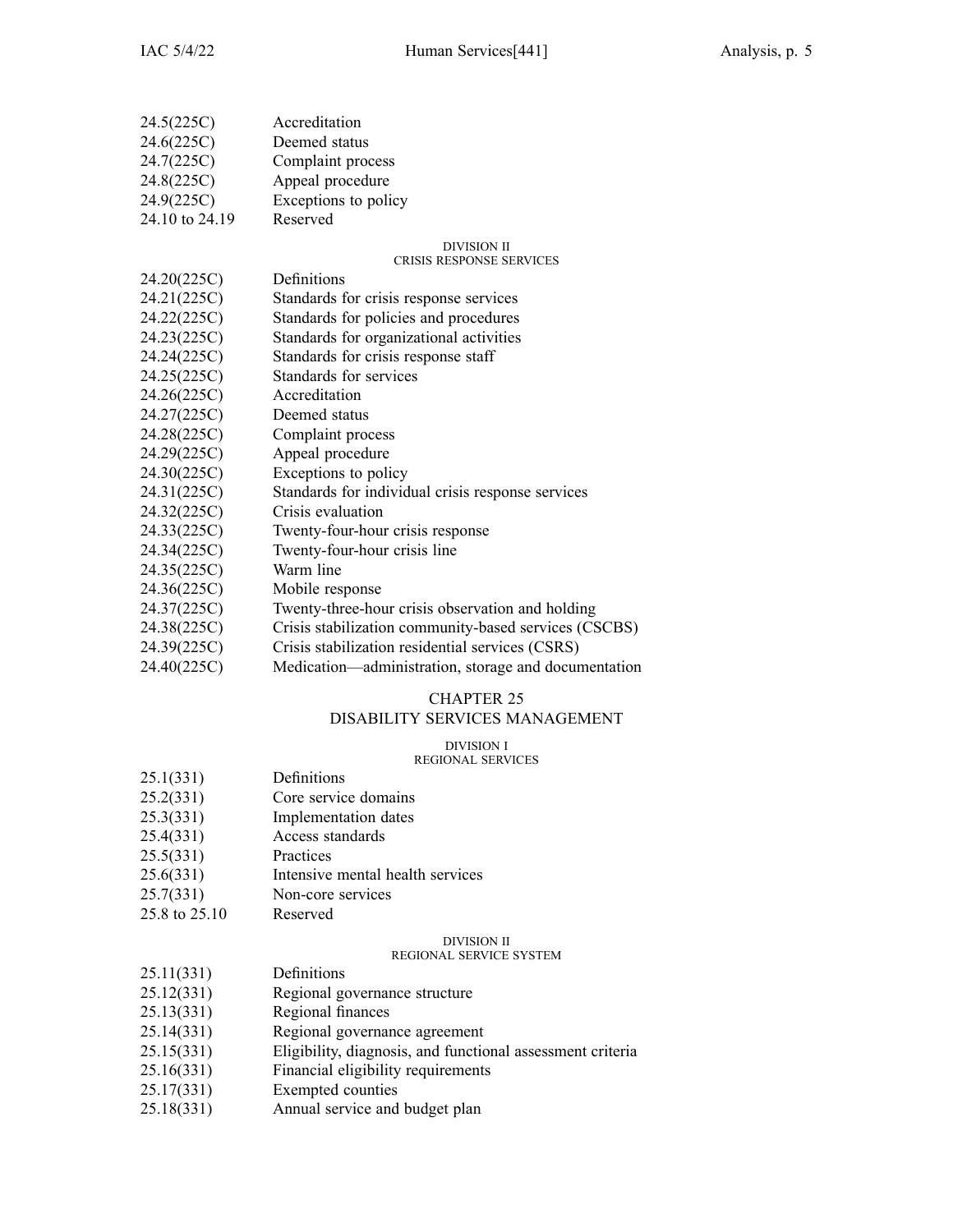| | |
|---|---|
| 24.5(225C) | Accreditation |
| 24.6(225C) | Deemed status |
| 24.7(225C) | Complaint process |
| 24.8(225C) | Appeal procedure |
| 24.9(225C) | Exceptions to policy |
| 24.10 to 24.19 | Reserved |

DIVISION II
CRISIS RESPONSE SERVICES

| | |
|---|---|
| 24.20(225C) | Definitions |
| 24.21(225C) | Standards for crisis response services |
| 24.22(225C) | Standards for policies and procedures |
| 24.23(225C) | Standards for organizational activities |
| 24.24(225C) | Standards for crisis response staff |
| 24.25(225C) | Standards for services |
| 24.26(225C) | Accreditation |
| 24.27(225C) | Deemed status |
| 24.28(225C) | Complaint process |
| 24.29(225C) | Appeal procedure |
| 24.30(225C) | Exceptions to policy |
| 24.31(225C) | Standards for individual crisis response services |
| 24.32(225C) | Crisis evaluation |
| 24.33(225C) | Twenty-four-hour crisis response |
| 24.34(225C) | Twenty-four-hour crisis line |
| 24.35(225C) | Warm line |
| 24.36(225C) | Mobile response |
| 24.37(225C) | Twenty-three-hour crisis observation and holding |
| 24.38(225C) | Crisis stabilization community-based services (CSCBS) |
| 24.39(225C) | Crisis stabilization residential services (CSRS) |
| 24.40(225C) | Medication—administration, storage and documentation |

## CHAPTER 25
## DISABILITY SERVICES MANAGEMENT

DIVISION I
REGIONAL SERVICES

| | |
|---|---|
| 25.1(331) | Definitions |
| 25.2(331) | Core service domains |
| 25.3(331) | Implementation dates |
| 25.4(331) | Access standards |
| 25.5(331) | Practices |
| 25.6(331) | Intensive mental health services |
| 25.7(331) | Non-core services |
| 25.8 to 25.10 | Reserved |

DIVISION II
REGIONAL SERVICE SYSTEM

| | |
|---|---|
| 25.11(331) | Definitions |
| 25.12(331) | Regional governance structure |
| 25.13(331) | Regional finances |
| 25.14(331) | Regional governance agreement |
| 25.15(331) | Eligibility, diagnosis, and functional assessment criteria |
| 25.16(331) | Financial eligibility requirements |
| 25.17(331) | Exempted counties |
| 25.18(331) | Annual service and budget plan |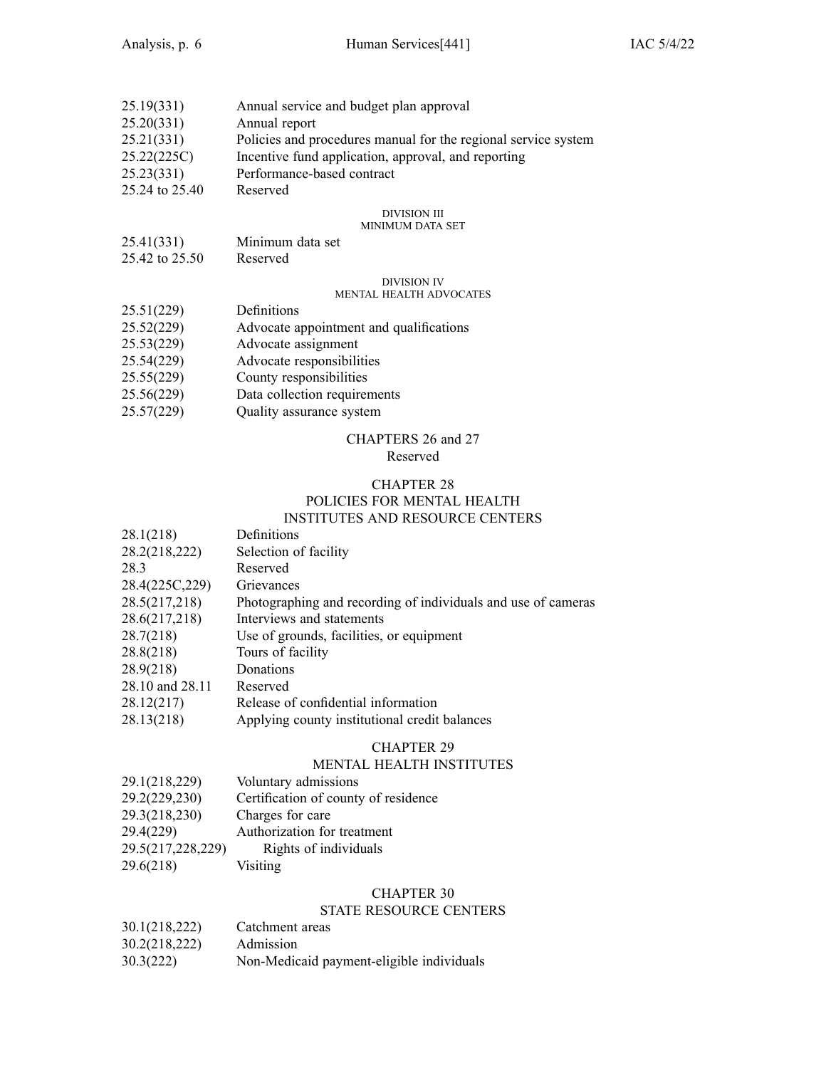25.19(331) Annual service and budget plan approval
25.20(331) Annual report
25.21(331) Policies and procedures manual for the regional service system
25.22(225C) Incentive fund application, approval, and reporting
25.23(331) Performance-based contract
25.24 to 25.40 Reserved

DIVISION III
MINIMUM DATA SET

25.41(331) Minimum data set
25.42 to 25.50 Reserved

DIVISION IV
MENTAL HEALTH ADVOCATES

25.51(229) Definitions
25.52(229) Advocate appointment and qualifications
25.53(229) Advocate assignment
25.54(229) Advocate responsibilities
25.55(229) County responsibilities
25.56(229) Data collection requirements
25.57(229) Quality assurance system

## CHAPTERS 26 and 27
Reserved

## CHAPTER 28
## POLICIES FOR MENTAL HEALTH INSTITUTES AND RESOURCE CENTERS

28.1(218) Definitions
28.2(218,222) Selection of facility
28.3 Reserved
28.4(225C,229) Grievances
28.5(217,218) Photographing and recording of individuals and use of cameras
28.6(217,218) Interviews and statements
28.7(218) Use of grounds, facilities, or equipment
28.8(218) Tours of facility
28.9(218) Donations
28.10 and 28.11 Reserved
28.12(217) Release of confidential information
28.13(218) Applying county institutional credit balances

## CHAPTER 29
## MENTAL HEALTH INSTITUTES

29.1(218,229) Voluntary admissions
29.2(229,230) Certification of county of residence
29.3(218,230) Charges for care
29.4(229) Authorization for treatment
29.5(217,228,229) Rights of individuals
29.6(218) Visiting

## CHAPTER 30
## STATE RESOURCE CENTERS

30.1(218,222) Catchment areas
30.2(218,222) Admission
30.3(222) Non-Medicaid payment-eligible individuals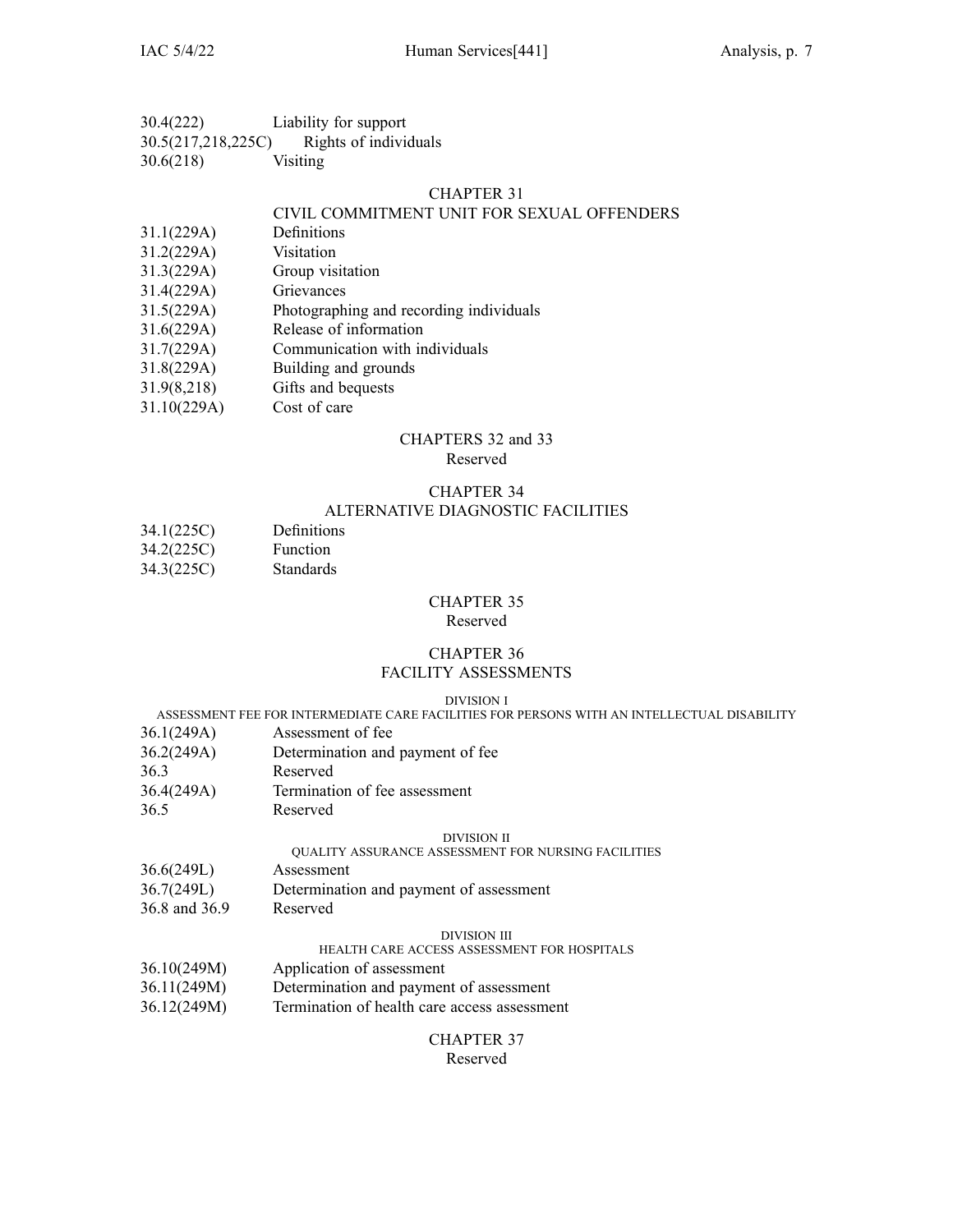30.4(222) Liability for support
30.5(217,218,225C) Rights of individuals
30.6(218) Visiting

## CHAPTER 31
## CIVIL COMMITMENT UNIT FOR SEXUAL OFFENDERS

31.1(229A) Definitions
31.2(229A) Visitation
31.3(229A) Group visitation
31.4(229A) Grievances
31.5(229A) Photographing and recording individuals
31.6(229A) Release of information
31.7(229A) Communication with individuals
31.8(229A) Building and grounds
31.9(8,218) Gifts and bequests
31.10(229A) Cost of care

## CHAPTERS 32 and 33
Reserved

## CHAPTER 34
## ALTERNATIVE DIAGNOSTIC FACILITIES

34.1(225C) Definitions
34.2(225C) Function
34.3(225C) Standards

## CHAPTER 35
Reserved

## CHAPTER 36
## FACILITY ASSESSMENTS

### DIVISION I
### ASSESSMENT FEE FOR INTERMEDIATE CARE FACILITIES FOR PERSONS WITH AN INTELLECTUAL DISABILITY

36.1(249A) Assessment of fee
36.2(249A) Determination and payment of fee
36.3 Reserved
36.4(249A) Termination of fee assessment
36.5 Reserved

### DIVISION II
### QUALITY ASSURANCE ASSESSMENT FOR NURSING FACILITIES

36.6(249L) Assessment
36.7(249L) Determination and payment of assessment
36.8 and 36.9 Reserved

### DIVISION III
### HEALTH CARE ACCESS ASSESSMENT FOR HOSPITALS

36.10(249M) Application of assessment
36.11(249M) Determination and payment of assessment
36.12(249M) Termination of health care access assessment

## CHAPTER 37
Reserved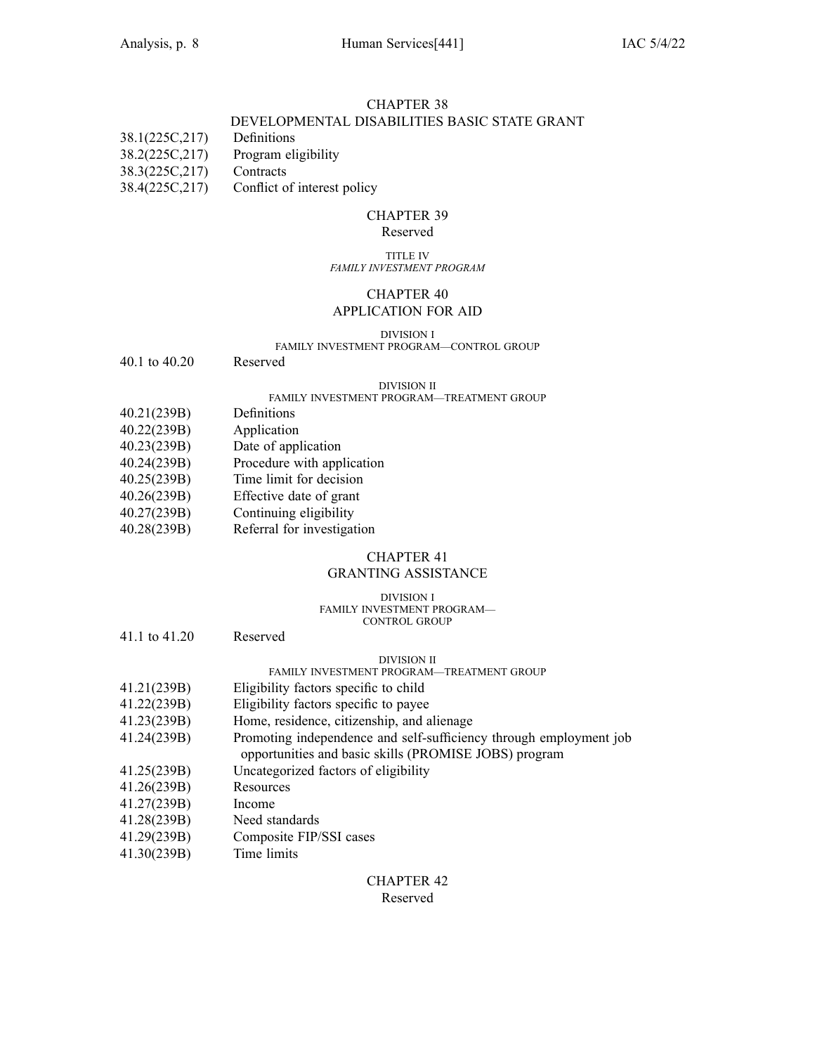## CHAPTER 38
## DEVELOPMENTAL DISABILITIES BASIC STATE GRANT

38.1(225C,217) Definitions
38.2(225C,217) Program eligibility
38.3(225C,217) Contracts
38.4(225C,217) Conflict of interest policy

## CHAPTER 39
Reserved

TITLE IV
*FAMILY INVESTMENT PROGRAM*

## CHAPTER 40
## APPLICATION FOR AID

DIVISION I
FAMILY INVESTMENT PROGRAM—CONTROL GROUP

40.1 to 40.20 Reserved

DIVISION II
FAMILY INVESTMENT PROGRAM—TREATMENT GROUP

40.21(239B) Definitions
40.22(239B) Application
40.23(239B) Date of application
40.24(239B) Procedure with application
40.25(239B) Time limit for decision
40.26(239B) Effective date of grant
40.27(239B) Continuing eligibility
40.28(239B) Referral for investigation

## CHAPTER 41
## GRANTING ASSISTANCE

DIVISION I
FAMILY INVESTMENT PROGRAM—
CONTROL GROUP

41.1 to 41.20 Reserved

DIVISION II
FAMILY INVESTMENT PROGRAM—TREATMENT GROUP

41.21(239B) Eligibility factors specific to child
41.22(239B) Eligibility factors specific to payee
41.23(239B) Home, residence, citizenship, and alienage
41.24(239B) Promoting independence and self-sufficiency through employment job opportunities and basic skills (PROMISE JOBS) program
41.25(239B) Uncategorized factors of eligibility
41.26(239B) Resources
41.27(239B) Income
41.28(239B) Need standards
41.29(239B) Composite FIP/SSI cases
41.30(239B) Time limits

## CHAPTER 42
Reserved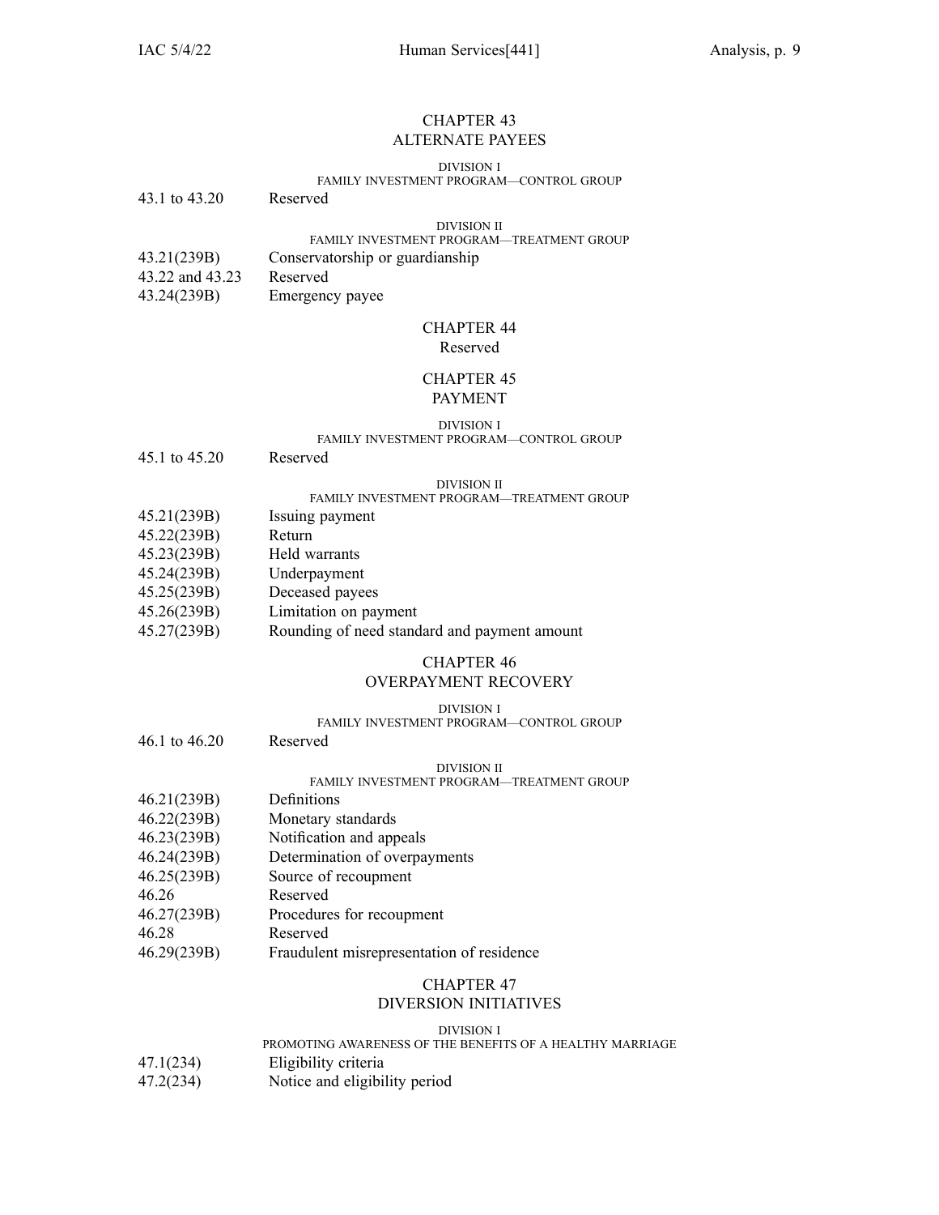## CHAPTER 43
## ALTERNATE PAYEES

DIVISION I
FAMILY INVESTMENT PROGRAM—CONTROL GROUP

43.1 to 43.20 Reserved

DIVISION II
FAMILY INVESTMENT PROGRAM—TREATMENT GROUP

43.21(239B) Conservatorship or guardianship
43.22 and 43.23 Reserved
43.24(239B) Emergency payee

## CHAPTER 44
Reserved

## CHAPTER 45
## PAYMENT

DIVISION I
FAMILY INVESTMENT PROGRAM—CONTROL GROUP

45.1 to 45.20 Reserved

DIVISION II
FAMILY INVESTMENT PROGRAM—TREATMENT GROUP

45.21(239B) Issuing payment
45.22(239B) Return
45.23(239B) Held warrants
45.24(239B) Underpayment
45.25(239B) Deceased payees
45.26(239B) Limitation on payment
45.27(239B) Rounding of need standard and payment amount

## CHAPTER 46
## OVERPAYMENT RECOVERY

DIVISION I
FAMILY INVESTMENT PROGRAM—CONTROL GROUP

46.1 to 46.20 Reserved

DIVISION II
FAMILY INVESTMENT PROGRAM—TREATMENT GROUP

46.21(239B) Definitions
46.22(239B) Monetary standards
46.23(239B) Notification and appeals
46.24(239B) Determination of overpayments
46.25(239B) Source of recoupment
46.26 Reserved
46.27(239B) Procedures for recoupment
46.28 Reserved
46.29(239B) Fraudulent misrepresentation of residence

## CHAPTER 47
## DIVERSION INITIATIVES

DIVISION I
PROMOTING AWARENESS OF THE BENEFITS OF A HEALTHY MARRIAGE

47.1(234) Eligibility criteria
47.2(234) Notice and eligibility period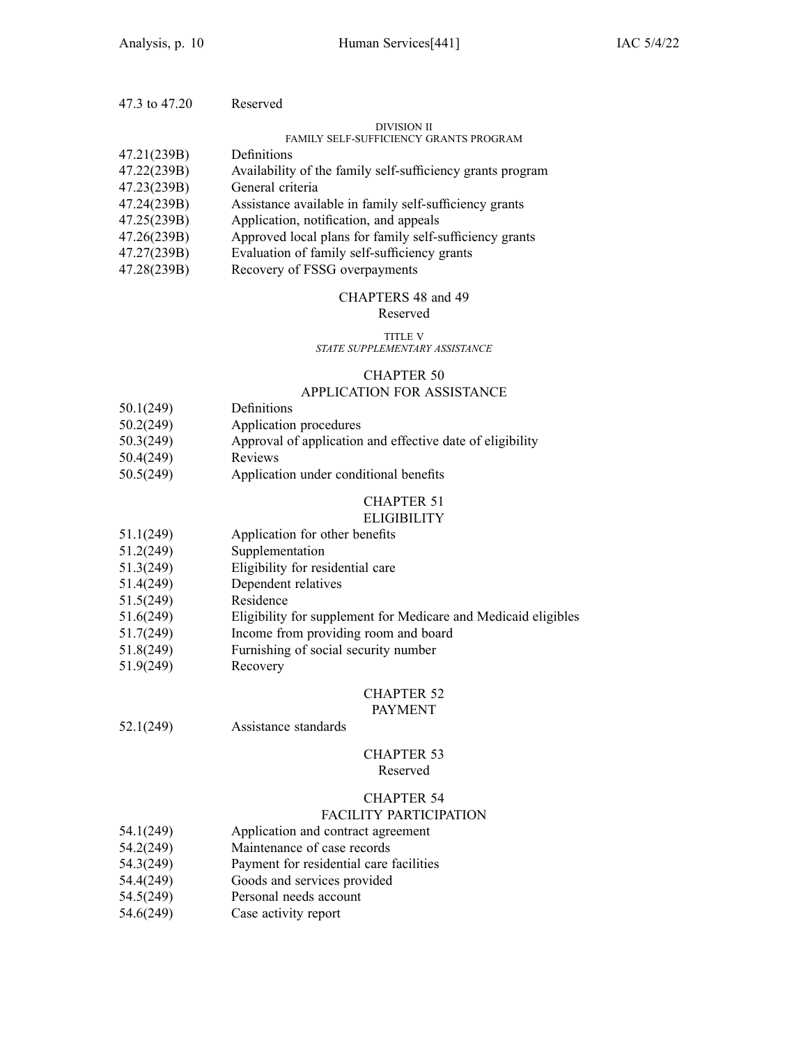47.3 to 47.20 Reserved

DIVISION II
FAMILY SELF-SUFFICIENCY GRANTS PROGRAM

| | |
|---|---|
| 47.21(239B) | Definitions |
| 47.22(239B) | Availability of the family self-sufficiency grants program |
| 47.23(239B) | General criteria |
| 47.24(239B) | Assistance available in family self-sufficiency grants |
| 47.25(239B) | Application, notification, and appeals |
| 47.26(239B) | Approved local plans for family self-sufficiency grants |
| 47.27(239B) | Evaluation of family self-sufficiency grants |
| 47.28(239B) | Recovery of FSSG overpayments |

CHAPTERS 48 and 49
Reserved

TITLE V
*STATE SUPPLEMENTARY ASSISTANCE*

## CHAPTER 50
## APPLICATION FOR ASSISTANCE

| | |
|---|---|
| 50.1(249) | Definitions |
| 50.2(249) | Application procedures |
| 50.3(249) | Approval of application and effective date of eligibility |
| 50.4(249) | Reviews |
| 50.5(249) | Application under conditional benefits |

## CHAPTER 51
## ELIGIBILITY

| | |
|---|---|
| 51.1(249) | Application for other benefits |
| 51.2(249) | Supplementation |
| 51.3(249) | Eligibility for residential care |
| 51.4(249) | Dependent relatives |
| 51.5(249) | Residence |
| 51.6(249) | Eligibility for supplement for Medicare and Medicaid eligibles |
| 51.7(249) | Income from providing room and board |
| 51.8(249) | Furnishing of social security number |
| 51.9(249) | Recovery |

## CHAPTER 52
## PAYMENT

| | |
|---|---|
| 52.1(249) | Assistance standards |

## CHAPTER 53
Reserved

## CHAPTER 54
## FACILITY PARTICIPATION

| | |
|---|---|
| 54.1(249) | Application and contract agreement |
| 54.2(249) | Maintenance of case records |
| 54.3(249) | Payment for residential care facilities |
| 54.4(249) | Goods and services provided |
| 54.5(249) | Personal needs account |
| 54.6(249) | Case activity report |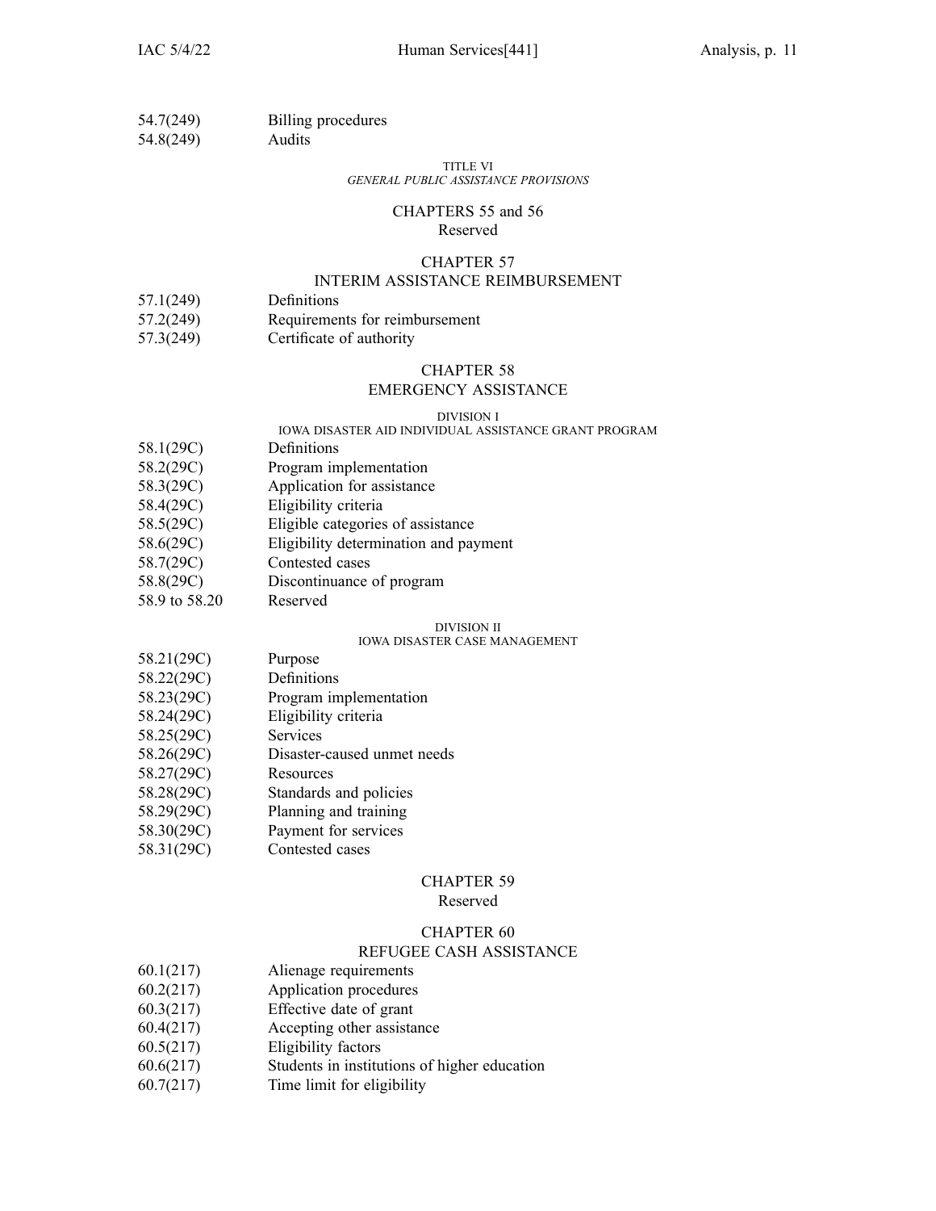54.7(249) Billing procedures
54.8(249) Audits

TITLE VI
*GENERAL PUBLIC ASSISTANCE PROVISIONS*

CHAPTERS 55 and 56
Reserved

CHAPTER 57
INTERIM ASSISTANCE REIMBURSEMENT

57.1(249) Definitions
57.2(249) Requirements for reimbursement
57.3(249) Certificate of authority

CHAPTER 58
EMERGENCY ASSISTANCE

DIVISION I
IOWA DISASTER AID INDIVIDUAL ASSISTANCE GRANT PROGRAM

58.1(29C) Definitions
58.2(29C) Program implementation
58.3(29C) Application for assistance
58.4(29C) Eligibility criteria
58.5(29C) Eligible categories of assistance
58.6(29C) Eligibility determination and payment
58.7(29C) Contested cases
58.8(29C) Discontinuance of program
58.9 to 58.20 Reserved

DIVISION II
IOWA DISASTER CASE MANAGEMENT

58.21(29C) Purpose
58.22(29C) Definitions
58.23(29C) Program implementation
58.24(29C) Eligibility criteria
58.25(29C) Services
58.26(29C) Disaster-caused unmet needs
58.27(29C) Resources
58.28(29C) Standards and policies
58.29(29C) Planning and training
58.30(29C) Payment for services
58.31(29C) Contested cases

CHAPTER 59
Reserved

CHAPTER 60
REFUGEE CASH ASSISTANCE

60.1(217) Alienage requirements
60.2(217) Application procedures
60.3(217) Effective date of grant
60.4(217) Accepting other assistance
60.5(217) Eligibility factors
60.6(217) Students in institutions of higher education
60.7(217) Time limit for eligibility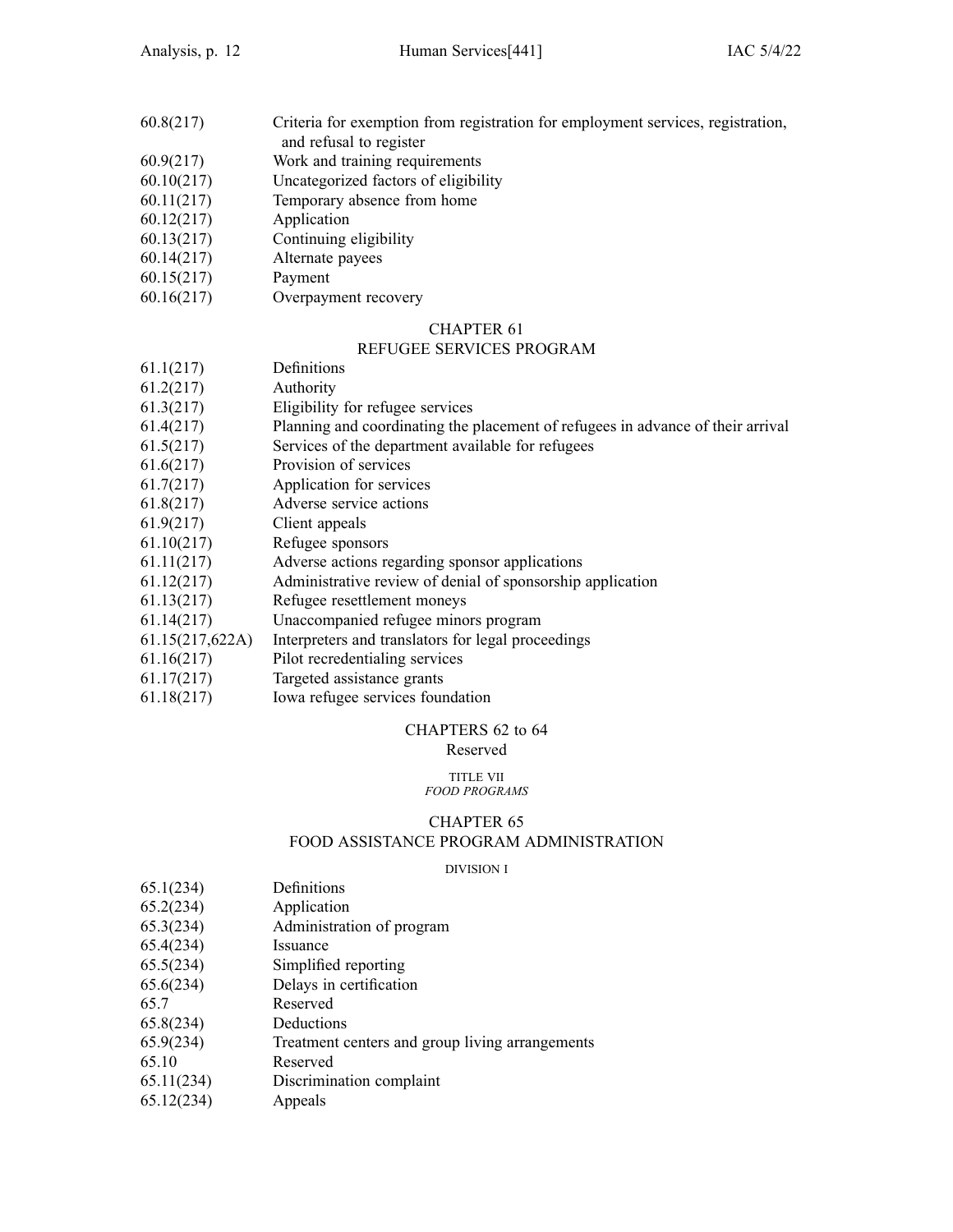| | |
|---|---|
| 60.8(217) | Criteria for exemption from registration for employment services, registration, and refusal to register |
| 60.9(217) | Work and training requirements |
| 60.10(217) | Uncategorized factors of eligibility |
| 60.11(217) | Temporary absence from home |
| 60.12(217) | Application |
| 60.13(217) | Continuing eligibility |
| 60.14(217) | Alternate payees |
| 60.15(217) | Payment |
| 60.16(217) | Overpayment recovery |

## CHAPTER 61
## REFUGEE SERVICES PROGRAM

| | |
|---|---|
| 61.1(217) | Definitions |
| 61.2(217) | Authority |
| 61.3(217) | Eligibility for refugee services |
| 61.4(217) | Planning and coordinating the placement of refugees in advance of their arrival |
| 61.5(217) | Services of the department available for refugees |
| 61.6(217) | Provision of services |
| 61.7(217) | Application for services |
| 61.8(217) | Adverse service actions |
| 61.9(217) | Client appeals |
| 61.10(217) | Refugee sponsors |
| 61.11(217) | Adverse actions regarding sponsor applications |
| 61.12(217) | Administrative review of denial of sponsorship application |
| 61.13(217) | Refugee resettlement moneys |
| 61.14(217) | Unaccompanied refugee minors program |
| 61.15(217,622A) | Interpreters and translators for legal proceedings |
| 61.16(217) | Pilot recredentialing services |
| 61.17(217) | Targeted assistance grants |
| 61.18(217) | Iowa refugee services foundation |

## CHAPTERS 62 to 64
Reserved

## TITLE VII
*FOOD PROGRAMS*

## CHAPTER 65
## FOOD ASSISTANCE PROGRAM ADMINISTRATION

DIVISION I

| | |
|---|---|
| 65.1(234) | Definitions |
| 65.2(234) | Application |
| 65.3(234) | Administration of program |
| 65.4(234) | Issuance |
| 65.5(234) | Simplified reporting |
| 65.6(234) | Delays in certification |
| 65.7 | Reserved |
| 65.8(234) | Deductions |
| 65.9(234) | Treatment centers and group living arrangements |
| 65.10 | Reserved |
| 65.11(234) | Discrimination complaint |
| 65.12(234) | Appeals |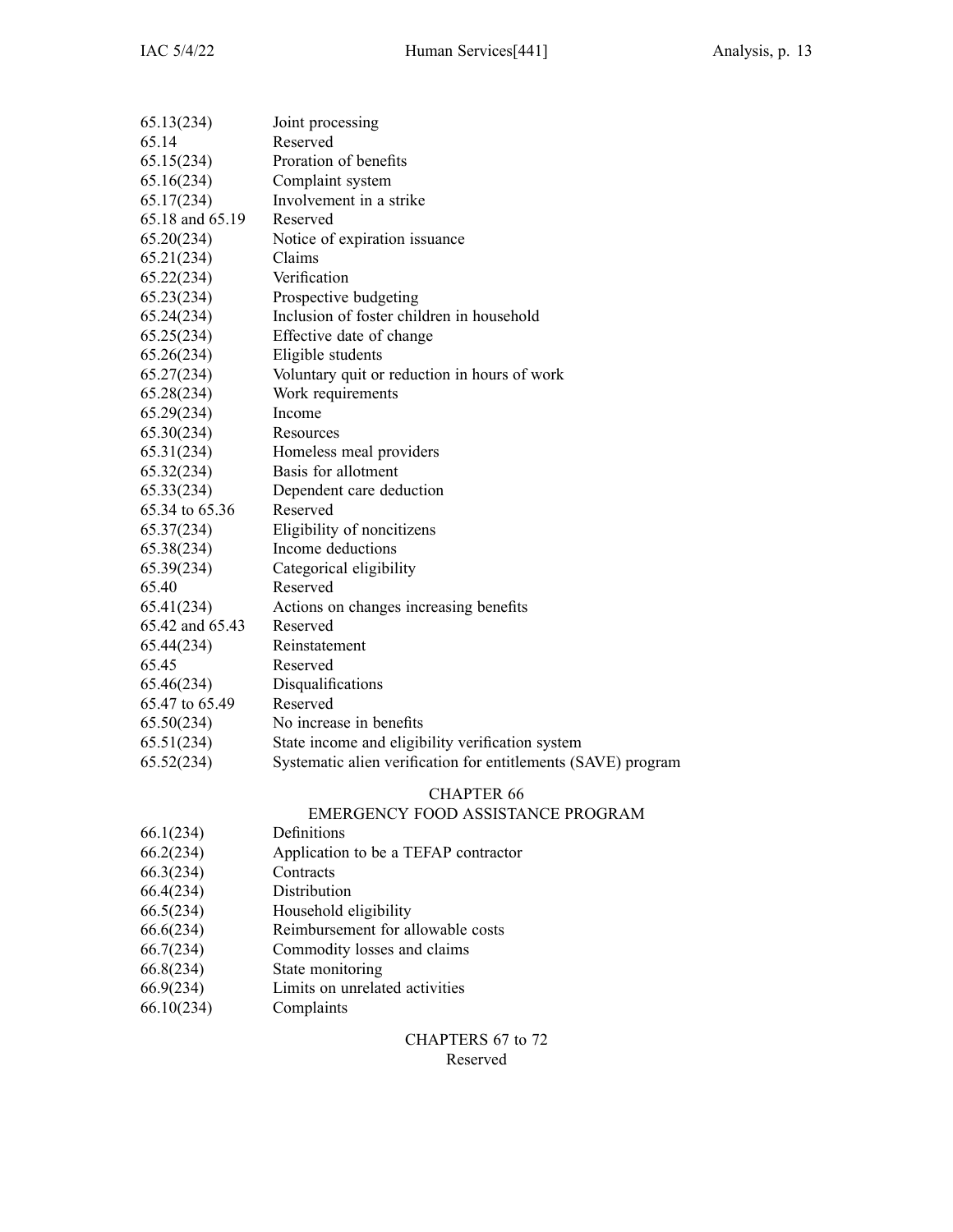| | |
|---|---|
| 65.13(234) | Joint processing |
| 65.14 | Reserved |
| 65.15(234) | Proration of benefits |
| 65.16(234) | Complaint system |
| 65.17(234) | Involvement in a strike |
| 65.18 and 65.19 | Reserved |
| 65.20(234) | Notice of expiration issuance |
| 65.21(234) | Claims |
| 65.22(234) | Verification |
| 65.23(234) | Prospective budgeting |
| 65.24(234) | Inclusion of foster children in household |
| 65.25(234) | Effective date of change |
| 65.26(234) | Eligible students |
| 65.27(234) | Voluntary quit or reduction in hours of work |
| 65.28(234) | Work requirements |
| 65.29(234) | Income |
| 65.30(234) | Resources |
| 65.31(234) | Homeless meal providers |
| 65.32(234) | Basis for allotment |
| 65.33(234) | Dependent care deduction |
| 65.34 to 65.36 | Reserved |
| 65.37(234) | Eligibility of noncitizens |
| 65.38(234) | Income deductions |
| 65.39(234) | Categorical eligibility |
| 65.40 | Reserved |
| 65.41(234) | Actions on changes increasing benefits |
| 65.42 and 65.43 | Reserved |
| 65.44(234) | Reinstatement |
| 65.45 | Reserved |
| 65.46(234) | Disqualifications |
| 65.47 to 65.49 | Reserved |
| 65.50(234) | No increase in benefits |
| 65.51(234) | State income and eligibility verification system |
| 65.52(234) | Systematic alien verification for entitlements (SAVE) program |

## CHAPTER 66
## EMERGENCY FOOD ASSISTANCE PROGRAM

| | |
|---|---|
| 66.1(234) | Definitions |
| 66.2(234) | Application to be a TEFAP contractor |
| 66.3(234) | Contracts |
| 66.4(234) | Distribution |
| 66.5(234) | Household eligibility |
| 66.6(234) | Reimbursement for allowable costs |
| 66.7(234) | Commodity losses and claims |
| 66.8(234) | State monitoring |
| 66.9(234) | Limits on unrelated activities |
| 66.10(234) | Complaints |

## CHAPTERS 67 to 72
Reserved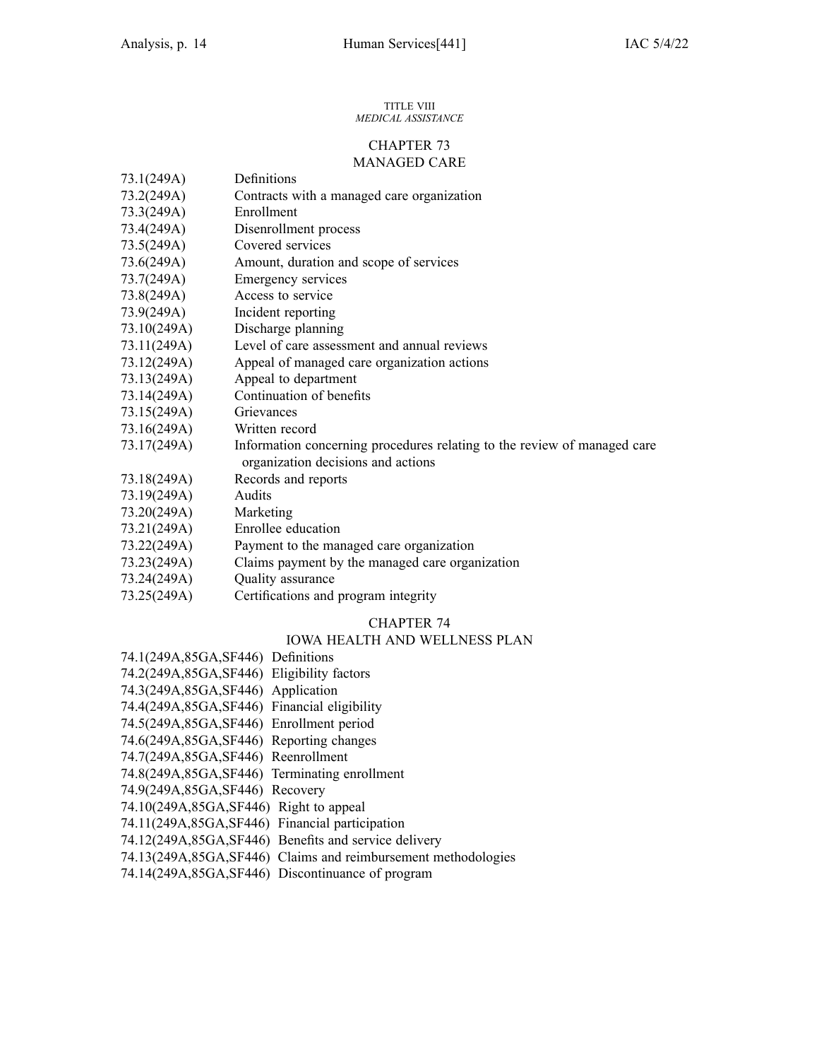TITLE VIII
*MEDICAL ASSISTANCE*

## CHAPTER 73
## MANAGED CARE

73.1(249A) Definitions
73.2(249A) Contracts with a managed care organization
73.3(249A) Enrollment
73.4(249A) Disenrollment process
73.5(249A) Covered services
73.6(249A) Amount, duration and scope of services
73.7(249A) Emergency services
73.8(249A) Access to service
73.9(249A) Incident reporting
73.10(249A) Discharge planning
73.11(249A) Level of care assessment and annual reviews
73.12(249A) Appeal of managed care organization actions
73.13(249A) Appeal to department
73.14(249A) Continuation of benefits
73.15(249A) Grievances
73.16(249A) Written record
73.17(249A) Information concerning procedures relating to the review of managed care organization decisions and actions
73.18(249A) Records and reports
73.19(249A) Audits
73.20(249A) Marketing
73.21(249A) Enrollee education
73.22(249A) Payment to the managed care organization
73.23(249A) Claims payment by the managed care organization
73.24(249A) Quality assurance
73.25(249A) Certifications and program integrity

## CHAPTER 74
## IOWA HEALTH AND WELLNESS PLAN

74.1(249A,85GA,SF446) Definitions
74.2(249A,85GA,SF446) Eligibility factors
74.3(249A,85GA,SF446) Application
74.4(249A,85GA,SF446) Financial eligibility
74.5(249A,85GA,SF446) Enrollment period
74.6(249A,85GA,SF446) Reporting changes
74.7(249A,85GA,SF446) Reenrollment
74.8(249A,85GA,SF446) Terminating enrollment
74.9(249A,85GA,SF446) Recovery
74.10(249A,85GA,SF446) Right to appeal
74.11(249A,85GA,SF446) Financial participation
74.12(249A,85GA,SF446) Benefits and service delivery
74.13(249A,85GA,SF446) Claims and reimbursement methodologies
74.14(249A,85GA,SF446) Discontinuance of program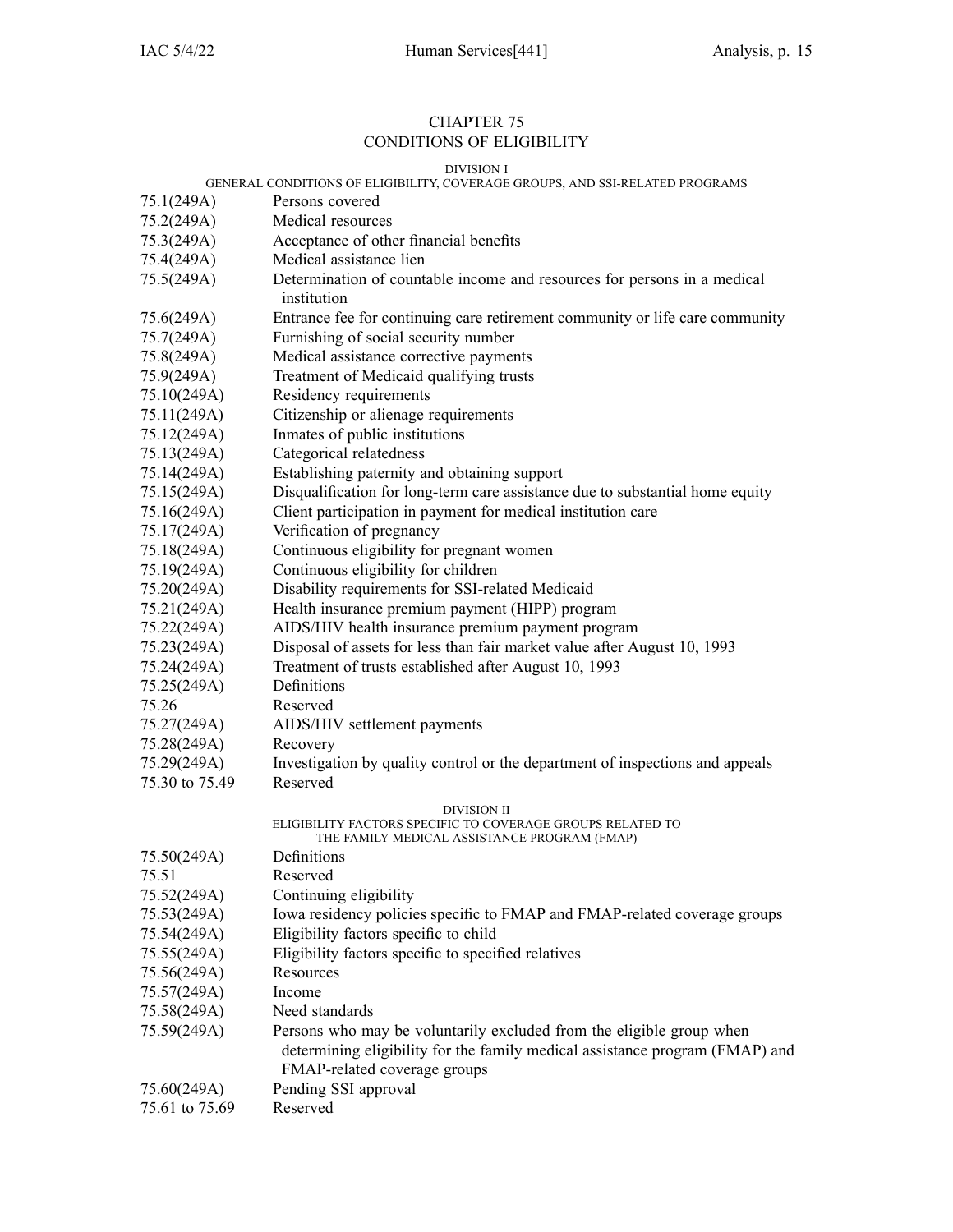# CHAPTER 75
# CONDITIONS OF ELIGIBILITY

## DIVISION I
### GENERAL CONDITIONS OF ELIGIBILITY, COVERAGE GROUPS, AND SSI-RELATED PROGRAMS

| | |
|---|---|
| 75.1(249A) | Persons covered |
| 75.2(249A) | Medical resources |
| 75.3(249A) | Acceptance of other financial benefits |
| 75.4(249A) | Medical assistance lien |
| 75.5(249A) | Determination of countable income and resources for persons in a medical institution |
| 75.6(249A) | Entrance fee for continuing care retirement community or life care community |
| 75.7(249A) | Furnishing of social security number |
| 75.8(249A) | Medical assistance corrective payments |
| 75.9(249A) | Treatment of Medicaid qualifying trusts |
| 75.10(249A) | Residency requirements |
| 75.11(249A) | Citizenship or alienage requirements |
| 75.12(249A) | Inmates of public institutions |
| 75.13(249A) | Categorical relatedness |
| 75.14(249A) | Establishing paternity and obtaining support |
| 75.15(249A) | Disqualification for long-term care assistance due to substantial home equity |
| 75.16(249A) | Client participation in payment for medical institution care |
| 75.17(249A) | Verification of pregnancy |
| 75.18(249A) | Continuous eligibility for pregnant women |
| 75.19(249A) | Continuous eligibility for children |
| 75.20(249A) | Disability requirements for SSI-related Medicaid |
| 75.21(249A) | Health insurance premium payment (HIPP) program |
| 75.22(249A) | AIDS/HIV health insurance premium payment program |
| 75.23(249A) | Disposal of assets for less than fair market value after August 10, 1993 |
| 75.24(249A) | Treatment of trusts established after August 10, 1993 |
| 75.25(249A) | Definitions |
| 75.26 | Reserved |
| 75.27(249A) | AIDS/HIV settlement payments |
| 75.28(249A) | Recovery |
| 75.29(249A) | Investigation by quality control or the department of inspections and appeals |
| 75.30 to 75.49 | Reserved |

## DIVISION II
### ELIGIBILITY FACTORS SPECIFIC TO COVERAGE GROUPS RELATED TO THE FAMILY MEDICAL ASSISTANCE PROGRAM (FMAP)

| | |
|---|---|
| 75.50(249A) | Definitions |
| 75.51 | Reserved |
| 75.52(249A) | Continuing eligibility |
| 75.53(249A) | Iowa residency policies specific to FMAP and FMAP-related coverage groups |
| 75.54(249A) | Eligibility factors specific to child |
| 75.55(249A) | Eligibility factors specific to specified relatives |
| 75.56(249A) | Resources |
| 75.57(249A) | Income |
| 75.58(249A) | Need standards |
| 75.59(249A) | Persons who may be voluntarily excluded from the eligible group when determining eligibility for the family medical assistance program (FMAP) and FMAP-related coverage groups |
| 75.60(249A) | Pending SSI approval |
| 75.61 to 75.69 | Reserved |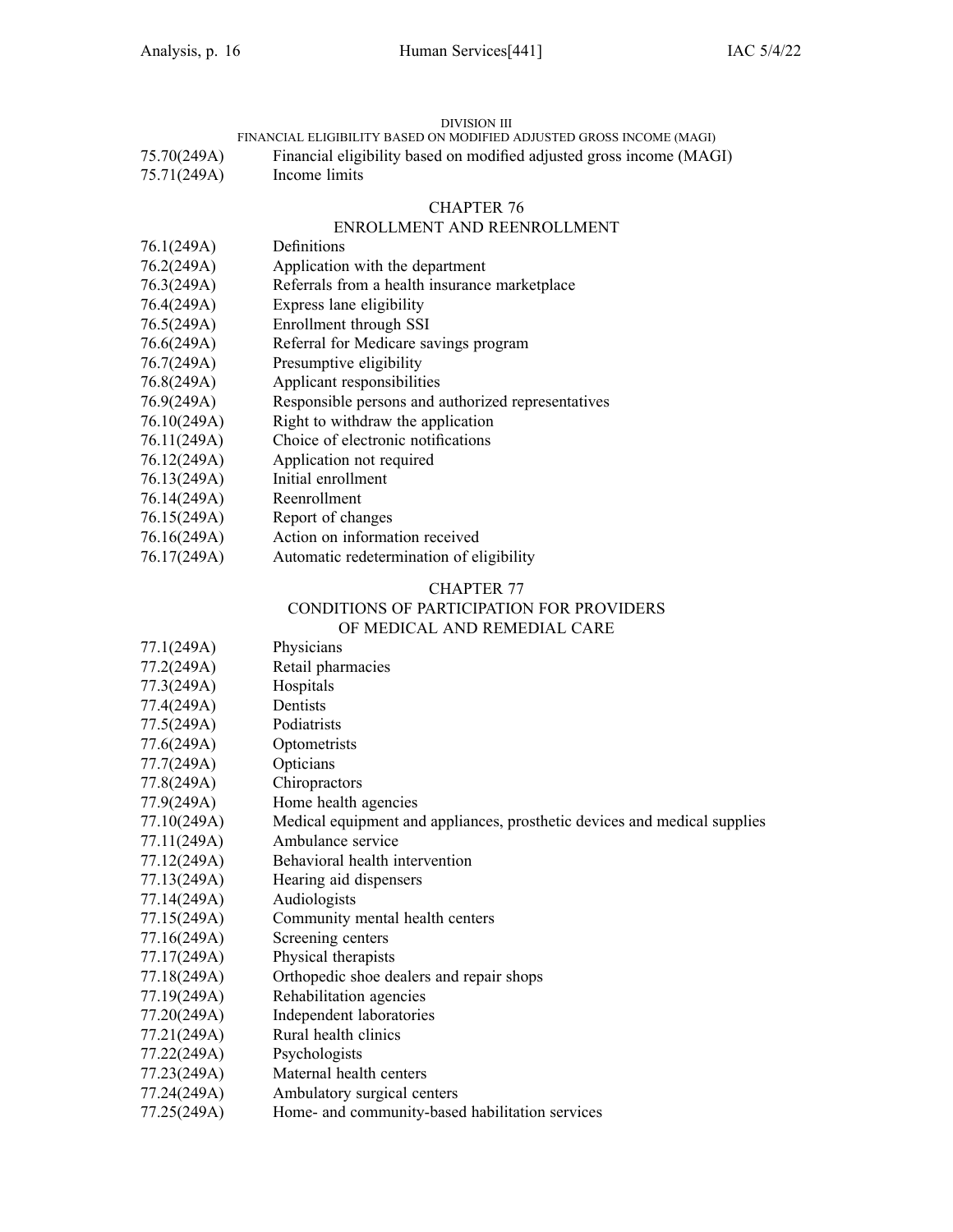DIVISION III

FINANCIAL ELIGIBILITY BASED ON MODIFIED ADJUSTED GROSS INCOME (MAGI)

75.70(249A) Financial eligibility based on modified adjusted gross income (MAGI)
75.71(249A) Income limits

## CHAPTER 76
## ENROLLMENT AND REENROLLMENT

76.1(249A) Definitions
76.2(249A) Application with the department
76.3(249A) Referrals from a health insurance marketplace
76.4(249A) Express lane eligibility
76.5(249A) Enrollment through SSI
76.6(249A) Referral for Medicare savings program
76.7(249A) Presumptive eligibility
76.8(249A) Applicant responsibilities
76.9(249A) Responsible persons and authorized representatives
76.10(249A) Right to withdraw the application
76.11(249A) Choice of electronic notifications
76.12(249A) Application not required
76.13(249A) Initial enrollment
76.14(249A) Reenrollment
76.15(249A) Report of changes
76.16(249A) Action on information received
76.17(249A) Automatic redetermination of eligibility

## CHAPTER 77
## CONDITIONS OF PARTICIPATION FOR PROVIDERS OF MEDICAL AND REMEDIAL CARE

77.1(249A) Physicians
77.2(249A) Retail pharmacies
77.3(249A) Hospitals
77.4(249A) Dentists
77.5(249A) Podiatrists
77.6(249A) Optometrists
77.7(249A) Opticians
77.8(249A) Chiropractors
77.9(249A) Home health agencies
77.10(249A) Medical equipment and appliances, prosthetic devices and medical supplies
77.11(249A) Ambulance service
77.12(249A) Behavioral health intervention
77.13(249A) Hearing aid dispensers
77.14(249A) Audiologists
77.15(249A) Community mental health centers
77.16(249A) Screening centers
77.17(249A) Physical therapists
77.18(249A) Orthopedic shoe dealers and repair shops
77.19(249A) Rehabilitation agencies
77.20(249A) Independent laboratories
77.21(249A) Rural health clinics
77.22(249A) Psychologists
77.23(249A) Maternal health centers
77.24(249A) Ambulatory surgical centers
77.25(249A) Home- and community-based habilitation services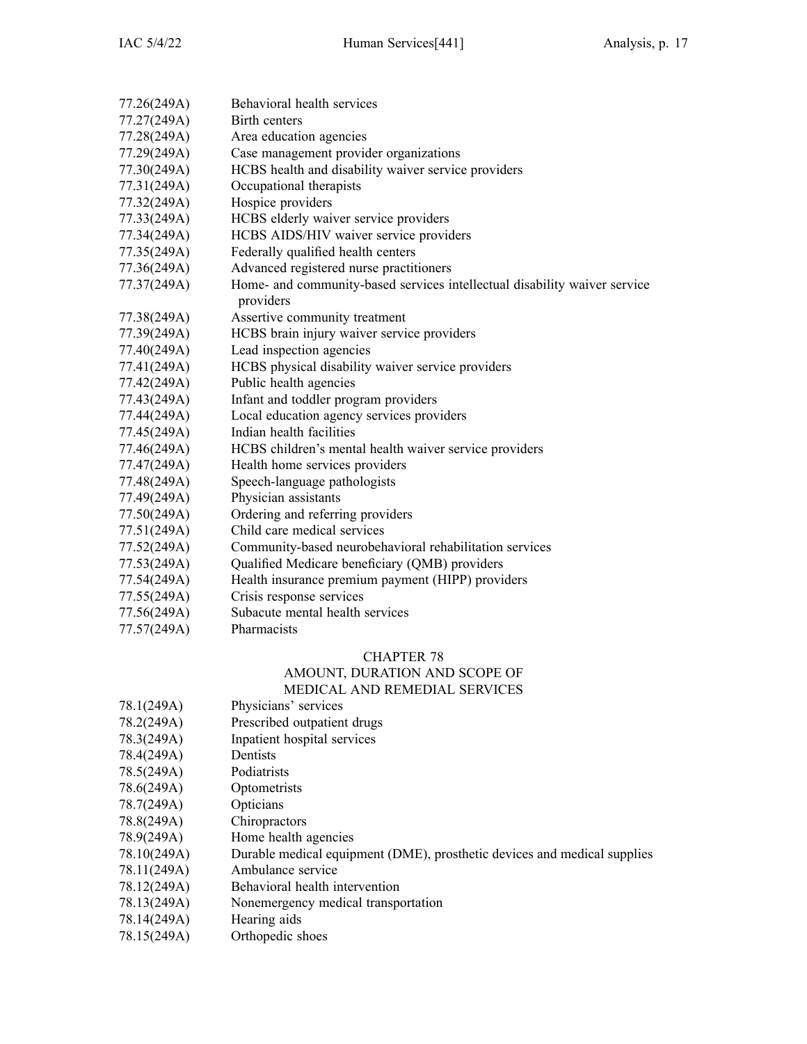77.26(249A) Behavioral health services
77.27(249A) Birth centers
77.28(249A) Area education agencies
77.29(249A) Case management provider organizations
77.30(249A) HCBS health and disability waiver service providers
77.31(249A) Occupational therapists
77.32(249A) Hospice providers
77.33(249A) HCBS elderly waiver service providers
77.34(249A) HCBS AIDS/HIV waiver service providers
77.35(249A) Federally qualified health centers
77.36(249A) Advanced registered nurse practitioners
77.37(249A) Home- and community-based services intellectual disability waiver service providers
77.38(249A) Assertive community treatment
77.39(249A) HCBS brain injury waiver service providers
77.40(249A) Lead inspection agencies
77.41(249A) HCBS physical disability waiver service providers
77.42(249A) Public health agencies
77.43(249A) Infant and toddler program providers
77.44(249A) Local education agency services providers
77.45(249A) Indian health facilities
77.46(249A) HCBS children's mental health waiver service providers
77.47(249A) Health home services providers
77.48(249A) Speech-language pathologists
77.49(249A) Physician assistants
77.50(249A) Ordering and referring providers
77.51(249A) Child care medical services
77.52(249A) Community-based neurobehavioral rehabilitation services
77.53(249A) Qualified Medicare beneficiary (QMB) providers
77.54(249A) Health insurance premium payment (HIPP) providers
77.55(249A) Crisis response services
77.56(249A) Subacute mental health services
77.57(249A) Pharmacists

## CHAPTER 78
## AMOUNT, DURATION AND SCOPE OF MEDICAL AND REMEDIAL SERVICES

78.1(249A) Physicians' services
78.2(249A) Prescribed outpatient drugs
78.3(249A) Inpatient hospital services
78.4(249A) Dentists
78.5(249A) Podiatrists
78.6(249A) Optometrists
78.7(249A) Opticians
78.8(249A) Chiropractors
78.9(249A) Home health agencies
78.10(249A) Durable medical equipment (DME), prosthetic devices and medical supplies
78.11(249A) Ambulance service
78.12(249A) Behavioral health intervention
78.13(249A) Nonemergency medical transportation
78.14(249A) Hearing aids
78.15(249A) Orthopedic shoes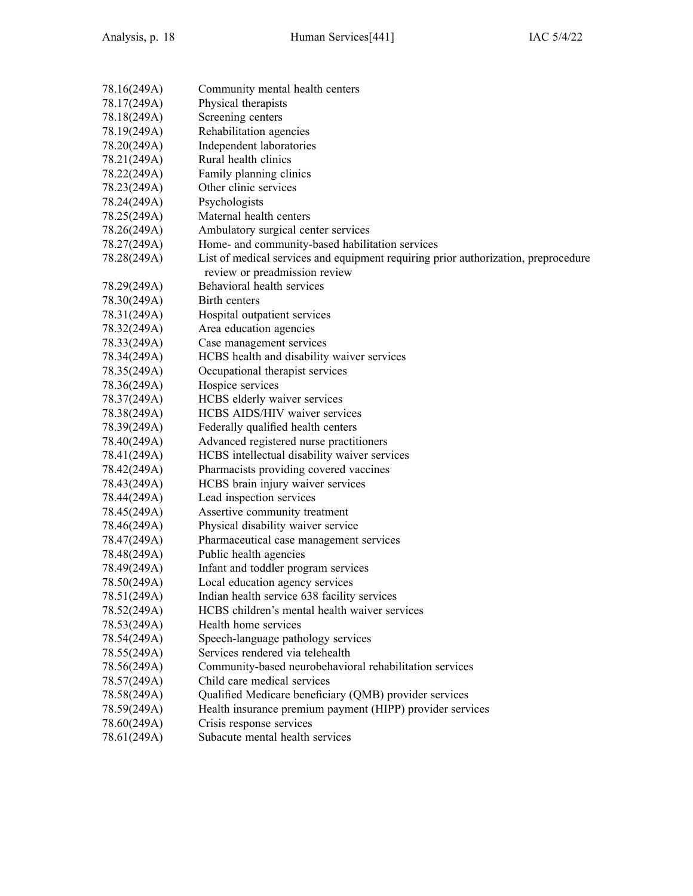78.16(249A) Community mental health centers
78.17(249A) Physical therapists
78.18(249A) Screening centers
78.19(249A) Rehabilitation agencies
78.20(249A) Independent laboratories
78.21(249A) Rural health clinics
78.22(249A) Family planning clinics
78.23(249A) Other clinic services
78.24(249A) Psychologists
78.25(249A) Maternal health centers
78.26(249A) Ambulatory surgical center services
78.27(249A) Home- and community-based habilitation services
78.28(249A) List of medical services and equipment requiring prior authorization, preprocedure review or preadmission review
78.29(249A) Behavioral health services
78.30(249A) Birth centers
78.31(249A) Hospital outpatient services
78.32(249A) Area education agencies
78.33(249A) Case management services
78.34(249A) HCBS health and disability waiver services
78.35(249A) Occupational therapist services
78.36(249A) Hospice services
78.37(249A) HCBS elderly waiver services
78.38(249A) HCBS AIDS/HIV waiver services
78.39(249A) Federally qualified health centers
78.40(249A) Advanced registered nurse practitioners
78.41(249A) HCBS intellectual disability waiver services
78.42(249A) Pharmacists providing covered vaccines
78.43(249A) HCBS brain injury waiver services
78.44(249A) Lead inspection services
78.45(249A) Assertive community treatment
78.46(249A) Physical disability waiver service
78.47(249A) Pharmaceutical case management services
78.48(249A) Public health agencies
78.49(249A) Infant and toddler program services
78.50(249A) Local education agency services
78.51(249A) Indian health service 638 facility services
78.52(249A) HCBS children's mental health waiver services
78.53(249A) Health home services
78.54(249A) Speech-language pathology services
78.55(249A) Services rendered via telehealth
78.56(249A) Community-based neurobehavioral rehabilitation services
78.57(249A) Child care medical services
78.58(249A) Qualified Medicare beneficiary (QMB) provider services
78.59(249A) Health insurance premium payment (HIPP) provider services
78.60(249A) Crisis response services
78.61(249A) Subacute mental health services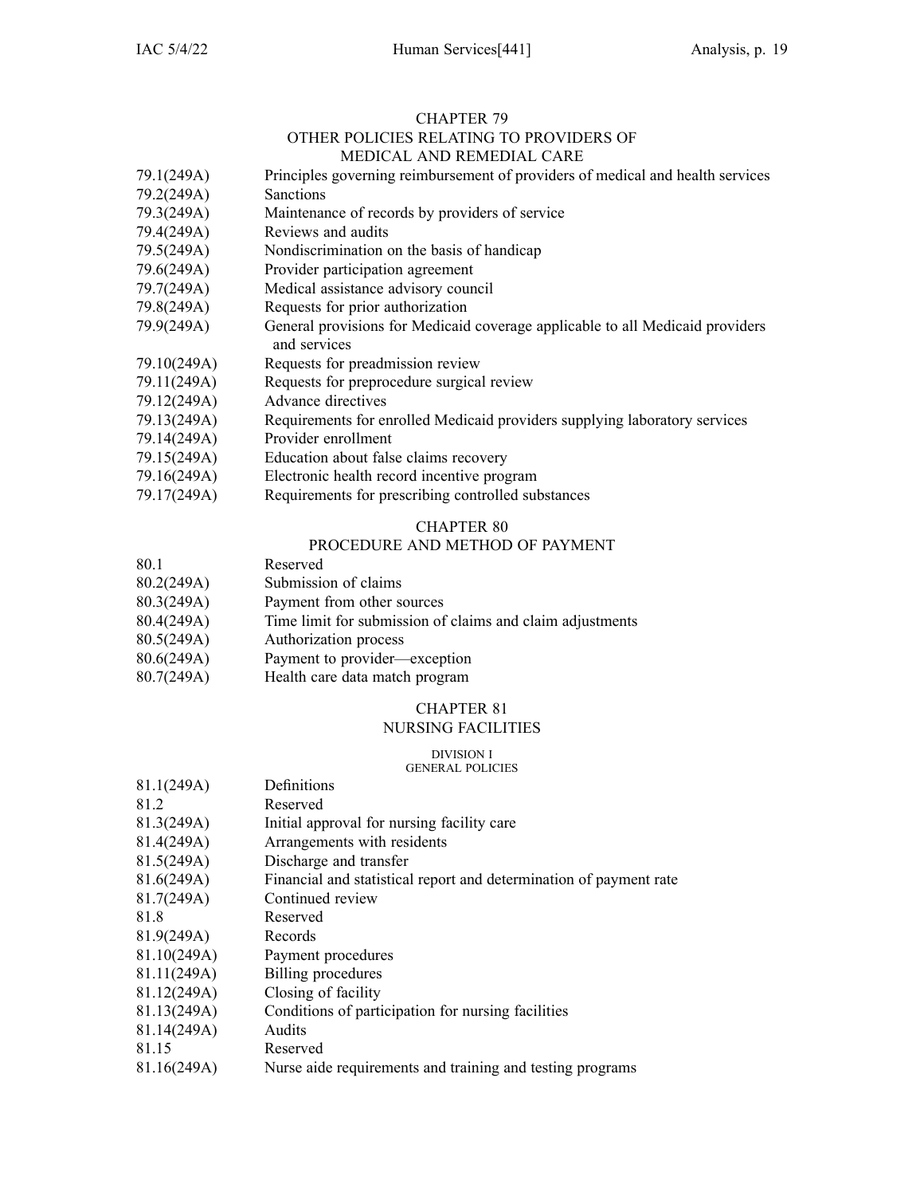## CHAPTER 79
## OTHER POLICIES RELATING TO PROVIDERS OF MEDICAL AND REMEDIAL CARE

| | |
|---|---|
| 79.1(249A) | Principles governing reimbursement of providers of medical and health services |
| 79.2(249A) | Sanctions |
| 79.3(249A) | Maintenance of records by providers of service |
| 79.4(249A) | Reviews and audits |
| 79.5(249A) | Nondiscrimination on the basis of handicap |
| 79.6(249A) | Provider participation agreement |
| 79.7(249A) | Medical assistance advisory council |
| 79.8(249A) | Requests for prior authorization |
| 79.9(249A) | General provisions for Medicaid coverage applicable to all Medicaid providers and services |
| 79.10(249A) | Requests for preadmission review |
| 79.11(249A) | Requests for preprocedure surgical review |
| 79.12(249A) | Advance directives |
| 79.13(249A) | Requirements for enrolled Medicaid providers supplying laboratory services |
| 79.14(249A) | Provider enrollment |
| 79.15(249A) | Education about false claims recovery |
| 79.16(249A) | Electronic health record incentive program |
| 79.17(249A) | Requirements for prescribing controlled substances |

## CHAPTER 80
## PROCEDURE AND METHOD OF PAYMENT

| | |
|---|---|
| 80.1 | Reserved |
| 80.2(249A) | Submission of claims |
| 80.3(249A) | Payment from other sources |
| 80.4(249A) | Time limit for submission of claims and claim adjustments |
| 80.5(249A) | Authorization process |
| 80.6(249A) | Payment to provider—exception |
| 80.7(249A) | Health care data match program |

## CHAPTER 81
## NURSING FACILITIES

### DIVISION I
### GENERAL POLICIES

| | |
|---|---|
| 81.1(249A) | Definitions |
| 81.2 | Reserved |
| 81.3(249A) | Initial approval for nursing facility care |
| 81.4(249A) | Arrangements with residents |
| 81.5(249A) | Discharge and transfer |
| 81.6(249A) | Financial and statistical report and determination of payment rate |
| 81.7(249A) | Continued review |
| 81.8 | Reserved |
| 81.9(249A) | Records |
| 81.10(249A) | Payment procedures |
| 81.11(249A) | Billing procedures |
| 81.12(249A) | Closing of facility |
| 81.13(249A) | Conditions of participation for nursing facilities |
| 81.14(249A) | Audits |
| 81.15 | Reserved |
| 81.16(249A) | Nurse aide requirements and training and testing programs |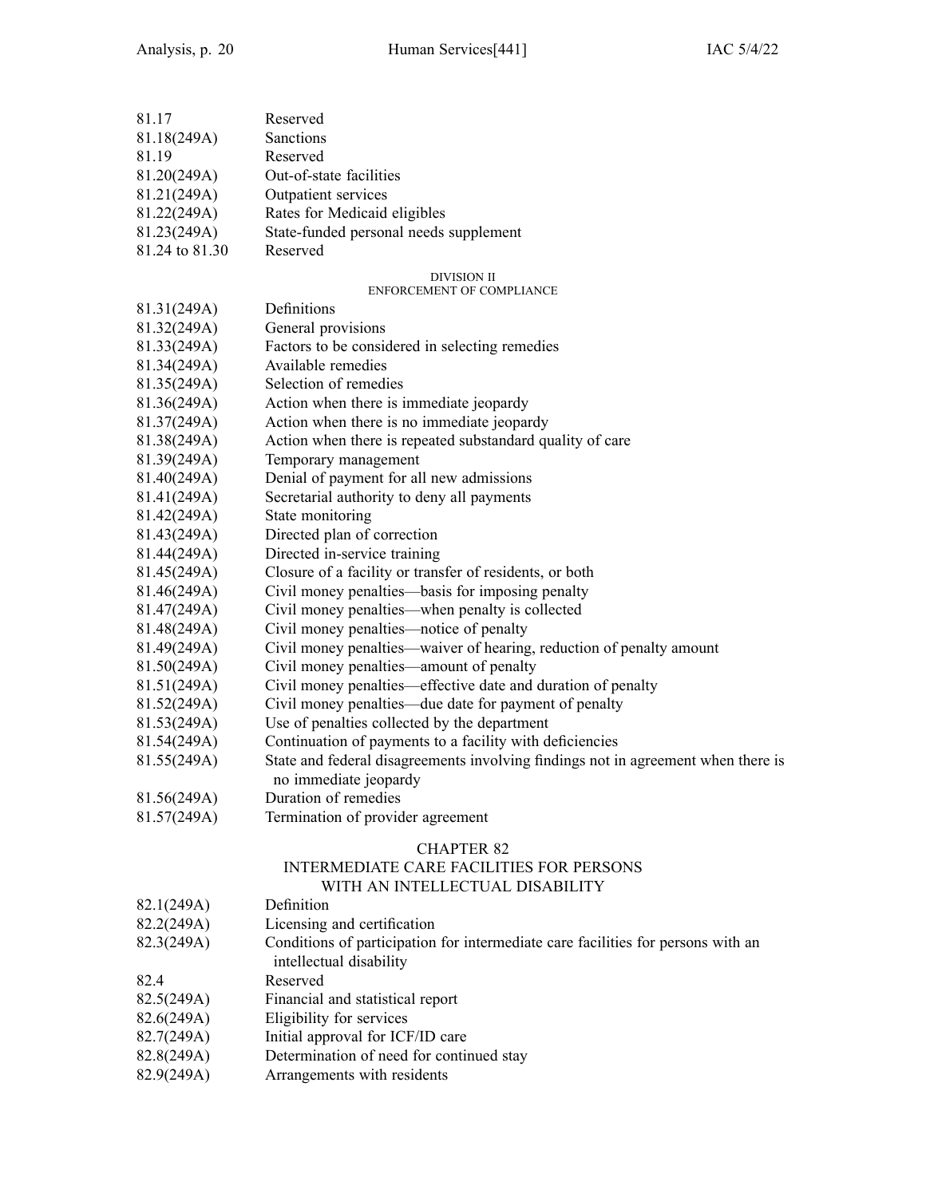| | |
|---|---|
| 81.17 | Reserved |
| 81.18(249A) | Sanctions |
| 81.19 | Reserved |
| 81.20(249A) | Out-of-state facilities |
| 81.21(249A) | Outpatient services |
| 81.22(249A) | Rates for Medicaid eligibles |
| 81.23(249A) | State-funded personal needs supplement |
| 81.24 to 81.30 | Reserved |

DIVISION II
ENFORCEMENT OF COMPLIANCE

| | |
|---|---|
| 81.31(249A) | Definitions |
| 81.32(249A) | General provisions |
| 81.33(249A) | Factors to be considered in selecting remedies |
| 81.34(249A) | Available remedies |
| 81.35(249A) | Selection of remedies |
| 81.36(249A) | Action when there is immediate jeopardy |
| 81.37(249A) | Action when there is no immediate jeopardy |
| 81.38(249A) | Action when there is repeated substandard quality of care |
| 81.39(249A) | Temporary management |
| 81.40(249A) | Denial of payment for all new admissions |
| 81.41(249A) | Secretarial authority to deny all payments |
| 81.42(249A) | State monitoring |
| 81.43(249A) | Directed plan of correction |
| 81.44(249A) | Directed in-service training |
| 81.45(249A) | Closure of a facility or transfer of residents, or both |
| 81.46(249A) | Civil money penalties—basis for imposing penalty |
| 81.47(249A) | Civil money penalties—when penalty is collected |
| 81.48(249A) | Civil money penalties—notice of penalty |
| 81.49(249A) | Civil money penalties—waiver of hearing, reduction of penalty amount |
| 81.50(249A) | Civil money penalties—amount of penalty |
| 81.51(249A) | Civil money penalties—effective date and duration of penalty |
| 81.52(249A) | Civil money penalties—due date for payment of penalty |
| 81.53(249A) | Use of penalties collected by the department |
| 81.54(249A) | Continuation of payments to a facility with deficiencies |
| 81.55(249A) | State and federal disagreements involving findings not in agreement when there is no immediate jeopardy |
| 81.56(249A) | Duration of remedies |
| 81.57(249A) | Termination of provider agreement |

## CHAPTER 82
## INTERMEDIATE CARE FACILITIES FOR PERSONS WITH AN INTELLECTUAL DISABILITY

| | |
|---|---|
| 82.1(249A) | Definition |
| 82.2(249A) | Licensing and certification |
| 82.3(249A) | Conditions of participation for intermediate care facilities for persons with an intellectual disability |
| 82.4 | Reserved |
| 82.5(249A) | Financial and statistical report |
| 82.6(249A) | Eligibility for services |
| 82.7(249A) | Initial approval for ICF/ID care |
| 82.8(249A) | Determination of need for continued stay |
| 82.9(249A) | Arrangements with residents |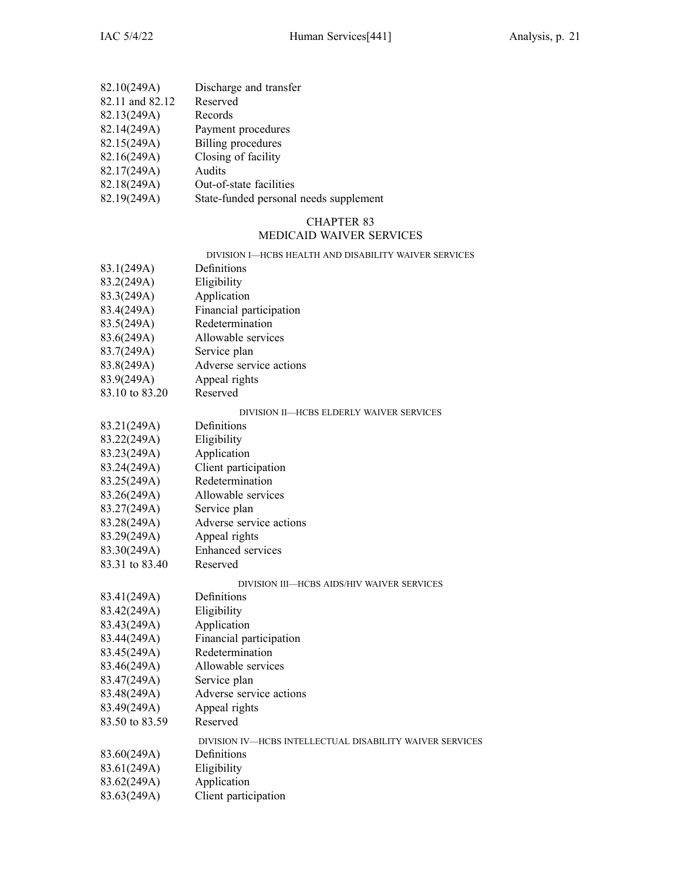82.10(249A) Discharge and transfer
82.11 and 82.12 Reserved
82.13(249A) Records
82.14(249A) Payment procedures
82.15(249A) Billing procedures
82.16(249A) Closing of facility
82.17(249A) Audits
82.18(249A) Out-of-state facilities
82.19(249A) State-funded personal needs supplement

## CHAPTER 83
## MEDICAID WAIVER SERVICES

### DIVISION I—HCBS HEALTH AND DISABILITY WAIVER SERVICES

83.1(249A) Definitions
83.2(249A) Eligibility
83.3(249A) Application
83.4(249A) Financial participation
83.5(249A) Redetermination
83.6(249A) Allowable services
83.7(249A) Service plan
83.8(249A) Adverse service actions
83.9(249A) Appeal rights
83.10 to 83.20 Reserved

### DIVISION II—HCBS ELDERLY WAIVER SERVICES

83.21(249A) Definitions
83.22(249A) Eligibility
83.23(249A) Application
83.24(249A) Client participation
83.25(249A) Redetermination
83.26(249A) Allowable services
83.27(249A) Service plan
83.28(249A) Adverse service actions
83.29(249A) Appeal rights
83.30(249A) Enhanced services
83.31 to 83.40 Reserved

### DIVISION III—HCBS AIDS/HIV WAIVER SERVICES

83.41(249A) Definitions
83.42(249A) Eligibility
83.43(249A) Application
83.44(249A) Financial participation
83.45(249A) Redetermination
83.46(249A) Allowable services
83.47(249A) Service plan
83.48(249A) Adverse service actions
83.49(249A) Appeal rights
83.50 to 83.59 Reserved

### DIVISION IV—HCBS INTELLECTUAL DISABILITY WAIVER SERVICES

83.60(249A) Definitions
83.61(249A) Eligibility
83.62(249A) Application
83.63(249A) Client participation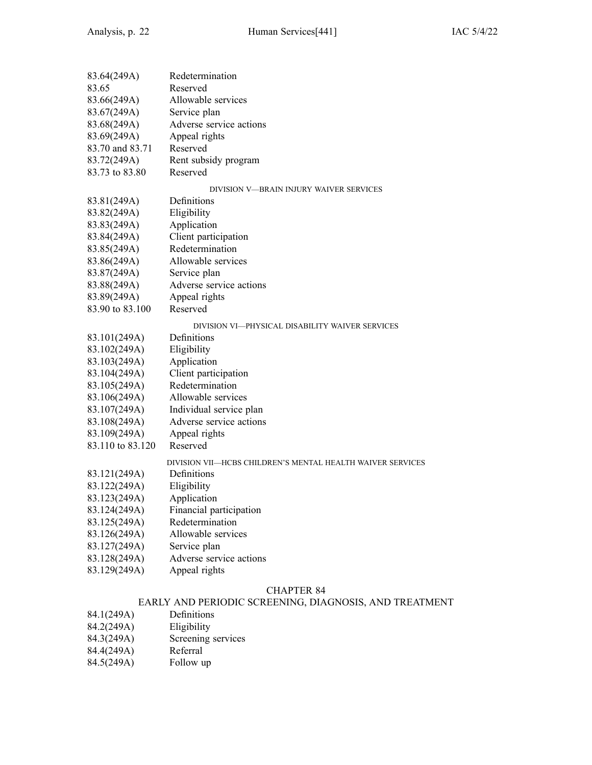| | |
|---|---|
| 83.64(249A) | Redetermination |
| 83.65 | Reserved |
| 83.66(249A) | Allowable services |
| 83.67(249A) | Service plan |
| 83.68(249A) | Adverse service actions |
| 83.69(249A) | Appeal rights |
| 83.70 and 83.71 | Reserved |
| 83.72(249A) | Rent subsidy program |
| 83.73 to 83.80 | Reserved |

DIVISION V—BRAIN INJURY WAIVER SERVICES

| | |
|---|---|
| 83.81(249A) | Definitions |
| 83.82(249A) | Eligibility |
| 83.83(249A) | Application |
| 83.84(249A) | Client participation |
| 83.85(249A) | Redetermination |
| 83.86(249A) | Allowable services |
| 83.87(249A) | Service plan |
| 83.88(249A) | Adverse service actions |
| 83.89(249A) | Appeal rights |
| 83.90 to 83.100 | Reserved |

DIVISION VI—PHYSICAL DISABILITY WAIVER SERVICES

| | |
|---|---|
| 83.101(249A) | Definitions |
| 83.102(249A) | Eligibility |
| 83.103(249A) | Application |
| 83.104(249A) | Client participation |
| 83.105(249A) | Redetermination |
| 83.106(249A) | Allowable services |
| 83.107(249A) | Individual service plan |
| 83.108(249A) | Adverse service actions |
| 83.109(249A) | Appeal rights |
| 83.110 to 83.120 | Reserved |

DIVISION VII—HCBS CHILDREN'S MENTAL HEALTH WAIVER SERVICES

| | |
|---|---|
| 83.121(249A) | Definitions |
| 83.122(249A) | Eligibility |
| 83.123(249A) | Application |
| 83.124(249A) | Financial participation |
| 83.125(249A) | Redetermination |
| 83.126(249A) | Allowable services |
| 83.127(249A) | Service plan |
| 83.128(249A) | Adverse service actions |
| 83.129(249A) | Appeal rights |

## CHAPTER 84

## EARLY AND PERIODIC SCREENING, DIAGNOSIS, AND TREATMENT

| | |
|---|---|
| 84.1(249A) | Definitions |
| 84.2(249A) | Eligibility |
| 84.3(249A) | Screening services |
| 84.4(249A) | Referral |
| 84.5(249A) | Follow up |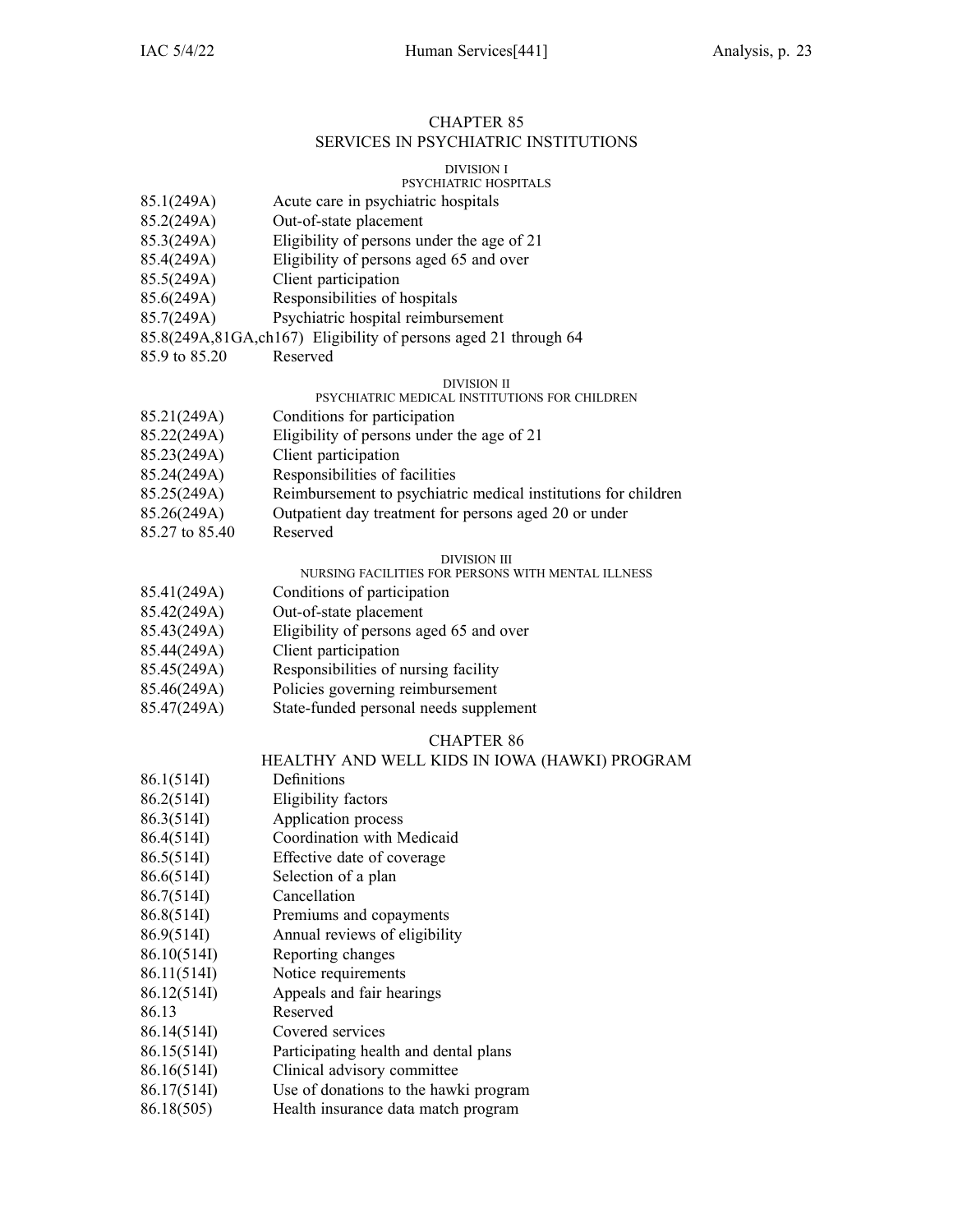## CHAPTER 85
## SERVICES IN PSYCHIATRIC INSTITUTIONS

### DIVISION I
### PSYCHIATRIC HOSPITALS

85.1(249A) Acute care in psychiatric hospitals
85.2(249A) Out-of-state placement
85.3(249A) Eligibility of persons under the age of 21
85.4(249A) Eligibility of persons aged 65 and over
85.5(249A) Client participation
85.6(249A) Responsibilities of hospitals
85.7(249A) Psychiatric hospital reimbursement
85.8(249A,81GA,ch167) Eligibility of persons aged 21 through 64
85.9 to 85.20 Reserved

### DIVISION II
### PSYCHIATRIC MEDICAL INSTITUTIONS FOR CHILDREN

85.21(249A) Conditions for participation
85.22(249A) Eligibility of persons under the age of 21
85.23(249A) Client participation
85.24(249A) Responsibilities of facilities
85.25(249A) Reimbursement to psychiatric medical institutions for children
85.26(249A) Outpatient day treatment for persons aged 20 or under
85.27 to 85.40 Reserved

### DIVISION III
### NURSING FACILITIES FOR PERSONS WITH MENTAL ILLNESS

85.41(249A) Conditions of participation
85.42(249A) Out-of-state placement
85.43(249A) Eligibility of persons aged 65 and over
85.44(249A) Client participation
85.45(249A) Responsibilities of nursing facility
85.46(249A) Policies governing reimbursement
85.47(249A) State-funded personal needs supplement

## CHAPTER 86
## HEALTHY AND WELL KIDS IN IOWA (HAWKI) PROGRAM

86.1(514I) Definitions
86.2(514I) Eligibility factors
86.3(514I) Application process
86.4(514I) Coordination with Medicaid
86.5(514I) Effective date of coverage
86.6(514I) Selection of a plan
86.7(514I) Cancellation
86.8(514I) Premiums and copayments
86.9(514I) Annual reviews of eligibility
86.10(514I) Reporting changes
86.11(514I) Notice requirements
86.12(514I) Appeals and fair hearings
86.13 Reserved
86.14(514I) Covered services
86.15(514I) Participating health and dental plans
86.16(514I) Clinical advisory committee
86.17(514I) Use of donations to the hawki program
86.18(505) Health insurance data match program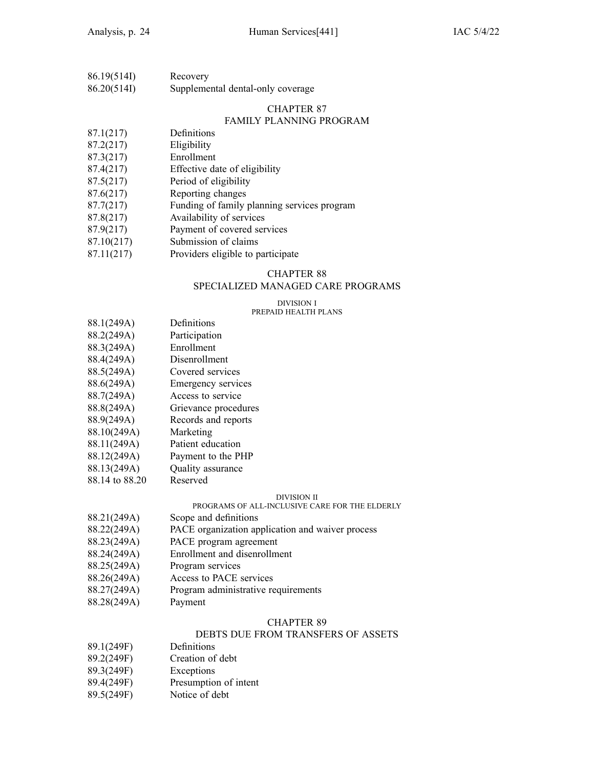86.19(514I) Recovery
86.20(514I) Supplemental dental-only coverage

## CHAPTER 87
## FAMILY PLANNING PROGRAM

87.1(217) Definitions
87.2(217) Eligibility
87.3(217) Enrollment
87.4(217) Effective date of eligibility
87.5(217) Period of eligibility
87.6(217) Reporting changes
87.7(217) Funding of family planning services program
87.8(217) Availability of services
87.9(217) Payment of covered services
87.10(217) Submission of claims
87.11(217) Providers eligible to participate

## CHAPTER 88
## SPECIALIZED MANAGED CARE PROGRAMS

### DIVISION I
### PREPAID HEALTH PLANS

88.1(249A) Definitions
88.2(249A) Participation
88.3(249A) Enrollment
88.4(249A) Disenrollment
88.5(249A) Covered services
88.6(249A) Emergency services
88.7(249A) Access to service
88.8(249A) Grievance procedures
88.9(249A) Records and reports
88.10(249A) Marketing
88.11(249A) Patient education
88.12(249A) Payment to the PHP
88.13(249A) Quality assurance
88.14 to 88.20 Reserved

### DIVISION II
### PROGRAMS OF ALL-INCLUSIVE CARE FOR THE ELDERLY

88.21(249A) Scope and definitions
88.22(249A) PACE organization application and waiver process
88.23(249A) PACE program agreement
88.24(249A) Enrollment and disenrollment
88.25(249A) Program services
88.26(249A) Access to PACE services
88.27(249A) Program administrative requirements
88.28(249A) Payment

## CHAPTER 89
## DEBTS DUE FROM TRANSFERS OF ASSETS

89.1(249F) Definitions
89.2(249F) Creation of debt
89.3(249F) Exceptions
89.4(249F) Presumption of intent
89.5(249F) Notice of debt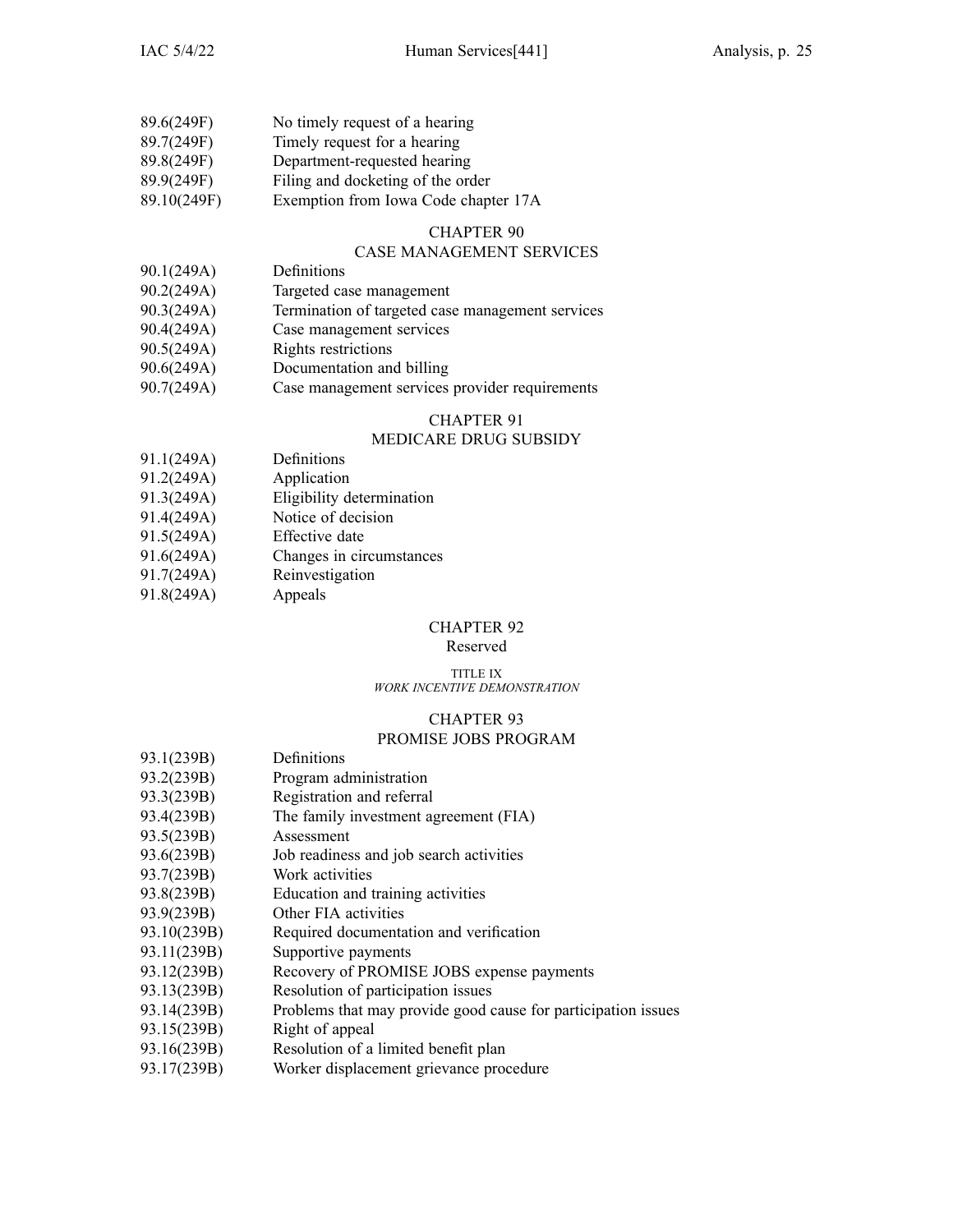89.6(249F) No timely request of a hearing
89.7(249F) Timely request for a hearing
89.8(249F) Department-requested hearing
89.9(249F) Filing and docketing of the order
89.10(249F) Exemption from Iowa Code chapter 17A

## CHAPTER 90
## CASE MANAGEMENT SERVICES

90.1(249A) Definitions
90.2(249A) Targeted case management
90.3(249A) Termination of targeted case management services
90.4(249A) Case management services
90.5(249A) Rights restrictions
90.6(249A) Documentation and billing
90.7(249A) Case management services provider requirements

## CHAPTER 91
## MEDICARE DRUG SUBSIDY

91.1(249A) Definitions
91.2(249A) Application
91.3(249A) Eligibility determination
91.4(249A) Notice of decision
91.5(249A) Effective date
91.6(249A) Changes in circumstances
91.7(249A) Reinvestigation
91.8(249A) Appeals

## CHAPTER 92
Reserved

### TITLE IX
*WORK INCENTIVE DEMONSTRATION*

## CHAPTER 93
## PROMISE JOBS PROGRAM

93.1(239B) Definitions
93.2(239B) Program administration
93.3(239B) Registration and referral
93.4(239B) The family investment agreement (FIA)
93.5(239B) Assessment
93.6(239B) Job readiness and job search activities
93.7(239B) Work activities
93.8(239B) Education and training activities
93.9(239B) Other FIA activities
93.10(239B) Required documentation and verification
93.11(239B) Supportive payments
93.12(239B) Recovery of PROMISE JOBS expense payments
93.13(239B) Resolution of participation issues
93.14(239B) Problems that may provide good cause for participation issues
93.15(239B) Right of appeal
93.16(239B) Resolution of a limited benefit plan
93.17(239B) Worker displacement grievance procedure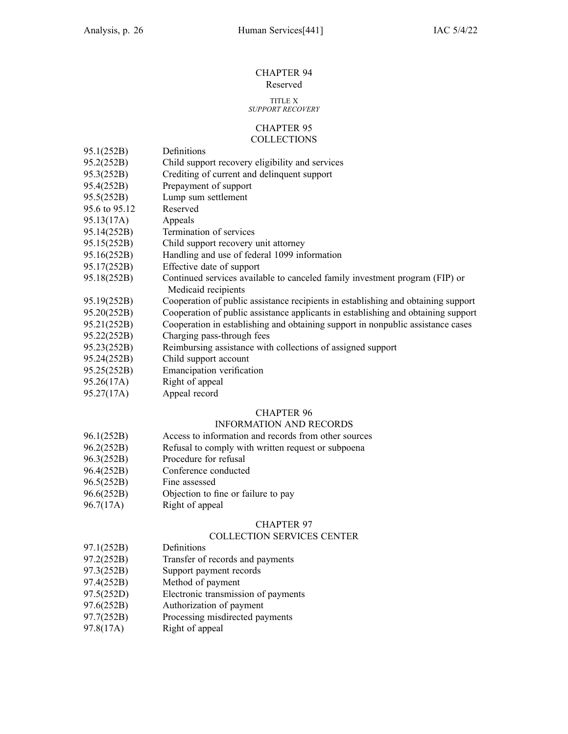## CHAPTER 94
Reserved

### TITLE X
*SUPPORT RECOVERY*

## CHAPTER 95
## COLLECTIONS

| | |
|---|---|
| 95.1(252B) | Definitions |
| 95.2(252B) | Child support recovery eligibility and services |
| 95.3(252B) | Crediting of current and delinquent support |
| 95.4(252B) | Prepayment of support |
| 95.5(252B) | Lump sum settlement |
| 95.6 to 95.12 | Reserved |
| 95.13(17A) | Appeals |
| 95.14(252B) | Termination of services |
| 95.15(252B) | Child support recovery unit attorney |
| 95.16(252B) | Handling and use of federal 1099 information |
| 95.17(252B) | Effective date of support |
| 95.18(252B) | Continued services available to canceled family investment program (FIP) or Medicaid recipients |
| 95.19(252B) | Cooperation of public assistance recipients in establishing and obtaining support |
| 95.20(252B) | Cooperation of public assistance applicants in establishing and obtaining support |
| 95.21(252B) | Cooperation in establishing and obtaining support in nonpublic assistance cases |
| 95.22(252B) | Charging pass-through fees |
| 95.23(252B) | Reimbursing assistance with collections of assigned support |
| 95.24(252B) | Child support account |
| 95.25(252B) | Emancipation verification |
| 95.26(17A) | Right of appeal |
| 95.27(17A) | Appeal record |

## CHAPTER 96
## INFORMATION AND RECORDS

| | |
|---|---|
| 96.1(252B) | Access to information and records from other sources |
| 96.2(252B) | Refusal to comply with written request or subpoena |
| 96.3(252B) | Procedure for refusal |
| 96.4(252B) | Conference conducted |
| 96.5(252B) | Fine assessed |
| 96.6(252B) | Objection to fine or failure to pay |
| 96.7(17A) | Right of appeal |

## CHAPTER 97
## COLLECTION SERVICES CENTER

| | |
|---|---|
| 97.1(252B) | Definitions |
| 97.2(252B) | Transfer of records and payments |
| 97.3(252B) | Support payment records |
| 97.4(252B) | Method of payment |
| 97.5(252D) | Electronic transmission of payments |
| 97.6(252B) | Authorization of payment |
| 97.7(252B) | Processing misdirected payments |
| 97.8(17A) | Right of appeal |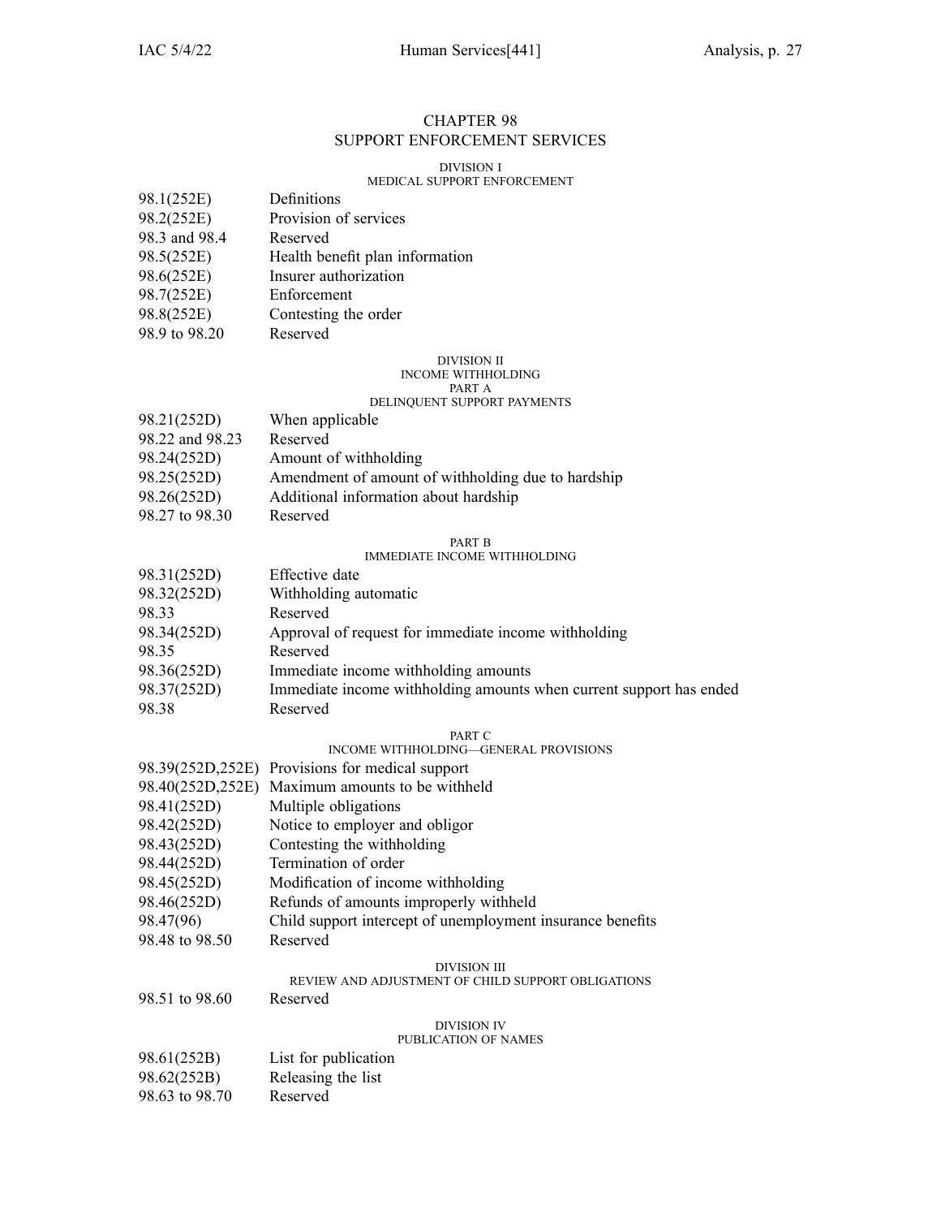# CHAPTER 98
# SUPPORT ENFORCEMENT SERVICES

## DIVISION I
## MEDICAL SUPPORT ENFORCEMENT

| | |
|---|---|
| 98.1(252E) | Definitions |
| 98.2(252E) | Provision of services |
| 98.3 and 98.4 | Reserved |
| 98.5(252E) | Health benefit plan information |
| 98.6(252E) | Insurer authorization |
| 98.7(252E) | Enforcement |
| 98.8(252E) | Contesting the order |
| 98.9 to 98.20 | Reserved |

## DIVISION II
## INCOME WITHHOLDING
### PART A
### DELINQUENT SUPPORT PAYMENTS

| | |
|---|---|
| 98.21(252D) | When applicable |
| 98.22 and 98.23 | Reserved |
| 98.24(252D) | Amount of withholding |
| 98.25(252D) | Amendment of amount of withholding due to hardship |
| 98.26(252D) | Additional information about hardship |
| 98.27 to 98.30 | Reserved |

### PART B
### IMMEDIATE INCOME WITHHOLDING

| | |
|---|---|
| 98.31(252D) | Effective date |
| 98.32(252D) | Withholding automatic |
| 98.33 | Reserved |
| 98.34(252D) | Approval of request for immediate income withholding |
| 98.35 | Reserved |
| 98.36(252D) | Immediate income withholding amounts |
| 98.37(252D) | Immediate income withholding amounts when current support has ended |
| 98.38 | Reserved |

### PART C
### INCOME WITHHOLDING—GENERAL PROVISIONS

| | |
|---|---|
| 98.39(252D,252E) | Provisions for medical support |
| 98.40(252D,252E) | Maximum amounts to be withheld |
| 98.41(252D) | Multiple obligations |
| 98.42(252D) | Notice to employer and obligor |
| 98.43(252D) | Contesting the withholding |
| 98.44(252D) | Termination of order |
| 98.45(252D) | Modification of income withholding |
| 98.46(252D) | Refunds of amounts improperly withheld |
| 98.47(96) | Child support intercept of unemployment insurance benefits |
| 98.48 to 98.50 | Reserved |

## DIVISION III
## REVIEW AND ADJUSTMENT OF CHILD SUPPORT OBLIGATIONS

| | |
|---|---|
| 98.51 to 98.60 | Reserved |

## DIVISION IV
## PUBLICATION OF NAMES

| | |
|---|---|
| 98.61(252B) | List for publication |
| 98.62(252B) | Releasing the list |
| 98.63 to 98.70 | Reserved |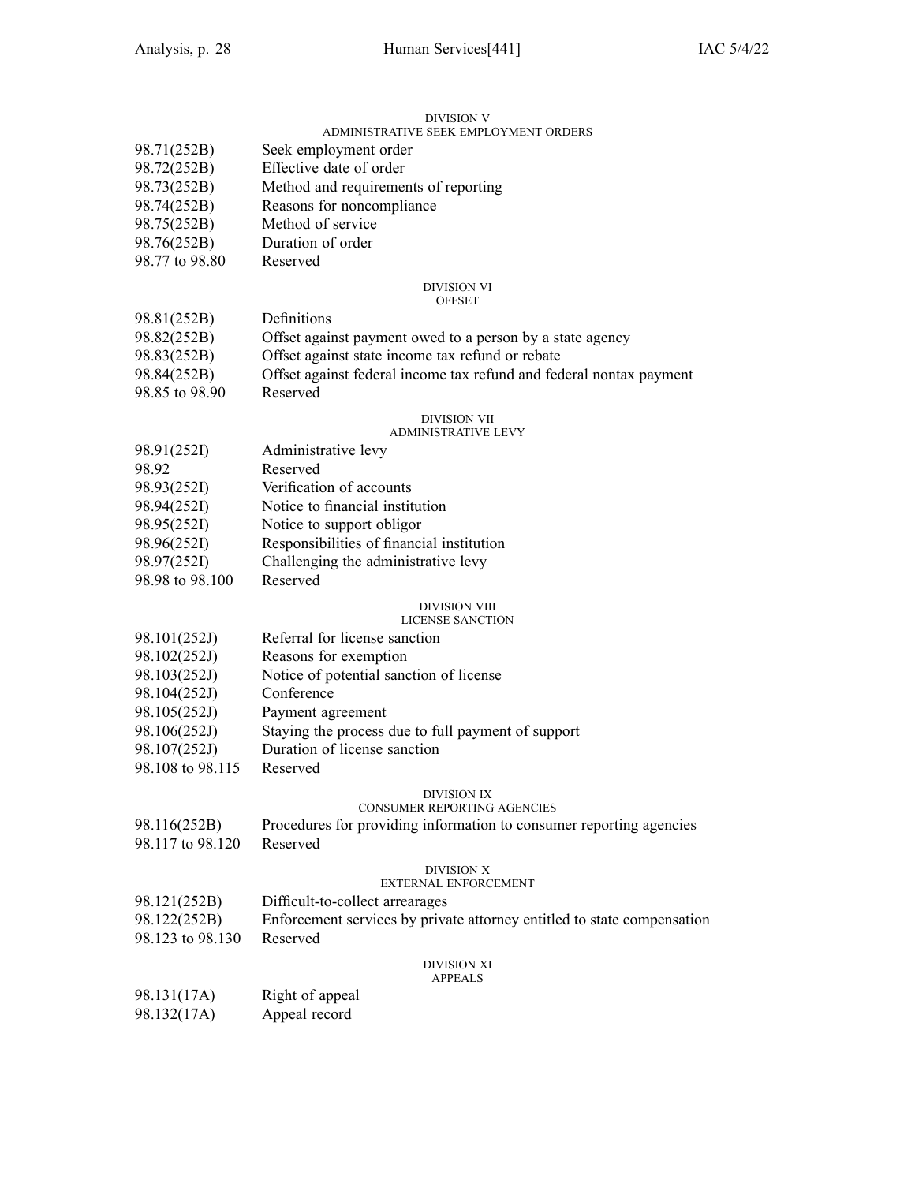## DIVISION V
### ADMINISTRATIVE SEEK EMPLOYMENT ORDERS

| | |
|---|---|
| 98.71(252B) | Seek employment order |
| 98.72(252B) | Effective date of order |
| 98.73(252B) | Method and requirements of reporting |
| 98.74(252B) | Reasons for noncompliance |
| 98.75(252B) | Method of service |
| 98.76(252B) | Duration of order |
| 98.77 to 98.80 | Reserved |

## DIVISION VI
### OFFSET

| | |
|---|---|
| 98.81(252B) | Definitions |
| 98.82(252B) | Offset against payment owed to a person by a state agency |
| 98.83(252B) | Offset against state income tax refund or rebate |
| 98.84(252B) | Offset against federal income tax refund and federal nontax payment |
| 98.85 to 98.90 | Reserved |

## DIVISION VII
### ADMINISTRATIVE LEVY

| | |
|---|---|
| 98.91(252I) | Administrative levy |
| 98.92 | Reserved |
| 98.93(252I) | Verification of accounts |
| 98.94(252I) | Notice to financial institution |
| 98.95(252I) | Notice to support obligor |
| 98.96(252I) | Responsibilities of financial institution |
| 98.97(252I) | Challenging the administrative levy |
| 98.98 to 98.100 | Reserved |

## DIVISION VIII
### LICENSE SANCTION

| | |
|---|---|
| 98.101(252J) | Referral for license sanction |
| 98.102(252J) | Reasons for exemption |
| 98.103(252J) | Notice of potential sanction of license |
| 98.104(252J) | Conference |
| 98.105(252J) | Payment agreement |
| 98.106(252J) | Staying the process due to full payment of support |
| 98.107(252J) | Duration of license sanction |
| 98.108 to 98.115 | Reserved |

## DIVISION IX
### CONSUMER REPORTING AGENCIES

| | |
|---|---|
| 98.116(252B) | Procedures for providing information to consumer reporting agencies |
| 98.117 to 98.120 | Reserved |

## DIVISION X
### EXTERNAL ENFORCEMENT

| | |
|---|---|
| 98.121(252B) | Difficult-to-collect arrearages |
| 98.122(252B) | Enforcement services by private attorney entitled to state compensation |
| 98.123 to 98.130 | Reserved |

## DIVISION XI
### APPEALS

| | |
|---|---|
| 98.131(17A) | Right of appeal |
| 98.132(17A) | Appeal record |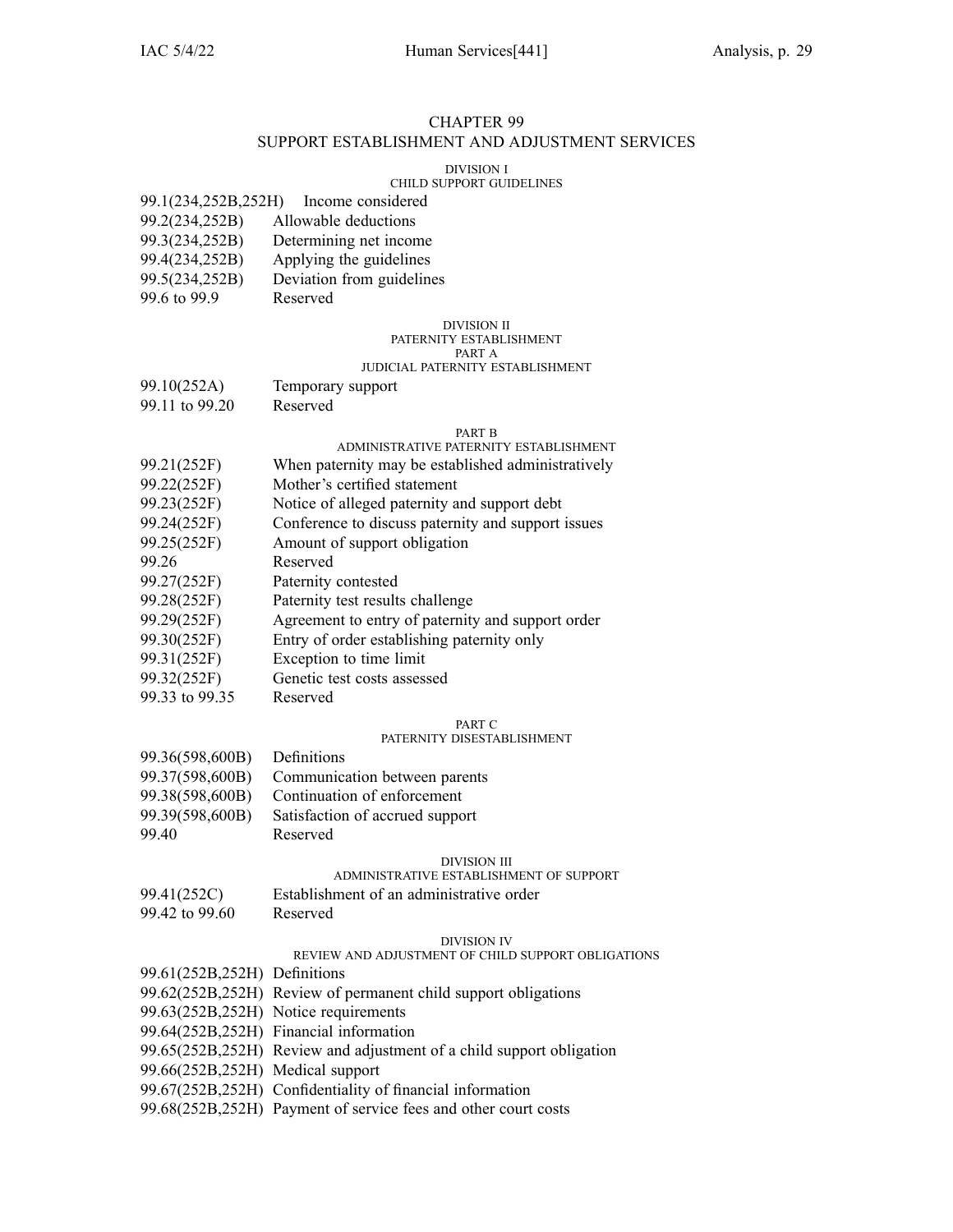# CHAPTER 99
## SUPPORT ESTABLISHMENT AND ADJUSTMENT SERVICES

### DIVISION I
### CHILD SUPPORT GUIDELINES

| | |
|---|---|
| 99.1(234,252B,252H) | Income considered |
| 99.2(234,252B) | Allowable deductions |
| 99.3(234,252B) | Determining net income |
| 99.4(234,252B) | Applying the guidelines |
| 99.5(234,252B) | Deviation from guidelines |
| 99.6 to 99.9 | Reserved |

### DIVISION II
### PATERNITY ESTABLISHMENT
### PART A
### JUDICIAL PATERNITY ESTABLISHMENT

| | |
|---|---|
| 99.10(252A) | Temporary support |
| 99.11 to 99.20 | Reserved |

### PART B
### ADMINISTRATIVE PATERNITY ESTABLISHMENT

| | |
|---|---|
| 99.21(252F) | When paternity may be established administratively |
| 99.22(252F) | Mother's certified statement |
| 99.23(252F) | Notice of alleged paternity and support debt |
| 99.24(252F) | Conference to discuss paternity and support issues |
| 99.25(252F) | Amount of support obligation |
| 99.26 | Reserved |
| 99.27(252F) | Paternity contested |
| 99.28(252F) | Paternity test results challenge |
| 99.29(252F) | Agreement to entry of paternity and support order |
| 99.30(252F) | Entry of order establishing paternity only |
| 99.31(252F) | Exception to time limit |
| 99.32(252F) | Genetic test costs assessed |
| 99.33 to 99.35 | Reserved |

### PART C
### PATERNITY DISESTABLISHMENT

| | |
|---|---|
| 99.36(598,600B) | Definitions |
| 99.37(598,600B) | Communication between parents |
| 99.38(598,600B) | Continuation of enforcement |
| 99.39(598,600B) | Satisfaction of accrued support |
| 99.40 | Reserved |

### DIVISION III
### ADMINISTRATIVE ESTABLISHMENT OF SUPPORT

| | |
|---|---|
| 99.41(252C) | Establishment of an administrative order |
| 99.42 to 99.60 | Reserved |

### DIVISION IV
### REVIEW AND ADJUSTMENT OF CHILD SUPPORT OBLIGATIONS

| | |
|---|---|
| 99.61(252B,252H) | Definitions |
| 99.62(252B,252H) | Review of permanent child support obligations |
| 99.63(252B,252H) | Notice requirements |
| 99.64(252B,252H) | Financial information |
| 99.65(252B,252H) | Review and adjustment of a child support obligation |
| 99.66(252B,252H) | Medical support |
| 99.67(252B,252H) | Confidentiality of financial information |
| 99.68(252B,252H) | Payment of service fees and other court costs |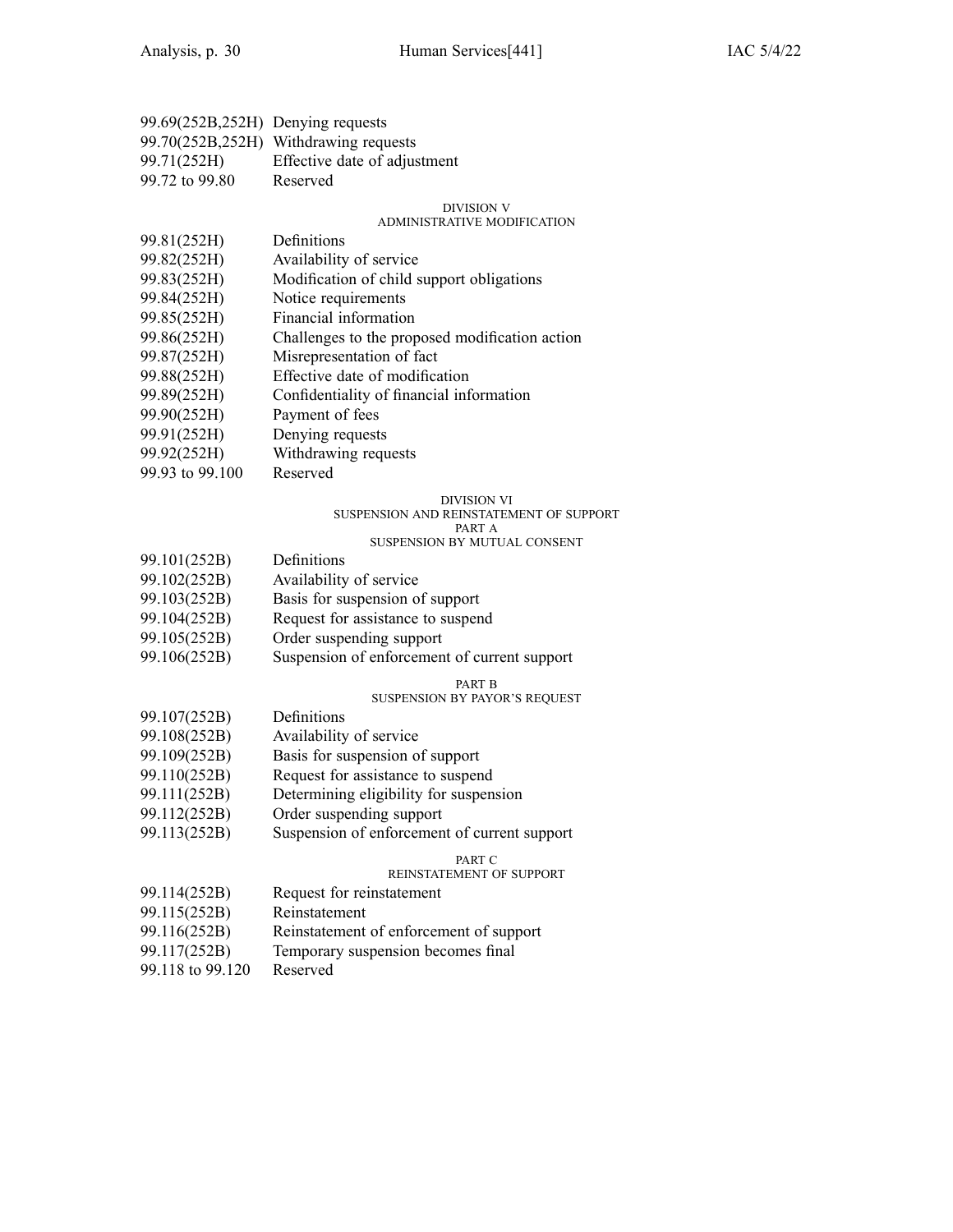99.69(252B,252H) Denying requests
99.70(252B,252H) Withdrawing requests
99.71(252H) Effective date of adjustment
99.72 to 99.80 Reserved

DIVISION V
ADMINISTRATIVE MODIFICATION

99.81(252H) Definitions
99.82(252H) Availability of service
99.83(252H) Modification of child support obligations
99.84(252H) Notice requirements
99.85(252H) Financial information
99.86(252H) Challenges to the proposed modification action
99.87(252H) Misrepresentation of fact
99.88(252H) Effective date of modification
99.89(252H) Confidentiality of financial information
99.90(252H) Payment of fees
99.91(252H) Denying requests
99.92(252H) Withdrawing requests
99.93 to 99.100 Reserved

DIVISION VI
SUSPENSION AND REINSTATEMENT OF SUPPORT
PART A
SUSPENSION BY MUTUAL CONSENT

99.101(252B) Definitions
99.102(252B) Availability of service
99.103(252B) Basis for suspension of support
99.104(252B) Request for assistance to suspend
99.105(252B) Order suspending support
99.106(252B) Suspension of enforcement of current support

PART B
SUSPENSION BY PAYOR'S REQUEST

99.107(252B) Definitions
99.108(252B) Availability of service
99.109(252B) Basis for suspension of support
99.110(252B) Request for assistance to suspend
99.111(252B) Determining eligibility for suspension
99.112(252B) Order suspending support
99.113(252B) Suspension of enforcement of current support

PART C
REINSTATEMENT OF SUPPORT

99.114(252B) Request for reinstatement
99.115(252B) Reinstatement
99.116(252B) Reinstatement of enforcement of support
99.117(252B) Temporary suspension becomes final
99.118 to 99.120 Reserved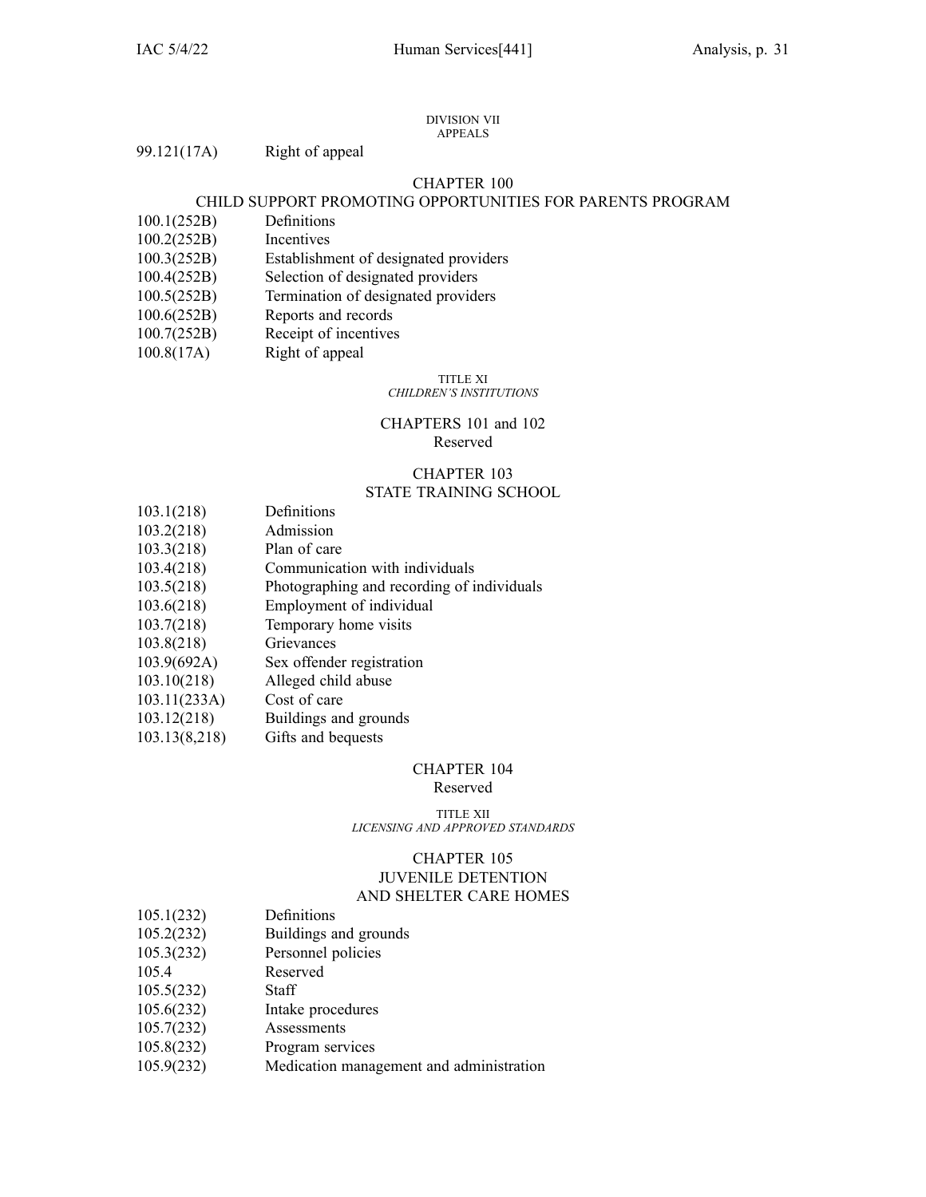DIVISION VII
APPEALS

99.121(17A) Right of appeal

## CHAPTER 100
## CHILD SUPPORT PROMOTING OPPORTUNITIES FOR PARENTS PROGRAM

100.1(252B) Definitions
100.2(252B) Incentives
100.3(252B) Establishment of designated providers
100.4(252B) Selection of designated providers
100.5(252B) Termination of designated providers
100.6(252B) Reports and records
100.7(252B) Receipt of incentives
100.8(17A) Right of appeal

# TITLE XI
*CHILDREN'S INSTITUTIONS*

## CHAPTERS 101 and 102
Reserved

## CHAPTER 103
## STATE TRAINING SCHOOL

103.1(218) Definitions
103.2(218) Admission
103.3(218) Plan of care
103.4(218) Communication with individuals
103.5(218) Photographing and recording of individuals
103.6(218) Employment of individual
103.7(218) Temporary home visits
103.8(218) Grievances
103.9(692A) Sex offender registration
103.10(218) Alleged child abuse
103.11(233A) Cost of care
103.12(218) Buildings and grounds
103.13(8,218) Gifts and bequests

## CHAPTER 104
Reserved

# TITLE XII
*LICENSING AND APPROVED STANDARDS*

## CHAPTER 105
## JUVENILE DETENTION
## AND SHELTER CARE HOMES

105.1(232) Definitions
105.2(232) Buildings and grounds
105.3(232) Personnel policies
105.4 Reserved
105.5(232) Staff
105.6(232) Intake procedures
105.7(232) Assessments
105.8(232) Program services
105.9(232) Medication management and administration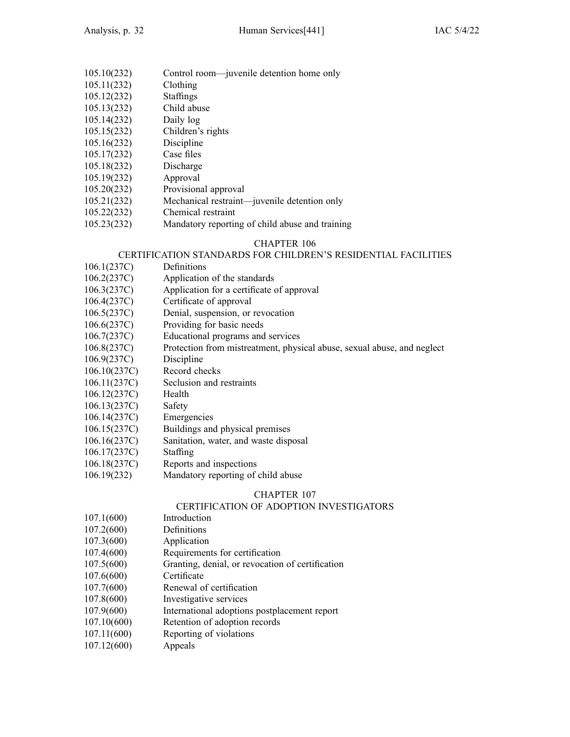105.10(232) Control room—juvenile detention home only
105.11(232) Clothing
105.12(232) Staffings
105.13(232) Child abuse
105.14(232) Daily log
105.15(232) Children's rights
105.16(232) Discipline
105.17(232) Case files
105.18(232) Discharge
105.19(232) Approval
105.20(232) Provisional approval
105.21(232) Mechanical restraint—juvenile detention only
105.22(232) Chemical restraint
105.23(232) Mandatory reporting of child abuse and training

## CHAPTER 106
## CERTIFICATION STANDARDS FOR CHILDREN'S RESIDENTIAL FACILITIES

106.1(237C) Definitions
106.2(237C) Application of the standards
106.3(237C) Application for a certificate of approval
106.4(237C) Certificate of approval
106.5(237C) Denial, suspension, or revocation
106.6(237C) Providing for basic needs
106.7(237C) Educational programs and services
106.8(237C) Protection from mistreatment, physical abuse, sexual abuse, and neglect
106.9(237C) Discipline
106.10(237C) Record checks
106.11(237C) Seclusion and restraints
106.12(237C) Health
106.13(237C) Safety
106.14(237C) Emergencies
106.15(237C) Buildings and physical premises
106.16(237C) Sanitation, water, and waste disposal
106.17(237C) Staffing
106.18(237C) Reports and inspections
106.19(232) Mandatory reporting of child abuse

## CHAPTER 107
## CERTIFICATION OF ADOPTION INVESTIGATORS

107.1(600) Introduction
107.2(600) Definitions
107.3(600) Application
107.4(600) Requirements for certification
107.5(600) Granting, denial, or revocation of certification
107.6(600) Certificate
107.7(600) Renewal of certification
107.8(600) Investigative services
107.9(600) International adoptions postplacement report
107.10(600) Retention of adoption records
107.11(600) Reporting of violations
107.12(600) Appeals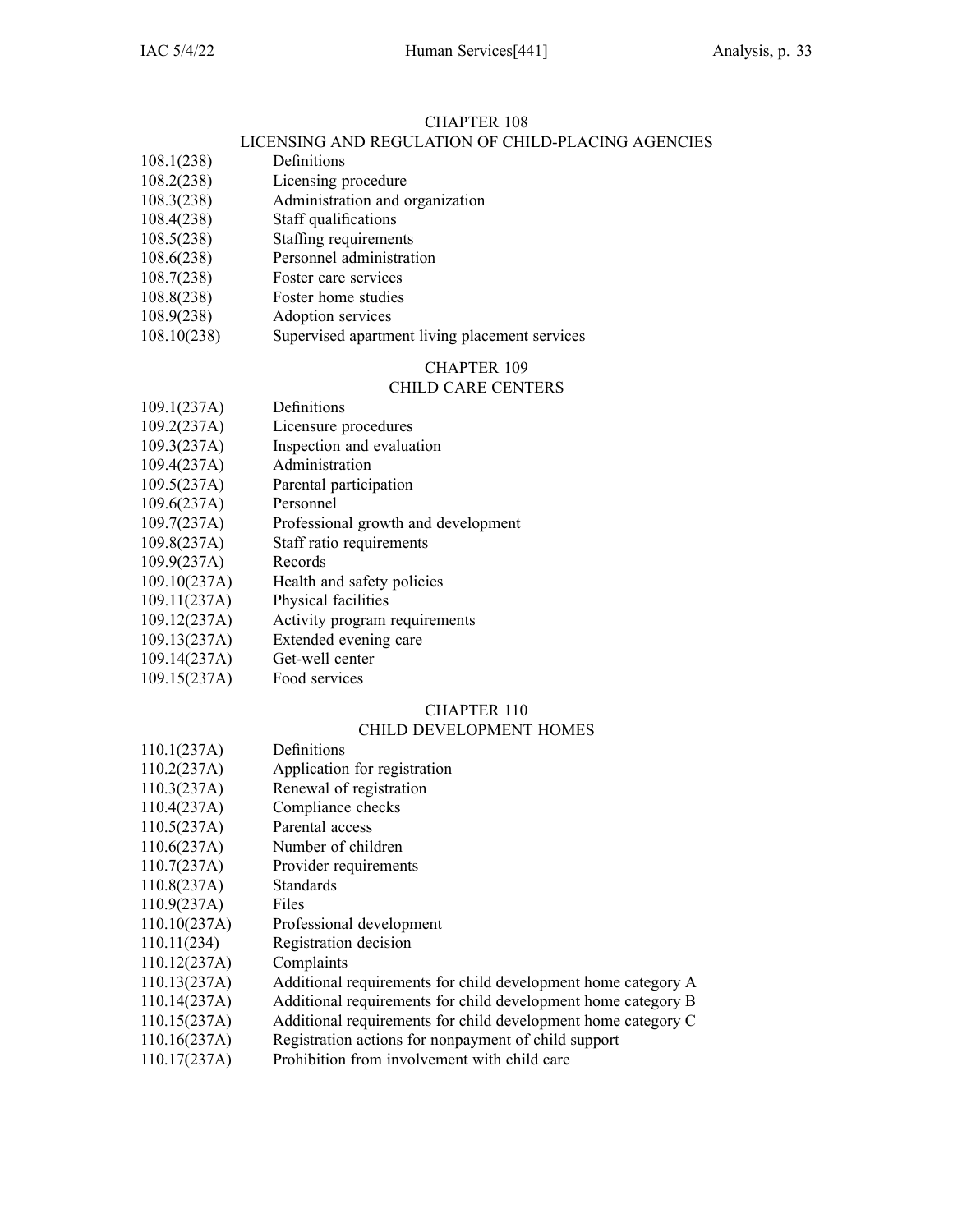## CHAPTER 108
## LICENSING AND REGULATION OF CHILD-PLACING AGENCIES

108.1(238) Definitions
108.2(238) Licensing procedure
108.3(238) Administration and organization
108.4(238) Staff qualifications
108.5(238) Staffing requirements
108.6(238) Personnel administration
108.7(238) Foster care services
108.8(238) Foster home studies
108.9(238) Adoption services
108.10(238) Supervised apartment living placement services

## CHAPTER 109
## CHILD CARE CENTERS

109.1(237A) Definitions
109.2(237A) Licensure procedures
109.3(237A) Inspection and evaluation
109.4(237A) Administration
109.5(237A) Parental participation
109.6(237A) Personnel
109.7(237A) Professional growth and development
109.8(237A) Staff ratio requirements
109.9(237A) Records
109.10(237A) Health and safety policies
109.11(237A) Physical facilities
109.12(237A) Activity program requirements
109.13(237A) Extended evening care
109.14(237A) Get-well center
109.15(237A) Food services

## CHAPTER 110
## CHILD DEVELOPMENT HOMES

110.1(237A) Definitions
110.2(237A) Application for registration
110.3(237A) Renewal of registration
110.4(237A) Compliance checks
110.5(237A) Parental access
110.6(237A) Number of children
110.7(237A) Provider requirements
110.8(237A) Standards
110.9(237A) Files
110.10(237A) Professional development
110.11(234) Registration decision
110.12(237A) Complaints
110.13(237A) Additional requirements for child development home category A
110.14(237A) Additional requirements for child development home category B
110.15(237A) Additional requirements for child development home category C
110.16(237A) Registration actions for nonpayment of child support
110.17(237A) Prohibition from involvement with child care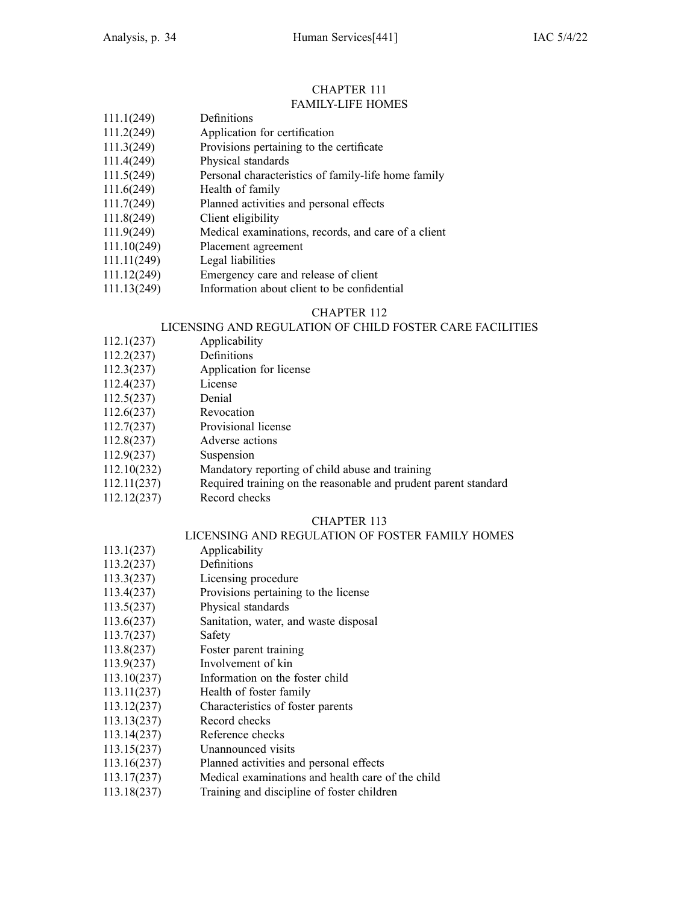CHAPTER 111
FAMILY-LIFE HOMES

| | |
|---|---|
| 111.1(249) | Definitions |
| 111.2(249) | Application for certification |
| 111.3(249) | Provisions pertaining to the certificate |
| 111.4(249) | Physical standards |
| 111.5(249) | Personal characteristics of family-life home family |
| 111.6(249) | Health of family |
| 111.7(249) | Planned activities and personal effects |
| 111.8(249) | Client eligibility |
| 111.9(249) | Medical examinations, records, and care of a client |
| 111.10(249) | Placement agreement |
| 111.11(249) | Legal liabilities |
| 111.12(249) | Emergency care and release of client |
| 111.13(249) | Information about client to be confidential |

CHAPTER 112
LICENSING AND REGULATION OF CHILD FOSTER CARE FACILITIES

| | |
|---|---|
| 112.1(237) | Applicability |
| 112.2(237) | Definitions |
| 112.3(237) | Application for license |
| 112.4(237) | License |
| 112.5(237) | Denial |
| 112.6(237) | Revocation |
| 112.7(237) | Provisional license |
| 112.8(237) | Adverse actions |
| 112.9(237) | Suspension |
| 112.10(232) | Mandatory reporting of child abuse and training |
| 112.11(237) | Required training on the reasonable and prudent parent standard |
| 112.12(237) | Record checks |

CHAPTER 113
LICENSING AND REGULATION OF FOSTER FAMILY HOMES

| | |
|---|---|
| 113.1(237) | Applicability |
| 113.2(237) | Definitions |
| 113.3(237) | Licensing procedure |
| 113.4(237) | Provisions pertaining to the license |
| 113.5(237) | Physical standards |
| 113.6(237) | Sanitation, water, and waste disposal |
| 113.7(237) | Safety |
| 113.8(237) | Foster parent training |
| 113.9(237) | Involvement of kin |
| 113.10(237) | Information on the foster child |
| 113.11(237) | Health of foster family |
| 113.12(237) | Characteristics of foster parents |
| 113.13(237) | Record checks |
| 113.14(237) | Reference checks |
| 113.15(237) | Unannounced visits |
| 113.16(237) | Planned activities and personal effects |
| 113.17(237) | Medical examinations and health care of the child |
| 113.18(237) | Training and discipline of foster children |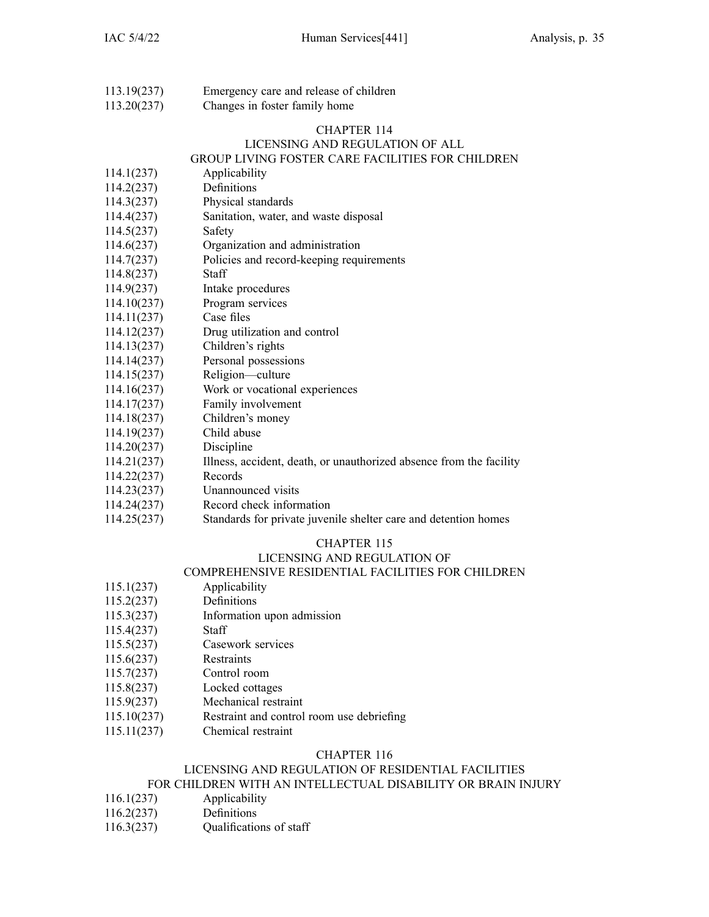113.19(237) Emergency care and release of children
113.20(237) Changes in foster family home

## CHAPTER 114
## LICENSING AND REGULATION OF ALL GROUP LIVING FOSTER CARE FACILITIES FOR CHILDREN

114.1(237) Applicability
114.2(237) Definitions
114.3(237) Physical standards
114.4(237) Sanitation, water, and waste disposal
114.5(237) Safety
114.6(237) Organization and administration
114.7(237) Policies and record-keeping requirements
114.8(237) Staff
114.9(237) Intake procedures
114.10(237) Program services
114.11(237) Case files
114.12(237) Drug utilization and control
114.13(237) Children's rights
114.14(237) Personal possessions
114.15(237) Religion—culture
114.16(237) Work or vocational experiences
114.17(237) Family involvement
114.18(237) Children's money
114.19(237) Child abuse
114.20(237) Discipline
114.21(237) Illness, accident, death, or unauthorized absence from the facility
114.22(237) Records
114.23(237) Unannounced visits
114.24(237) Record check information
114.25(237) Standards for private juvenile shelter care and detention homes

## CHAPTER 115
## LICENSING AND REGULATION OF COMPREHENSIVE RESIDENTIAL FACILITIES FOR CHILDREN

115.1(237) Applicability
115.2(237) Definitions
115.3(237) Information upon admission
115.4(237) Staff
115.5(237) Casework services
115.6(237) Restraints
115.7(237) Control room
115.8(237) Locked cottages
115.9(237) Mechanical restraint
115.10(237) Restraint and control room use debriefing
115.11(237) Chemical restraint

## CHAPTER 116
## LICENSING AND REGULATION OF RESIDENTIAL FACILITIES FOR CHILDREN WITH AN INTELLECTUAL DISABILITY OR BRAIN INJURY

116.1(237) Applicability
116.2(237) Definitions
116.3(237) Qualifications of staff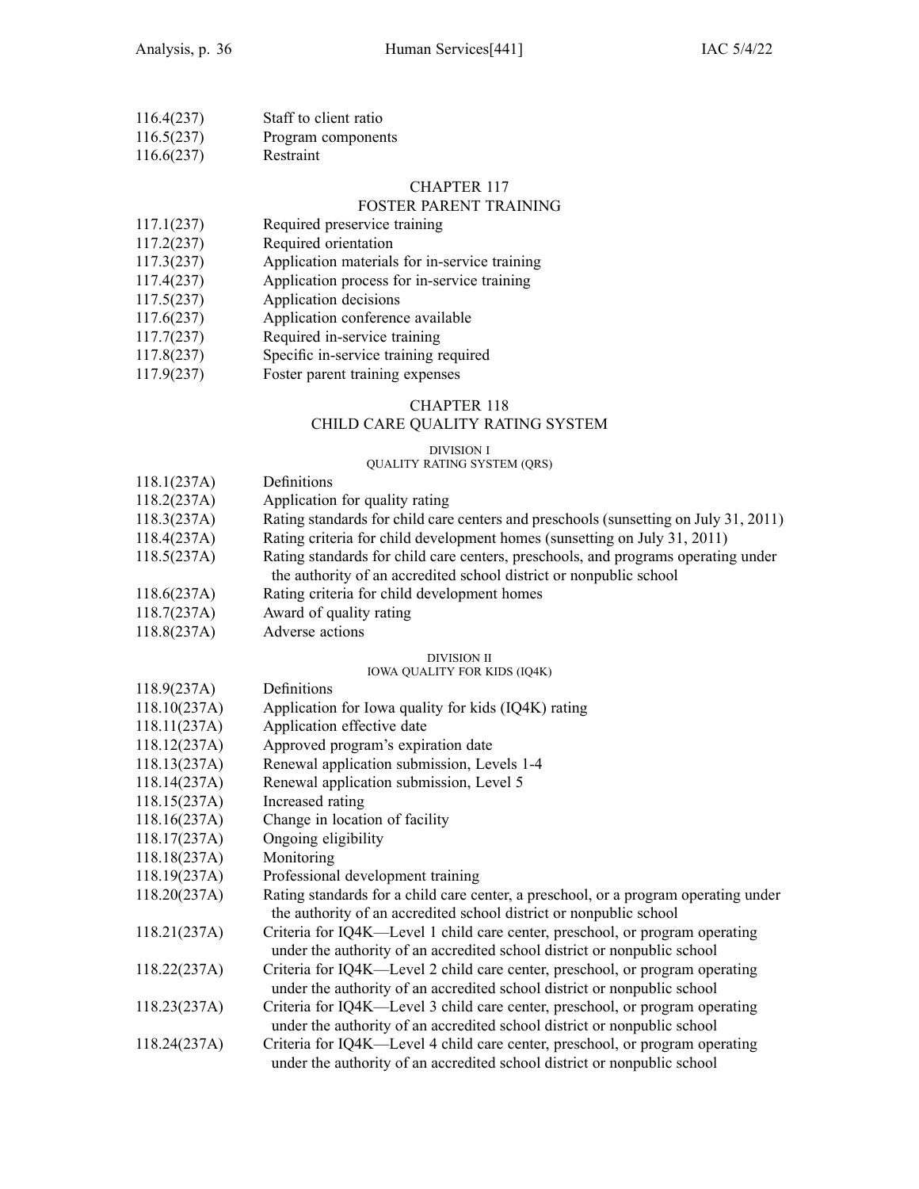116.4(237) Staff to client ratio
116.5(237) Program components
116.6(237) Restraint

## CHAPTER 117
## FOSTER PARENT TRAINING

117.1(237) Required preservice training
117.2(237) Required orientation
117.3(237) Application materials for in-service training
117.4(237) Application process for in-service training
117.5(237) Application decisions
117.6(237) Application conference available
117.7(237) Required in-service training
117.8(237) Specific in-service training required
117.9(237) Foster parent training expenses

## CHAPTER 118
## CHILD CARE QUALITY RATING SYSTEM

### DIVISION I
### QUALITY RATING SYSTEM (QRS)

118.1(237A) Definitions
118.2(237A) Application for quality rating
118.3(237A) Rating standards for child care centers and preschools (sunsetting on July 31, 2011)
118.4(237A) Rating criteria for child development homes (sunsetting on July 31, 2011)
118.5(237A) Rating standards for child care centers, preschools, and programs operating under the authority of an accredited school district or nonpublic school
118.6(237A) Rating criteria for child development homes
118.7(237A) Award of quality rating
118.8(237A) Adverse actions

### DIVISION II
### IOWA QUALITY FOR KIDS (IQ4K)

118.9(237A) Definitions
118.10(237A) Application for Iowa quality for kids (IQ4K) rating
118.11(237A) Application effective date
118.12(237A) Approved program's expiration date
118.13(237A) Renewal application submission, Levels 1-4
118.14(237A) Renewal application submission, Level 5
118.15(237A) Increased rating
118.16(237A) Change in location of facility
118.17(237A) Ongoing eligibility
118.18(237A) Monitoring
118.19(237A) Professional development training
118.20(237A) Rating standards for a child care center, a preschool, or a program operating under the authority of an accredited school district or nonpublic school
118.21(237A) Criteria for IQ4K—Level 1 child care center, preschool, or program operating under the authority of an accredited school district or nonpublic school
118.22(237A) Criteria for IQ4K—Level 2 child care center, preschool, or program operating under the authority of an accredited school district or nonpublic school
118.23(237A) Criteria for IQ4K—Level 3 child care center, preschool, or program operating under the authority of an accredited school district or nonpublic school
118.24(237A) Criteria for IQ4K—Level 4 child care center, preschool, or program operating under the authority of an accredited school district or nonpublic school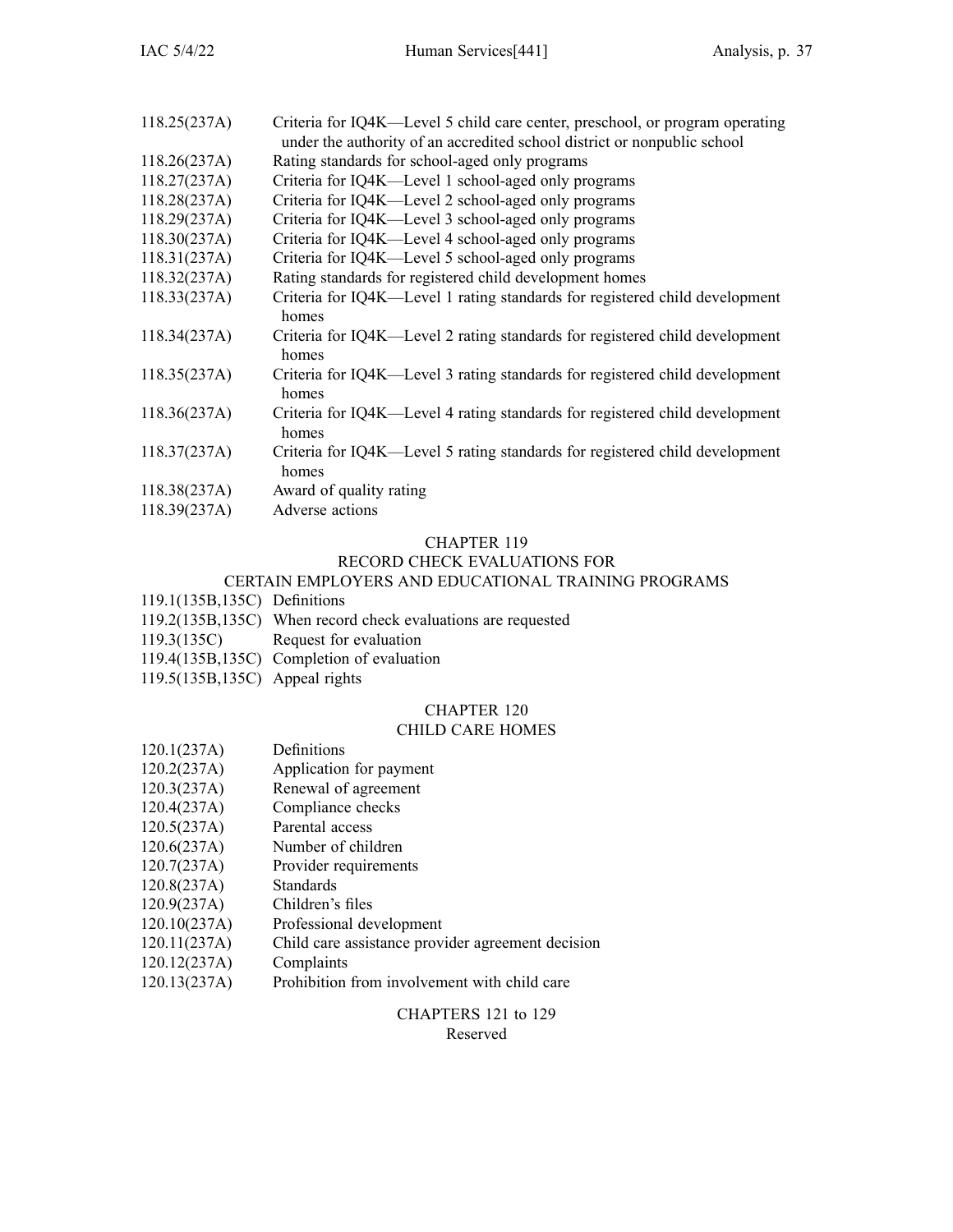118.25(237A) Criteria for IQ4K—Level 5 child care center, preschool, or program operating under the authority of an accredited school district or nonpublic school
118.26(237A) Rating standards for school-aged only programs
118.27(237A) Criteria for IQ4K—Level 1 school-aged only programs
118.28(237A) Criteria for IQ4K—Level 2 school-aged only programs
118.29(237A) Criteria for IQ4K—Level 3 school-aged only programs
118.30(237A) Criteria for IQ4K—Level 4 school-aged only programs
118.31(237A) Criteria for IQ4K—Level 5 school-aged only programs
118.32(237A) Rating standards for registered child development homes
118.33(237A) Criteria for IQ4K—Level 1 rating standards for registered child development homes
118.34(237A) Criteria for IQ4K—Level 2 rating standards for registered child development homes
118.35(237A) Criteria for IQ4K—Level 3 rating standards for registered child development homes
118.36(237A) Criteria for IQ4K—Level 4 rating standards for registered child development homes
118.37(237A) Criteria for IQ4K—Level 5 rating standards for registered child development homes
118.38(237A) Award of quality rating
118.39(237A) Adverse actions

## CHAPTER 119
## RECORD CHECK EVALUATIONS FOR CERTAIN EMPLOYERS AND EDUCATIONAL TRAINING PROGRAMS

119.1(135B,135C) Definitions
119.2(135B,135C) When record check evaluations are requested
119.3(135C) Request for evaluation
119.4(135B,135C) Completion of evaluation
119.5(135B,135C) Appeal rights

## CHAPTER 120
## CHILD CARE HOMES

120.1(237A) Definitions
120.2(237A) Application for payment
120.3(237A) Renewal of agreement
120.4(237A) Compliance checks
120.5(237A) Parental access
120.6(237A) Number of children
120.7(237A) Provider requirements
120.8(237A) Standards
120.9(237A) Children's files
120.10(237A) Professional development
120.11(237A) Child care assistance provider agreement decision
120.12(237A) Complaints
120.13(237A) Prohibition from involvement with child care

## CHAPTERS 121 to 129
Reserved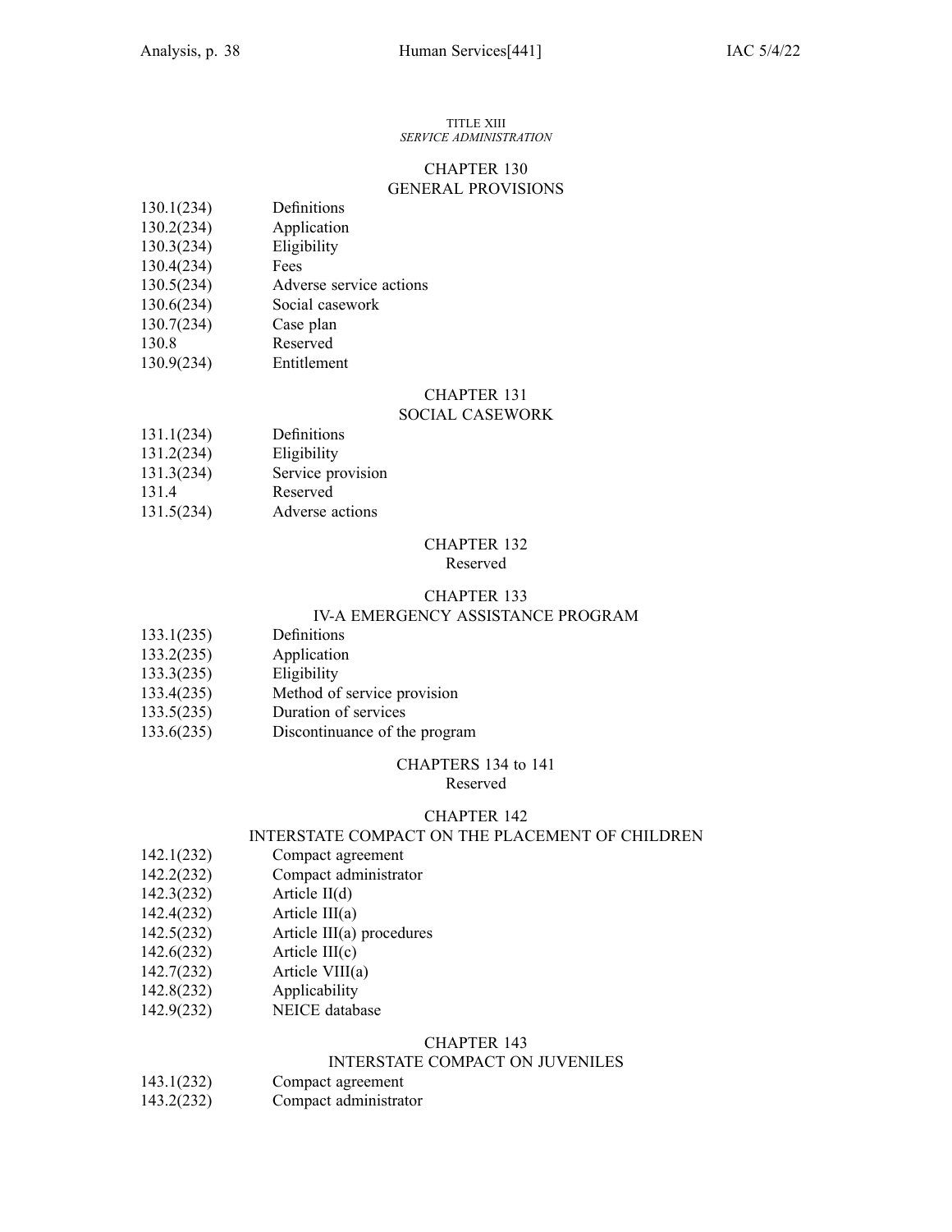TITLE XIII
*SERVICE ADMINISTRATION*

## CHAPTER 130
## GENERAL PROVISIONS

| | |
|---|---|
| 130.1(234) | Definitions |
| 130.2(234) | Application |
| 130.3(234) | Eligibility |
| 130.4(234) | Fees |
| 130.5(234) | Adverse service actions |
| 130.6(234) | Social casework |
| 130.7(234) | Case plan |
| 130.8 | Reserved |
| 130.9(234) | Entitlement |

## CHAPTER 131
## SOCIAL CASEWORK

| | |
|---|---|
| 131.1(234) | Definitions |
| 131.2(234) | Eligibility |
| 131.3(234) | Service provision |
| 131.4 | Reserved |
| 131.5(234) | Adverse actions |

## CHAPTER 132
Reserved

## CHAPTER 133
## IV-A EMERGENCY ASSISTANCE PROGRAM

| | |
|---|---|
| 133.1(235) | Definitions |
| 133.2(235) | Application |
| 133.3(235) | Eligibility |
| 133.4(235) | Method of service provision |
| 133.5(235) | Duration of services |
| 133.6(235) | Discontinuance of the program |

## CHAPTERS 134 to 141
Reserved

## CHAPTER 142
## INTERSTATE COMPACT ON THE PLACEMENT OF CHILDREN

| | |
|---|---|
| 142.1(232) | Compact agreement |
| 142.2(232) | Compact administrator |
| 142.3(232) | Article II(d) |
| 142.4(232) | Article III(a) |
| 142.5(232) | Article III(a) procedures |
| 142.6(232) | Article III(c) |
| 142.7(232) | Article VIII(a) |
| 142.8(232) | Applicability |
| 142.9(232) | NEICE database |

## CHAPTER 143
## INTERSTATE COMPACT ON JUVENILES

| | |
|---|---|
| 143.1(232) | Compact agreement |
| 143.2(232) | Compact administrator |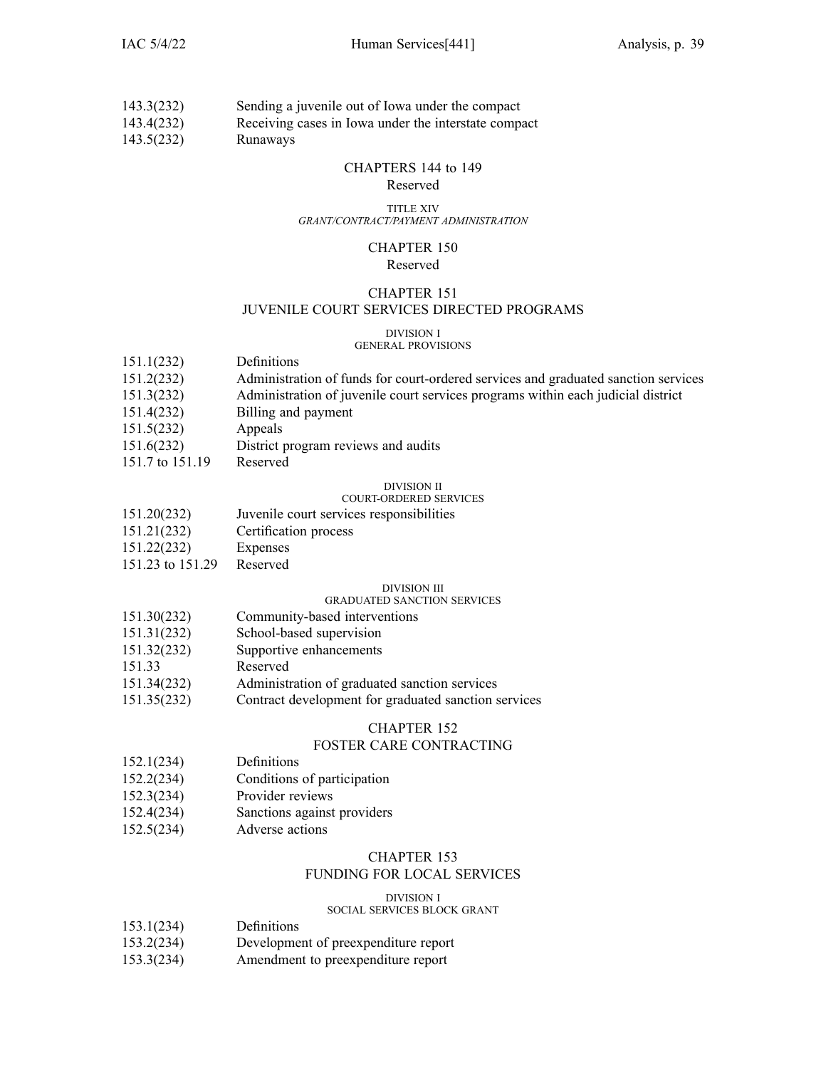143.3(232) Sending a juvenile out of Iowa under the compact
143.4(232) Receiving cases in Iowa under the interstate compact
143.5(232) Runaways

## CHAPTERS 144 to 149
Reserved

TITLE XIV
*GRANT/CONTRACT/PAYMENT ADMINISTRATION*

## CHAPTER 150
Reserved

## CHAPTER 151
## JUVENILE COURT SERVICES DIRECTED PROGRAMS

DIVISION I
GENERAL PROVISIONS

151.1(232) Definitions
151.2(232) Administration of funds for court-ordered services and graduated sanction services
151.3(232) Administration of juvenile court services programs within each judicial district
151.4(232) Billing and payment
151.5(232) Appeals
151.6(232) District program reviews and audits
151.7 to 151.19 Reserved

DIVISION II
COURT-ORDERED SERVICES

151.20(232) Juvenile court services responsibilities
151.21(232) Certification process
151.22(232) Expenses
151.23 to 151.29 Reserved

DIVISION III
GRADUATED SANCTION SERVICES

151.30(232) Community-based interventions
151.31(232) School-based supervision
151.32(232) Supportive enhancements
151.33 Reserved
151.34(232) Administration of graduated sanction services
151.35(232) Contract development for graduated sanction services

## CHAPTER 152
## FOSTER CARE CONTRACTING

152.1(234) Definitions
152.2(234) Conditions of participation
152.3(234) Provider reviews
152.4(234) Sanctions against providers
152.5(234) Adverse actions

## CHAPTER 153
## FUNDING FOR LOCAL SERVICES

DIVISION I
SOCIAL SERVICES BLOCK GRANT

153.1(234) Definitions
153.2(234) Development of preexpenditure report
153.3(234) Amendment to preexpenditure report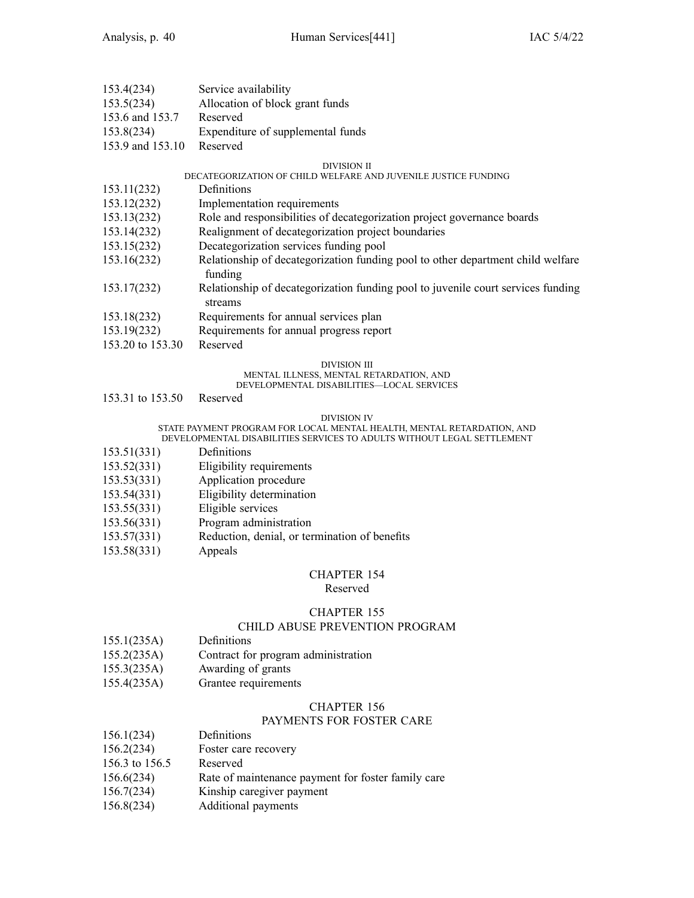| | |
|---|---|
| 153.4(234) | Service availability |
| 153.5(234) | Allocation of block grant funds |
| 153.6 and 153.7 | Reserved |
| 153.8(234) | Expenditure of supplemental funds |
| 153.9 and 153.10 | Reserved |

DIVISION II
DECATEGORIZATION OF CHILD WELFARE AND JUVENILE JUSTICE FUNDING

| | |
|---|---|
| 153.11(232) | Definitions |
| 153.12(232) | Implementation requirements |
| 153.13(232) | Role and responsibilities of decategorization project governance boards |
| 153.14(232) | Realignment of decategorization project boundaries |
| 153.15(232) | Decategorization services funding pool |
| 153.16(232) | Relationship of decategorization funding pool to other department child welfare funding |
| 153.17(232) | Relationship of decategorization funding pool to juvenile court services funding streams |
| 153.18(232) | Requirements for annual services plan |
| 153.19(232) | Requirements for annual progress report |
| 153.20 to 153.30 | Reserved |

DIVISION III
MENTAL ILLNESS, MENTAL RETARDATION, AND
DEVELOPMENTAL DISABILITIES—LOCAL SERVICES

| | |
|---|---|
| 153.31 to 153.50 | Reserved |

DIVISION IV
STATE PAYMENT PROGRAM FOR LOCAL MENTAL HEALTH, MENTAL RETARDATION, AND
DEVELOPMENTAL DISABILITIES SERVICES TO ADULTS WITHOUT LEGAL SETTLEMENT

| | |
|---|---|
| 153.51(331) | Definitions |
| 153.52(331) | Eligibility requirements |
| 153.53(331) | Application procedure |
| 153.54(331) | Eligibility determination |
| 153.55(331) | Eligible services |
| 153.56(331) | Program administration |
| 153.57(331) | Reduction, denial, or termination of benefits |
| 153.58(331) | Appeals |

## CHAPTER 154
Reserved

## CHAPTER 155
## CHILD ABUSE PREVENTION PROGRAM

| | |
|---|---|
| 155.1(235A) | Definitions |
| 155.2(235A) | Contract for program administration |
| 155.3(235A) | Awarding of grants |
| 155.4(235A) | Grantee requirements |

## CHAPTER 156
## PAYMENTS FOR FOSTER CARE

| | |
|---|---|
| 156.1(234) | Definitions |
| 156.2(234) | Foster care recovery |
| 156.3 to 156.5 | Reserved |
| 156.6(234) | Rate of maintenance payment for foster family care |
| 156.7(234) | Kinship caregiver payment |
| 156.8(234) | Additional payments |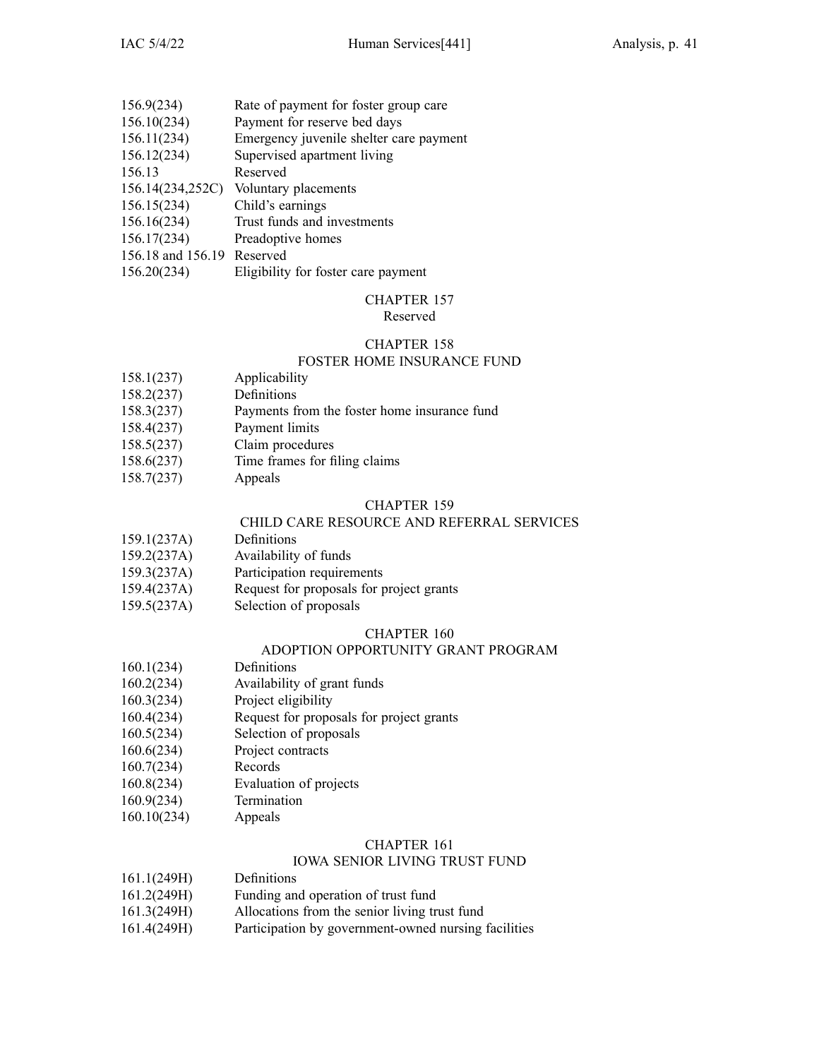156.9(234) Rate of payment for foster group care
156.10(234) Payment for reserve bed days
156.11(234) Emergency juvenile shelter care payment
156.12(234) Supervised apartment living
156.13 Reserved
156.14(234,252C) Voluntary placements
156.15(234) Child's earnings
156.16(234) Trust funds and investments
156.17(234) Preadoptive homes
156.18 and 156.19 Reserved
156.20(234) Eligibility for foster care payment

## CHAPTER 157
Reserved

## CHAPTER 158
## FOSTER HOME INSURANCE FUND

158.1(237) Applicability
158.2(237) Definitions
158.3(237) Payments from the foster home insurance fund
158.4(237) Payment limits
158.5(237) Claim procedures
158.6(237) Time frames for filing claims
158.7(237) Appeals

## CHAPTER 159
## CHILD CARE RESOURCE AND REFERRAL SERVICES

159.1(237A) Definitions
159.2(237A) Availability of funds
159.3(237A) Participation requirements
159.4(237A) Request for proposals for project grants
159.5(237A) Selection of proposals

## CHAPTER 160
## ADOPTION OPPORTUNITY GRANT PROGRAM

160.1(234) Definitions
160.2(234) Availability of grant funds
160.3(234) Project eligibility
160.4(234) Request for proposals for project grants
160.5(234) Selection of proposals
160.6(234) Project contracts
160.7(234) Records
160.8(234) Evaluation of projects
160.9(234) Termination
160.10(234) Appeals

## CHAPTER 161
## IOWA SENIOR LIVING TRUST FUND

161.1(249H) Definitions
161.2(249H) Funding and operation of trust fund
161.3(249H) Allocations from the senior living trust fund
161.4(249H) Participation by government-owned nursing facilities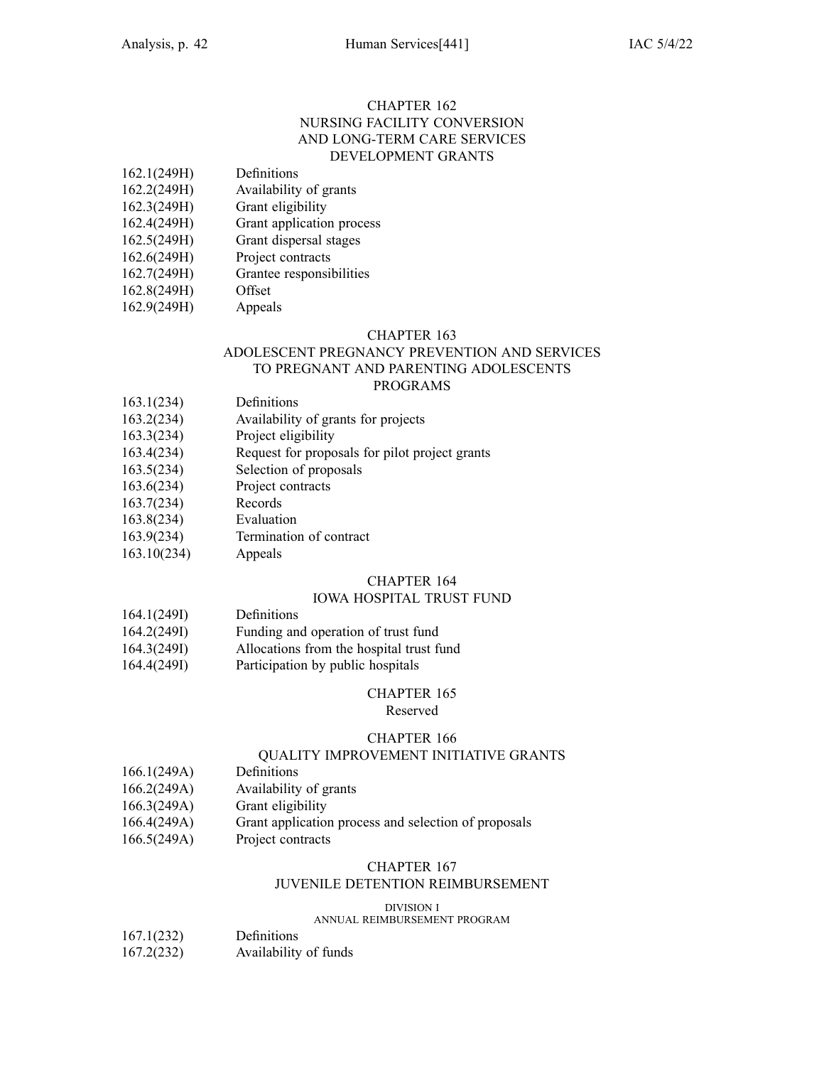## CHAPTER 162
## NURSING FACILITY CONVERSION AND LONG-TERM CARE SERVICES DEVELOPMENT GRANTS

162.1(249H) Definitions
162.2(249H) Availability of grants
162.3(249H) Grant eligibility
162.4(249H) Grant application process
162.5(249H) Grant dispersal stages
162.6(249H) Project contracts
162.7(249H) Grantee responsibilities
162.8(249H) Offset
162.9(249H) Appeals

## CHAPTER 163
## ADOLESCENT PREGNANCY PREVENTION AND SERVICES TO PREGNANT AND PARENTING ADOLESCENTS PROGRAMS

163.1(234) Definitions
163.2(234) Availability of grants for projects
163.3(234) Project eligibility
163.4(234) Request for proposals for pilot project grants
163.5(234) Selection of proposals
163.6(234) Project contracts
163.7(234) Records
163.8(234) Evaluation
163.9(234) Termination of contract
163.10(234) Appeals

## CHAPTER 164
## IOWA HOSPITAL TRUST FUND

164.1(249I) Definitions
164.2(249I) Funding and operation of trust fund
164.3(249I) Allocations from the hospital trust fund
164.4(249I) Participation by public hospitals

## CHAPTER 165
Reserved

## CHAPTER 166
## QUALITY IMPROVEMENT INITIATIVE GRANTS

166.1(249A) Definitions
166.2(249A) Availability of grants
166.3(249A) Grant eligibility
166.4(249A) Grant application process and selection of proposals
166.5(249A) Project contracts

## CHAPTER 167
## JUVENILE DETENTION REIMBURSEMENT

### DIVISION I
### ANNUAL REIMBURSEMENT PROGRAM

167.1(232) Definitions
167.2(232) Availability of funds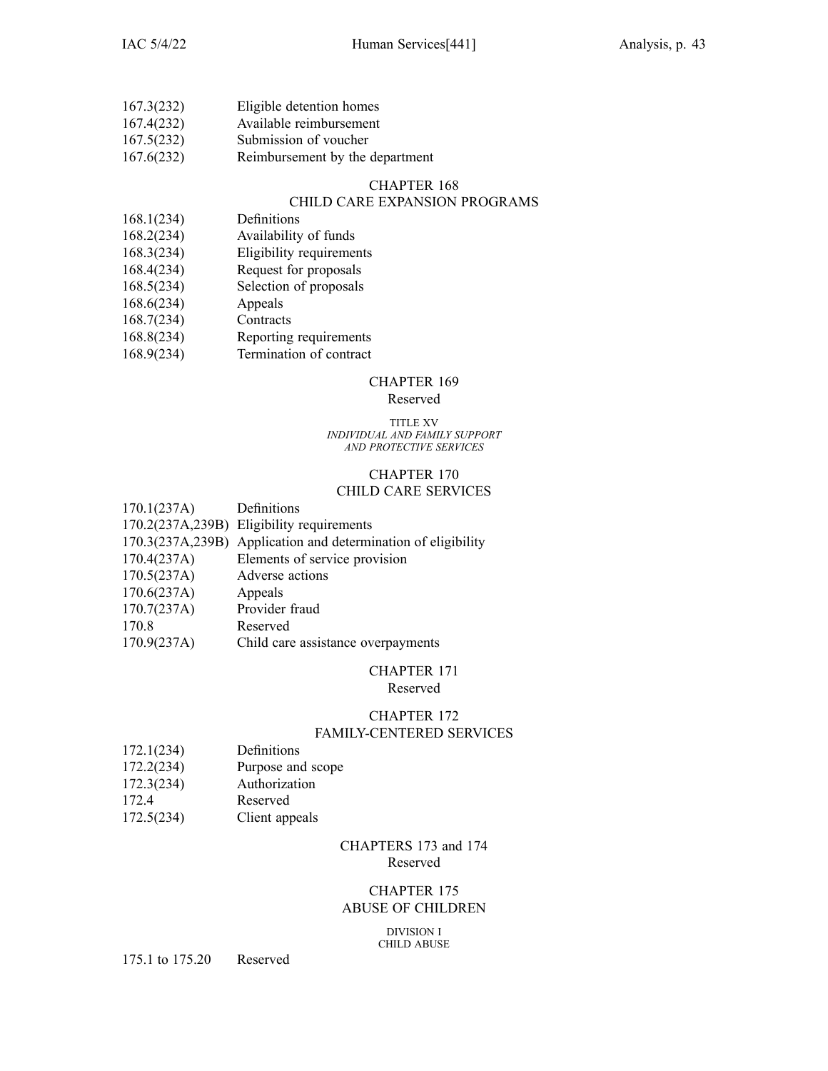167.3(232) Eligible detention homes
167.4(232) Available reimbursement
167.5(232) Submission of voucher
167.6(232) Reimbursement by the department

## CHAPTER 168
## CHILD CARE EXPANSION PROGRAMS

168.1(234) Definitions
168.2(234) Availability of funds
168.3(234) Eligibility requirements
168.4(234) Request for proposals
168.5(234) Selection of proposals
168.6(234) Appeals
168.7(234) Contracts
168.8(234) Reporting requirements
168.9(234) Termination of contract

## CHAPTER 169
Reserved

# TITLE XV
*INDIVIDUAL AND FAMILY SUPPORT AND PROTECTIVE SERVICES*

## CHAPTER 170
## CHILD CARE SERVICES

170.1(237A) Definitions
170.2(237A,239B) Eligibility requirements
170.3(237A,239B) Application and determination of eligibility
170.4(237A) Elements of service provision
170.5(237A) Adverse actions
170.6(237A) Appeals
170.7(237A) Provider fraud
170.8 Reserved
170.9(237A) Child care assistance overpayments

## CHAPTER 171
Reserved

## CHAPTER 172
## FAMILY-CENTERED SERVICES

172.1(234) Definitions
172.2(234) Purpose and scope
172.3(234) Authorization
172.4 Reserved
172.5(234) Client appeals

## CHAPTERS 173 and 174
Reserved

## CHAPTER 175
## ABUSE OF CHILDREN

### DIVISION I
### CHILD ABUSE

175.1 to 175.20 Reserved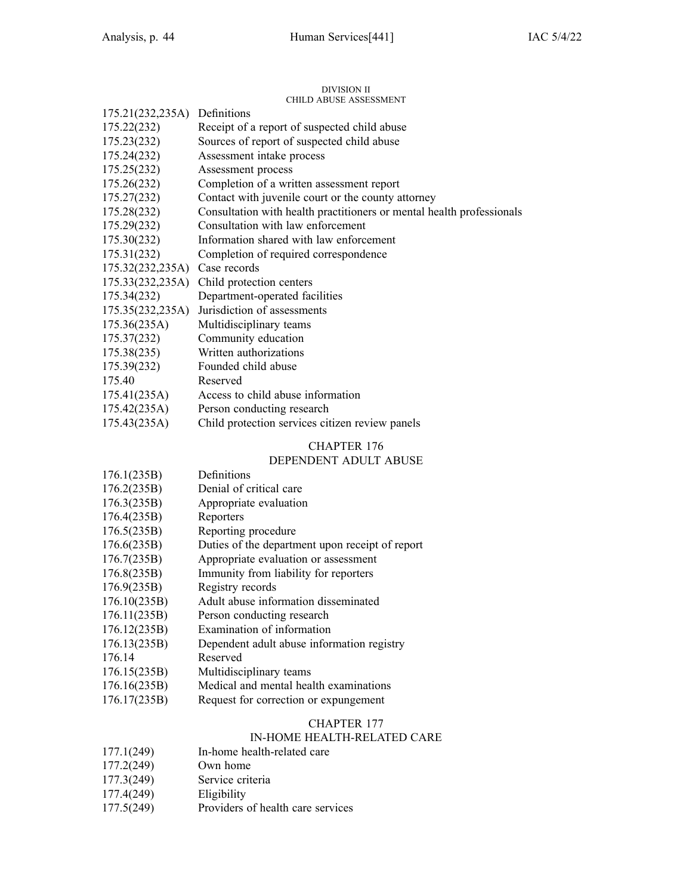DIVISION II
CHILD ABUSE ASSESSMENT

| | |
|---|---|
| 175.21(232,235A) | Definitions |
| 175.22(232) | Receipt of a report of suspected child abuse |
| 175.23(232) | Sources of report of suspected child abuse |
| 175.24(232) | Assessment intake process |
| 175.25(232) | Assessment process |
| 175.26(232) | Completion of a written assessment report |
| 175.27(232) | Contact with juvenile court or the county attorney |
| 175.28(232) | Consultation with health practitioners or mental health professionals |
| 175.29(232) | Consultation with law enforcement |
| 175.30(232) | Information shared with law enforcement |
| 175.31(232) | Completion of required correspondence |
| 175.32(232,235A) | Case records |
| 175.33(232,235A) | Child protection centers |
| 175.34(232) | Department-operated facilities |
| 175.35(232,235A) | Jurisdiction of assessments |
| 175.36(235A) | Multidisciplinary teams |
| 175.37(232) | Community education |
| 175.38(235) | Written authorizations |
| 175.39(232) | Founded child abuse |
| 175.40 | Reserved |
| 175.41(235A) | Access to child abuse information |
| 175.42(235A) | Person conducting research |
| 175.43(235A) | Child protection services citizen review panels |

## CHAPTER 176
## DEPENDENT ADULT ABUSE

| | |
|---|---|
| 176.1(235B) | Definitions |
| 176.2(235B) | Denial of critical care |
| 176.3(235B) | Appropriate evaluation |
| 176.4(235B) | Reporters |
| 176.5(235B) | Reporting procedure |
| 176.6(235B) | Duties of the department upon receipt of report |
| 176.7(235B) | Appropriate evaluation or assessment |
| 176.8(235B) | Immunity from liability for reporters |
| 176.9(235B) | Registry records |
| 176.10(235B) | Adult abuse information disseminated |
| 176.11(235B) | Person conducting research |
| 176.12(235B) | Examination of information |
| 176.13(235B) | Dependent adult abuse information registry |
| 176.14 | Reserved |
| 176.15(235B) | Multidisciplinary teams |
| 176.16(235B) | Medical and mental health examinations |
| 176.17(235B) | Request for correction or expungement |

## CHAPTER 177
## IN-HOME HEALTH-RELATED CARE

| | |
|---|---|
| 177.1(249) | In-home health-related care |
| 177.2(249) | Own home |
| 177.3(249) | Service criteria |
| 177.4(249) | Eligibility |
| 177.5(249) | Providers of health care services |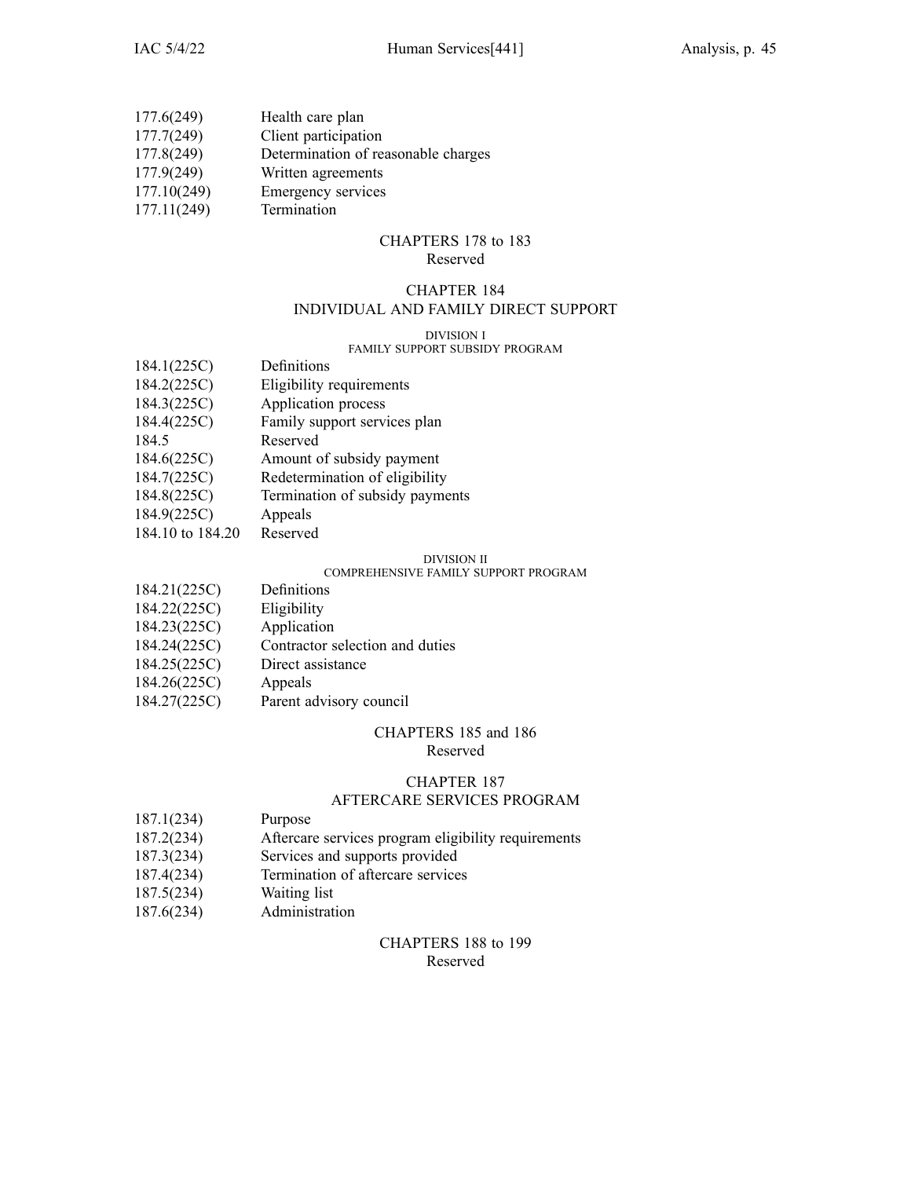177.6(249) Health care plan
177.7(249) Client participation
177.8(249) Determination of reasonable charges
177.9(249) Written agreements
177.10(249) Emergency services
177.11(249) Termination

## CHAPTERS 178 to 183
Reserved

## CHAPTER 184
## INDIVIDUAL AND FAMILY DIRECT SUPPORT

### DIVISION I
### FAMILY SUPPORT SUBSIDY PROGRAM

184.1(225C) Definitions
184.2(225C) Eligibility requirements
184.3(225C) Application process
184.4(225C) Family support services plan
184.5 Reserved
184.6(225C) Amount of subsidy payment
184.7(225C) Redetermination of eligibility
184.8(225C) Termination of subsidy payments
184.9(225C) Appeals
184.10 to 184.20 Reserved

### DIVISION II
### COMPREHENSIVE FAMILY SUPPORT PROGRAM

184.21(225C) Definitions
184.22(225C) Eligibility
184.23(225C) Application
184.24(225C) Contractor selection and duties
184.25(225C) Direct assistance
184.26(225C) Appeals
184.27(225C) Parent advisory council

## CHAPTERS 185 and 186
Reserved

## CHAPTER 187
## AFTERCARE SERVICES PROGRAM

187.1(234) Purpose
187.2(234) Aftercare services program eligibility requirements
187.3(234) Services and supports provided
187.4(234) Termination of aftercare services
187.5(234) Waiting list
187.6(234) Administration

## CHAPTERS 188 to 199
Reserved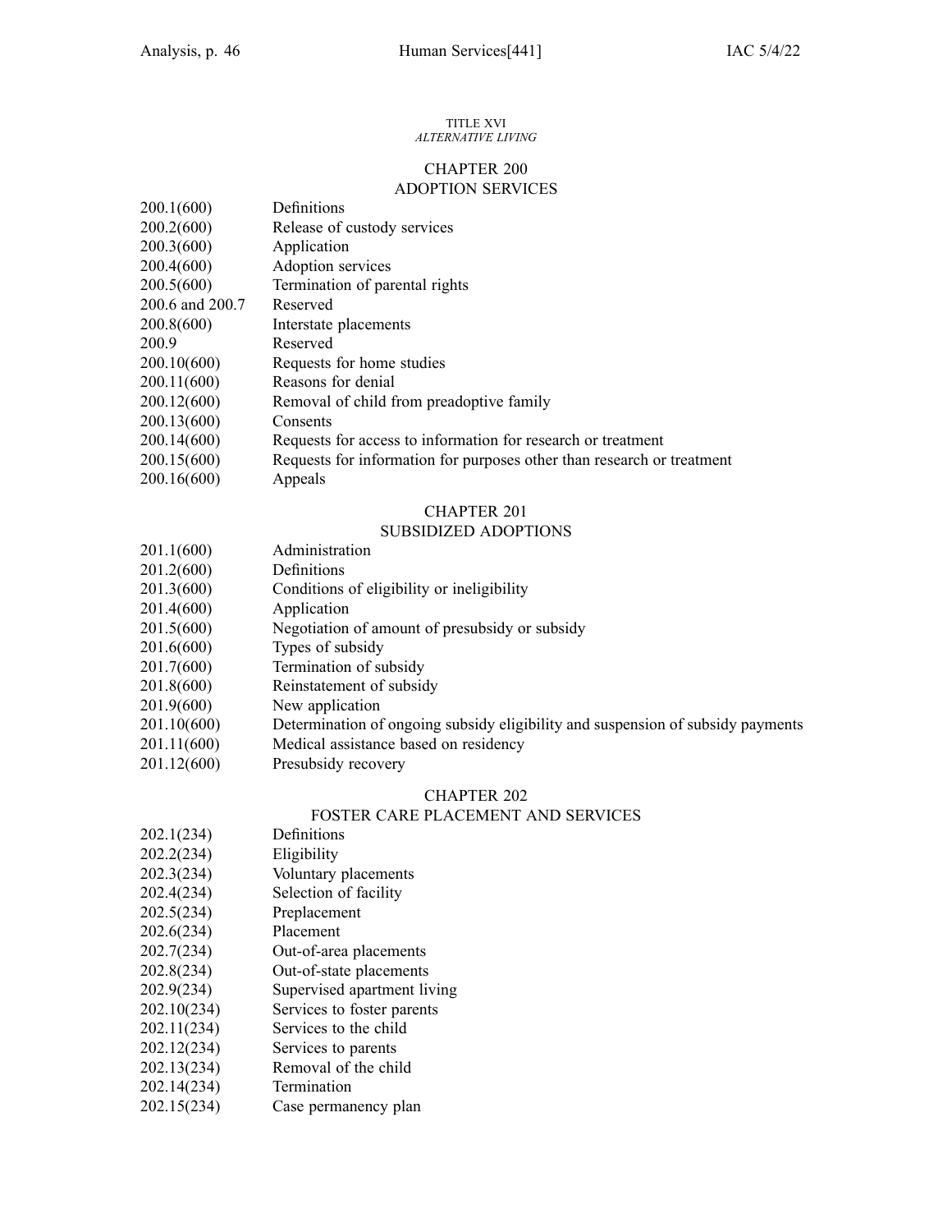TITLE XVI
*ALTERNATIVE LIVING*

## CHAPTER 200
## ADOPTION SERVICES

| | |
|---|---|
| 200.1(600) | Definitions |
| 200.2(600) | Release of custody services |
| 200.3(600) | Application |
| 200.4(600) | Adoption services |
| 200.5(600) | Termination of parental rights |
| 200.6 and 200.7 | Reserved |
| 200.8(600) | Interstate placements |
| 200.9 | Reserved |
| 200.10(600) | Requests for home studies |
| 200.11(600) | Reasons for denial |
| 200.12(600) | Removal of child from preadoptive family |
| 200.13(600) | Consents |
| 200.14(600) | Requests for access to information for research or treatment |
| 200.15(600) | Requests for information for purposes other than research or treatment |
| 200.16(600) | Appeals |

## CHAPTER 201
## SUBSIDIZED ADOPTIONS

| | |
|---|---|
| 201.1(600) | Administration |
| 201.2(600) | Definitions |
| 201.3(600) | Conditions of eligibility or ineligibility |
| 201.4(600) | Application |
| 201.5(600) | Negotiation of amount of presubsidy or subsidy |
| 201.6(600) | Types of subsidy |
| 201.7(600) | Termination of subsidy |
| 201.8(600) | Reinstatement of subsidy |
| 201.9(600) | New application |
| 201.10(600) | Determination of ongoing subsidy eligibility and suspension of subsidy payments |
| 201.11(600) | Medical assistance based on residency |
| 201.12(600) | Presubsidy recovery |

## CHAPTER 202
## FOSTER CARE PLACEMENT AND SERVICES

| | |
|---|---|
| 202.1(234) | Definitions |
| 202.2(234) | Eligibility |
| 202.3(234) | Voluntary placements |
| 202.4(234) | Selection of facility |
| 202.5(234) | Preplacement |
| 202.6(234) | Placement |
| 202.7(234) | Out-of-area placements |
| 202.8(234) | Out-of-state placements |
| 202.9(234) | Supervised apartment living |
| 202.10(234) | Services to foster parents |
| 202.11(234) | Services to the child |
| 202.12(234) | Services to parents |
| 202.13(234) | Removal of the child |
| 202.14(234) | Termination |
| 202.15(234) | Case permanency plan |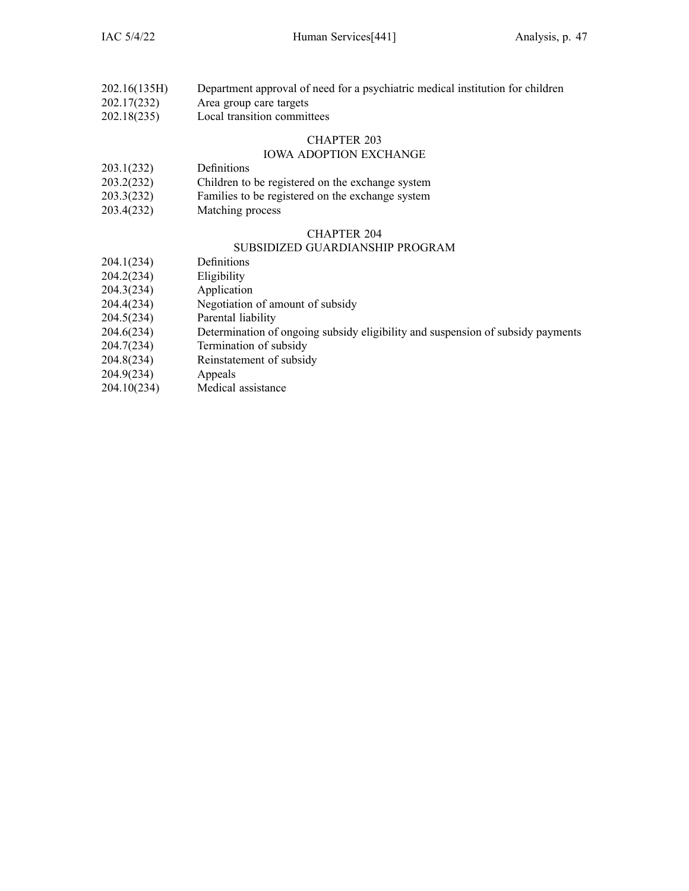202.16(135H) Department approval of need for a psychiatric medical institution for children
202.17(232) Area group care targets
202.18(235) Local transition committees

## CHAPTER 203
## IOWA ADOPTION EXCHANGE

203.1(232) Definitions
203.2(232) Children to be registered on the exchange system
203.3(232) Families to be registered on the exchange system
203.4(232) Matching process

## CHAPTER 204
## SUBSIDIZED GUARDIANSHIP PROGRAM

204.1(234) Definitions
204.2(234) Eligibility
204.3(234) Application
204.4(234) Negotiation of amount of subsidy
204.5(234) Parental liability
204.6(234) Determination of ongoing subsidy eligibility and suspension of subsidy payments
204.7(234) Termination of subsidy
204.8(234) Reinstatement of subsidy
204.9(234) Appeals
204.10(234) Medical assistance